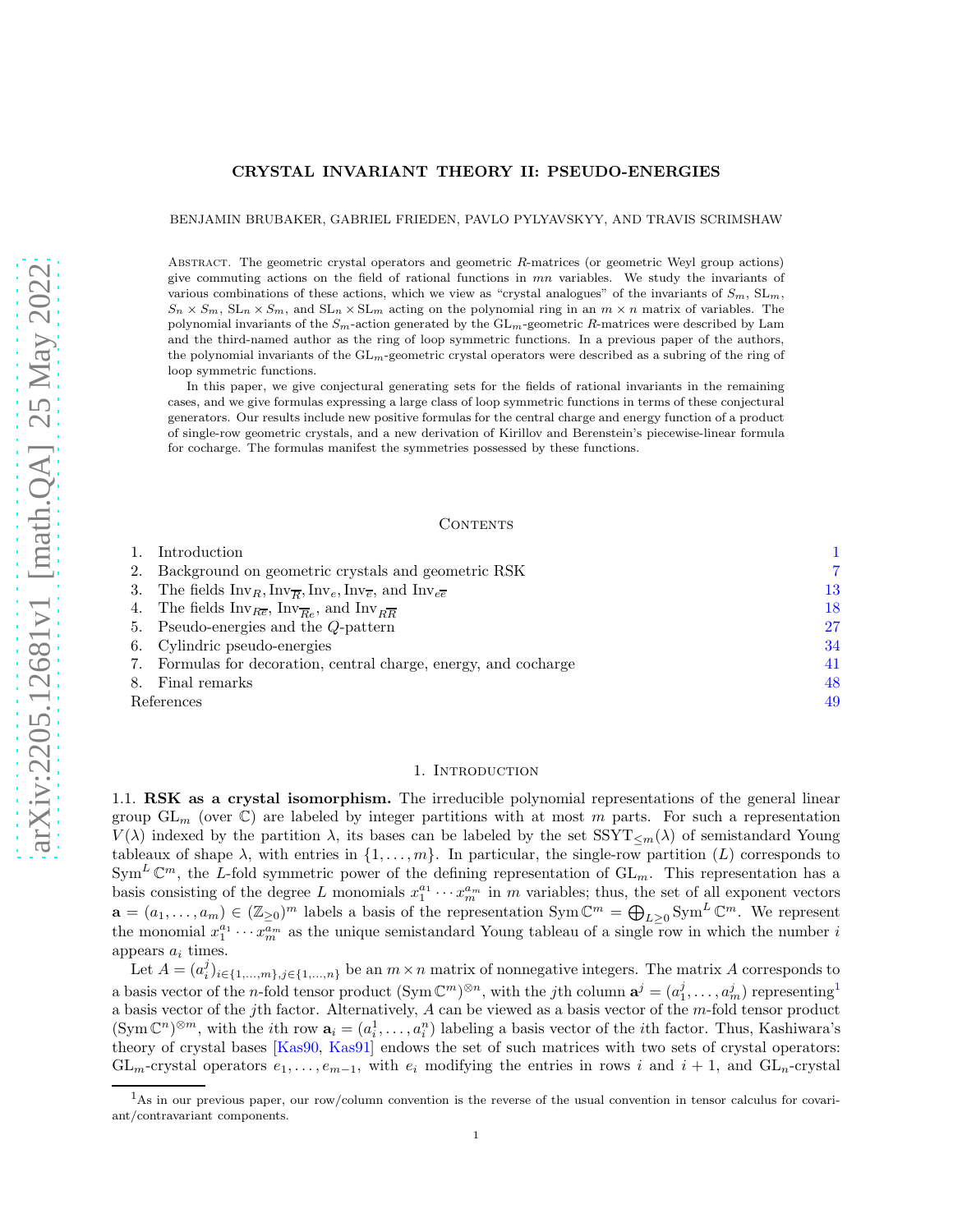# CRYSTAL INVARIANT THEORY II: PSEUDO-ENERGIES

BENJAMIN BRUBAKER, GABRIEL FRIEDEN, PAVLO PYLYAVSKYY, AND TRAVIS SCRIMSHAW

Abstract. The geometric crystal operators and geometric $R$-matrices (or geometric Weyl group actions) give commuting actions on the field of rational functions in $mn$ variables. We study the invariants of various combinations of these actions, which we view as "crystal analogues" of the invariants of $S_m$, $\mathrm{SL}_m$, $S_n \times S_m$, $\mathrm{SL}_n \times S_m$, and $\mathrm{SL}_n \times \mathrm{SL}_m$ acting on the polynomial ring in an $m \times n$ matrix of variables. The polynomial invariants of the $S_m$-action generated by the $\mathrm{GL}_m$-geometric $R$-matrices were described by Lam and the third-named author as the ring of loop symmetric functions. In a previous paper of the authors, the polynomial invariants of the $\mathrm{GL}_m$-geometric crystal operators were described as a subring of the ring of loop symmetric functions.

In this paper, we give conjectural generating sets for the fields of rational invariants in the remaining cases, and we give formulas expressing a large class of loop symmetric functions in terms of these conjectural generators. Our results include new positive formulas for the central charge and energy function of a product of single-row geometric crystals, and a new derivation of Kirillov and Berenstein's piecewise-linear formula for cocharge. The formulas manifest the symmetries possessed by these functions.

## Contents

1. Introduction — 1
2. Background on geometric crystals and geometric RSK — 7
3. The fields $\mathrm{Inv}_R, \mathrm{Inv}_{\overline{R}}, \mathrm{Inv}_e, \mathrm{Inv}_{\overline{e}}$, and $\mathrm{Inv}_{e\overline{e}}$ — 13
4. The fields $\mathrm{Inv}_{R\overline{e}}$, $\mathrm{Inv}_{\overline{R}e}$, and $\mathrm{Inv}_{R\overline{R}}$ — 18
5. Pseudo-energies and the $Q$-pattern — 27
6. Cylindric pseudo-energies — 34
7. Formulas for decoration, central charge, energy, and cocharge — 41
8. Final remarks — 48

References — 49

## 1. Introduction

**1.1. RSK as a crystal isomorphism.** The irreducible polynomial representations of the general linear group $\mathrm{GL}_m$ (over $\mathbb{C}$) are labeled by integer partitions with at most $m$ parts. For such a representation $V(\lambda)$ indexed by the partition $\lambda$, its bases can be labeled by the set $\mathrm{SSYT}_{\leq m}(\lambda)$ of semistandard Young tableaux of shape $\lambda$, with entries in $\{1, \ldots, m\}$. In particular, the single-row partition $(L)$ corresponds to $\mathrm{Sym}^L \mathbb{C}^m$, the $L$-fold symmetric power of the defining representation of $\mathrm{GL}_m$. This representation has a basis consisting of the degree $L$ monomials $x_1^{a_1} \cdots x_m^{a_m}$ in $m$ variables; thus, the set of all exponent vectors $\mathbf{a} = (a_1, \ldots, a_m) \in (\mathbb{Z}_{\geq 0})^m$ labels a basis of the representation $\mathrm{Sym}\, \mathbb{C}^m = \bigoplus_{L \geq 0} \mathrm{Sym}^L \mathbb{C}^m$. We represent the monomial $x_1^{a_1} \cdots x_m^{a_m}$ as the unique semistandard Young tableau of a single row in which the number $i$ appears $a_i$ times.

Let $A = (a_i^j)_{i \in \{1,\ldots,m\}, j \in \{1,\ldots,n\}}$ be an $m \times n$ matrix of nonnegative integers. The matrix $A$ corresponds to a basis vector of the $n$-fold tensor product $(\mathrm{Sym}\, \mathbb{C}^m)^{\otimes n}$, with the $j$th column $\mathbf{a}^j = (a_1^j, \ldots, a_m^j)$ representing[1] a basis vector of the $j$th factor. Alternatively, $A$ can be viewed as a basis vector of the $m$-fold tensor product $(\mathrm{Sym}\, \mathbb{C}^n)^{\otimes m}$, with the $i$th row $\mathbf{a}_i = (a_i^1, \ldots, a_i^n)$ labeling a basis vector of the $i$th factor. Thus, Kashiwara's theory of crystal bases [Kas90, Kas91] endows the set of such matrices with two sets of crystal operators: $\mathrm{GL}_m$-crystal operators $e_1, \ldots, e_{m-1}$, with $e_i$ modifying the entries in rows $i$ and $i+1$, and $\mathrm{GL}_n$-crystal

[1] As in our previous paper, our row/column convention is the reverse of the usual convention in tensor calculus for covariant/contravariant components.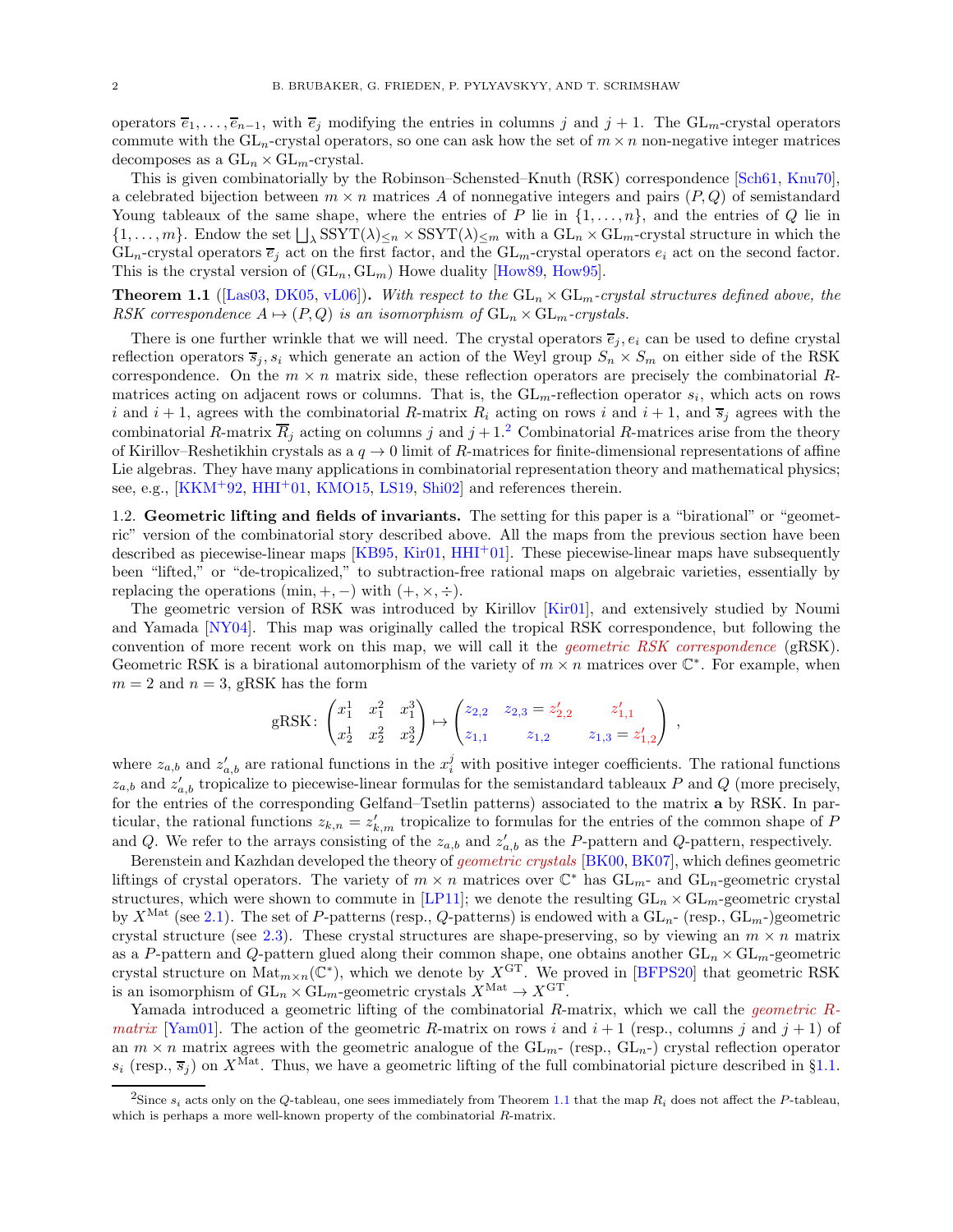operators $\overline{e}_1, \ldots, \overline{e}_{n-1}$, with $\overline{e}_j$ modifying the entries in columns $j$ and $j+1$. The $\mathrm{GL}_m$-crystal operators commute with the $\mathrm{GL}_n$-crystal operators, so one can ask how the set of $m \times n$ non-negative integer matrices decomposes as a $\mathrm{GL}_n \times \mathrm{GL}_m$-crystal.

This is given combinatorially by the Robinson–Schensted–Knuth (RSK) correspondence [Sch61, Knu70], a celebrated bijection between $m \times n$ matrices $A$ of nonnegative integers and pairs $(P, Q)$ of semistandard Young tableaux of the same shape, where the entries of $P$ lie in $\{1, \ldots, n\}$, and the entries of $Q$ lie in $\{1, \ldots, m\}$. Endow the set $\bigsqcup_\lambda \mathrm{SSYT}(\lambda)_{\leq n} \times \mathrm{SSYT}(\lambda)_{\leq m}$ with a $\mathrm{GL}_n \times \mathrm{GL}_m$-crystal structure in which the $\mathrm{GL}_n$-crystal operators $\overline{e}_j$ act on the first factor, and the $\mathrm{GL}_m$-crystal operators $e_i$ act on the second factor. This is the crystal version of $(\mathrm{GL}_n, \mathrm{GL}_m)$ Howe duality [How89, How95].

**Theorem 1.1** ([Las03, DK05, vL06]). *With respect to the $\mathrm{GL}_n \times \mathrm{GL}_m$-crystal structures defined above, the RSK correspondence $A \mapsto (P, Q)$ is an isomorphism of $\mathrm{GL}_n \times \mathrm{GL}_m$-crystals.*

There is one further wrinkle that we will need. The crystal operators $\overline{e}_j, e_i$ can be used to define crystal reflection operators $\overline{s}_j, s_i$ which generate an action of the Weyl group $S_n \times S_m$ on either side of the RSK correspondence. On the $m \times n$ matrix side, these reflection operators are precisely the combinatorial $R$-matrices acting on adjacent rows or columns. That is, the $\mathrm{GL}_m$-reflection operator $s_i$, which acts on rows $i$ and $i+1$, agrees with the combinatorial $R$-matrix $R_i$ acting on rows $i$ and $i+1$, and $\overline{s}_j$ agrees with the combinatorial $R$-matrix $\overline{R}_j$ acting on columns $j$ and $j+1$.[2] Combinatorial $R$-matrices arise from the theory of Kirillov–Reshetikhin crystals as a $q \to 0$ limit of $R$-matrices for finite-dimensional representations of affine Lie algebras. They have many applications in combinatorial representation theory and mathematical physics; see, e.g., [KKM+92, HHI+01, KMO15, LS19, Shi02] and references therein.

## 1.2. Geometric lifting and fields of invariants.

The setting for this paper is a "birational" or "geometric" version of the combinatorial story described above. All the maps from the previous section have been described as piecewise-linear maps [KB95, Kir01, HHI+01]. These piecewise-linear maps have subsequently been "lifted," or "de-tropicalized," to subtraction-free rational maps on algebraic varieties, essentially by replacing the operations $(\min, +, -)$ with $(+, \times, \div)$.

The geometric version of RSK was introduced by Kirillov [Kir01], and extensively studied by Noumi and Yamada [NY04]. This map was originally called the tropical RSK correspondence, but following the convention of more recent work on this map, we will call it the *geometric RSK correspondence* (gRSK). Geometric RSK is a birational automorphism of the variety of $m \times n$ matrices over $\mathbb{C}^*$. For example, when $m = 2$ and $n = 3$, gRSK has the form

$$\mathrm{gRSK}\colon \begin{pmatrix} x_1^1 & x_1^2 & x_1^3 \\ x_2^1 & x_2^2 & x_2^3 \end{pmatrix} \mapsto \begin{pmatrix} z_{2,2} & z_{2,3} = z'_{2,2} & z'_{1,1} \\ z_{1,1} & z_{1,2} & z_{1,3} = z'_{1,2} \end{pmatrix},$$

where $z_{a,b}$ and $z'_{a,b}$ are rational functions in the $x_i^j$ with positive integer coefficients. The rational functions $z_{a,b}$ and $z'_{a,b}$ tropicalize to piecewise-linear formulas for the semistandard tableaux $P$ and $Q$ (more precisely, for the entries of the corresponding Gelfand–Tsetlin patterns) associated to the matrix $\mathbf{a}$ by RSK. In particular, the rational functions $z_{k,n} = z'_{k,m}$ tropicalize to formulas for the entries of the common shape of $P$ and $Q$. We refer to the arrays consisting of the $z_{a,b}$ and $z'_{a,b}$ as the $P$-pattern and $Q$-pattern, respectively.

Berenstein and Kazhdan developed the theory of *geometric crystals* [BK00, BK07], which defines geometric liftings of crystal operators. The variety of $m \times n$ matrices over $\mathbb{C}^*$ has $\mathrm{GL}_m$- and $\mathrm{GL}_n$-geometric crystal structures, which were shown to commute in [LP11]; we denote the resulting $\mathrm{GL}_n \times \mathrm{GL}_m$-geometric crystal by $X^{\mathrm{Mat}}$ (see 2.1). The set of $P$-patterns (resp., $Q$-patterns) is endowed with a $\mathrm{GL}_n$- (resp., $\mathrm{GL}_m$-)geometric crystal structure (see 2.3). These crystal structures are shape-preserving, so by viewing an $m \times n$ matrix as a $P$-pattern and $Q$-pattern glued along their common shape, one obtains another $\mathrm{GL}_n \times \mathrm{GL}_m$-geometric crystal structure on $\mathrm{Mat}_{m \times n}(\mathbb{C}^*)$, which we denote by $X^{\mathrm{GT}}$. We proved in [BFPS20] that geometric RSK is an isomorphism of $\mathrm{GL}_n \times \mathrm{GL}_m$-geometric crystals $X^{\mathrm{Mat}} \to X^{\mathrm{GT}}$.

Yamada introduced a geometric lifting of the combinatorial $R$-matrix, which we call the *geometric $R$-matrix* [Yam01]. The action of the geometric $R$-matrix on rows $i$ and $i+1$ (resp., columns $j$ and $j+1$) of an $m \times n$ matrix agrees with the geometric analogue of the $\mathrm{GL}_m$- (resp., $\mathrm{GL}_n$-) crystal reflection operator $s_i$ (resp., $\overline{s}_j$) on $X^{\mathrm{Mat}}$. Thus, we have a geometric lifting of the full combinatorial picture described in §1.1.

[2] Since $s_i$ acts only on the $Q$-tableau, one sees immediately from Theorem 1.1 that the map $R_i$ does not affect the $P$-tableau, which is perhaps a more well-known property of the combinatorial $R$-matrix.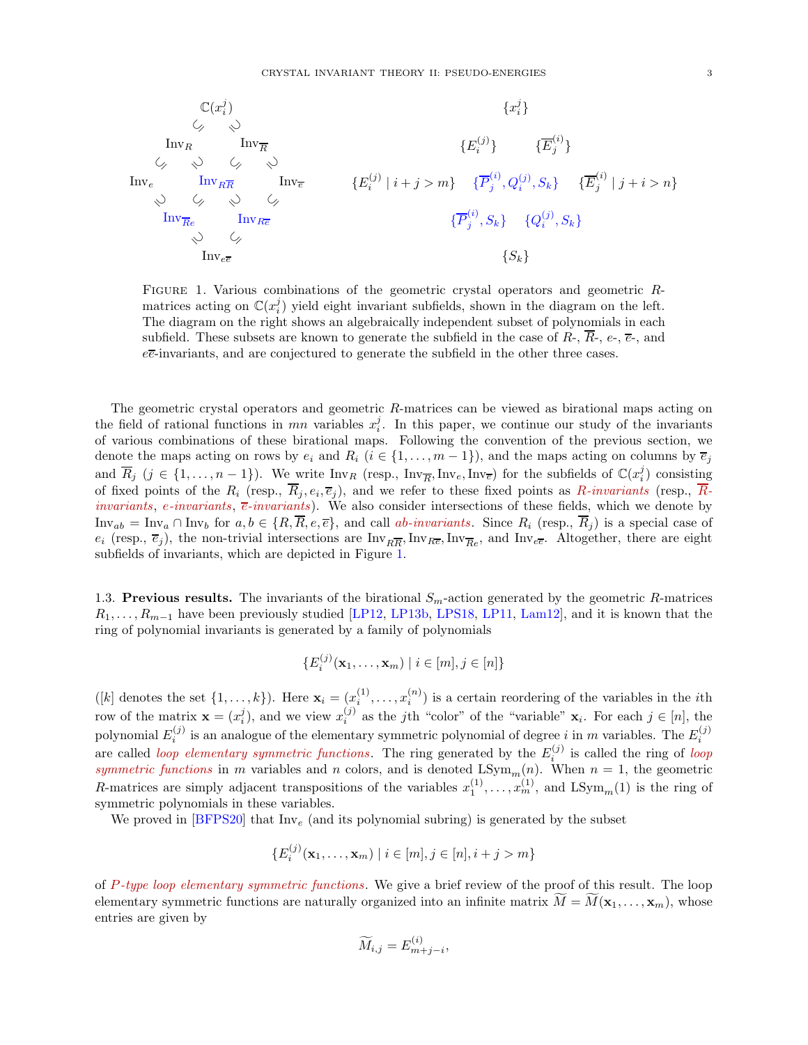$$
\begin{array}{ccccccccc}
& & & & \mathbb{C}(x_i^j) & & & & \\
& & & \subseteq & & \supseteq & & & \\
& & \mathrm{Inv}_R & & & & \mathrm{Inv}_{\overline{R}} & & \\
& \subseteq & & \supseteq & & \subseteq & & \supseteq & \\
\mathrm{Inv}_e & & & & \mathrm{Inv}_{R\overline{R}} & & & & \mathrm{Inv}_{\overline{e}} \\
& \supseteq & & \subseteq & & \supseteq & & \subseteq & \\
& & \mathrm{Inv}_{\overline{R}e} & & & & \mathrm{Inv}_{R\overline{e}} & & \\
& & & \supseteq & & \subseteq & & & \\
& & & & \mathrm{Inv}_{e\overline{e}} & & & &
\end{array}
\qquad
\begin{array}{ccccc}
& & \{x_i^j\} & & \\
& \{E_i^{(j)}\} & & \{\overline{E}_j^{(i)}\} & \\
\{E_i^{(j)} \mid i+j>m\} & & \{\overline{P}_j^{(i)}, Q_i^{(j)}, S_k\} & & \{\overline{E}_j^{(i)} \mid j+i>n\} \\
& \{\overline{P}_j^{(i)}, S_k\} & & \{Q_i^{(j)}, S_k\} & \\
& & \{S_k\} & &
\end{array}
$$

Figure 1. Various combinations of the geometric crystal operators and geometric $R$-matrices acting on $\mathbb{C}(x_i^j)$ yield eight invariant subfields, shown in the diagram on the left. The diagram on the right shows an algebraically independent subset of polynomials in each subfield. These subsets are known to generate the subfield in the case of $R$-, $\overline{R}$-, $e$-, $\overline{e}$-, and $e\overline{e}$-invariants, and are conjectured to generate the subfield in the other three cases.

The geometric crystal operators and geometric $R$-matrices can be viewed as birational maps acting on the field of rational functions in $mn$ variables $x_i^j$. In this paper, we continue our study of the invariants of various combinations of these birational maps. Following the convention of the previous section, we denote the maps acting on rows by $e_i$ and $R_i$ ($i \in \{1, \ldots, m-1\}$), and the maps acting on columns by $\overline{e}_j$ and $\overline{R}_j$ ($j \in \{1, \ldots, n-1\}$). We write $\mathrm{Inv}_R$ (resp., $\mathrm{Inv}_{\overline{R}}, \mathrm{Inv}_e, \mathrm{Inv}_{\overline{e}}$) for the subfields of $\mathbb{C}(x_i^j)$ consisting of fixed points of the $R_i$ (resp., $\overline{R}_j, e_i, \overline{e}_j$), and we refer to these fixed points as *$R$-invariants* (resp., *$\overline{R}$-invariants*, *$e$-invariants*, *$\overline{e}$-invariants*). We also consider intersections of these fields, which we denote by $\mathrm{Inv}_{ab} = \mathrm{Inv}_a \cap \mathrm{Inv}_b$ for $a, b \in \{R, \overline{R}, e, \overline{e}\}$, and call *$ab$-invariants*. Since $R_i$ (resp., $\overline{R}_j$) is a special case of $e_i$ (resp., $\overline{e}_j$), the non-trivial intersections are $\mathrm{Inv}_{R\overline{R}}, \mathrm{Inv}_{R\overline{e}}, \mathrm{Inv}_{\overline{R}e}$, and $\mathrm{Inv}_{e\overline{e}}$. Altogether, there are eight subfields of invariants, which are depicted in Figure 1.

### 1.3. Previous results.

The invariants of the birational $S_m$-action generated by the geometric $R$-matrices $R_1, \ldots, R_{m-1}$ have been previously studied [LP12, LP13b, LPS18, LP11, Lam12], and it is known that the ring of polynomial invariants is generated by a family of polynomials

$$\{E_i^{(j)}(\mathbf{x}_1, \ldots, \mathbf{x}_m) \mid i \in [m], j \in [n]\}$$

($[k]$ denotes the set $\{1, \ldots, k\}$). Here $\mathbf{x}_i = (x_i^{(1)}, \ldots, x_i^{(n)})$ is a certain reordering of the variables in the $i$th row of the matrix $\mathbf{x} = (x_i^j)$, and we view $x_i^{(j)}$ as the $j$th "color" of the "variable" $\mathbf{x}_i$. For each $j \in [n]$, the polynomial $E_i^{(j)}$ is an analogue of the elementary symmetric polynomial of degree $i$ in $m$ variables. The $E_i^{(j)}$ are called *loop elementary symmetric functions*. The ring generated by the $E_i^{(j)}$ is called the ring of *loop symmetric functions* in $m$ variables and $n$ colors, and is denoted $\mathrm{LSym}_m(n)$. When $n = 1$, the geometric $R$-matrices are simply adjacent transpositions of the variables $x_1^{(1)}, \ldots, x_m^{(1)}$, and $\mathrm{LSym}_m(1)$ is the ring of symmetric polynomials in these variables.

We proved in [BFPS20] that $\mathrm{Inv}_e$ (and its polynomial subring) is generated by the subset

$$\{E_i^{(j)}(\mathbf{x}_1, \ldots, \mathbf{x}_m) \mid i \in [m], j \in [n], i+j > m\}$$

of *$P$-type loop elementary symmetric functions*. We give a brief review of the proof of this result. The loop elementary symmetric functions are naturally organized into an infinite matrix $\widetilde{M} = \widetilde{M}(\mathbf{x}_1, \ldots, \mathbf{x}_m)$, whose entries are given by

$$\widetilde{M}_{i,j} = E_{m+j-i}^{(i)},$$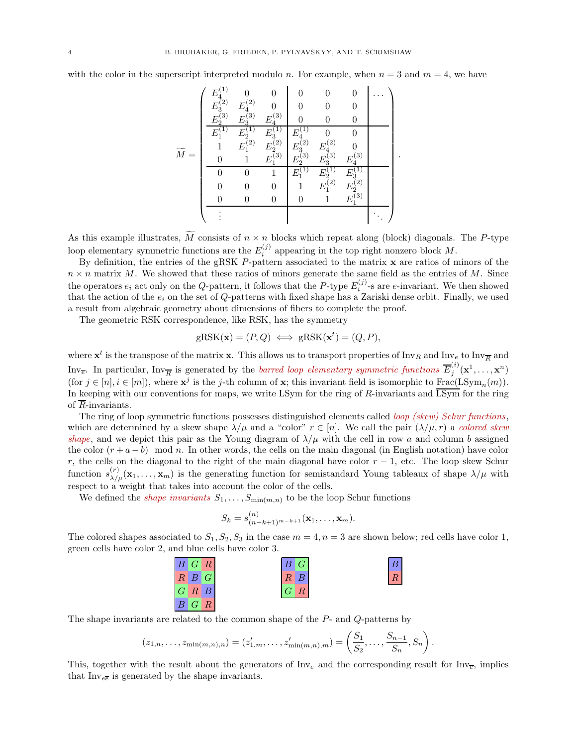with the color in the superscript interpreted modulo $n$. For example, when $n = 3$ and $m = 4$, we have

$$\widetilde{M} = \left(\begin{array}{ccc|ccc|c}
E_4^{(1)} & 0 & 0 & 0 & 0 & 0 & \cdots \\
E_3^{(2)} & E_4^{(2)} & 0 & 0 & 0 & 0 & \\
E_2^{(3)} & E_3^{(3)} & E_4^{(3)} & 0 & 0 & 0 & \\
\hline
E_1^{(1)} & E_2^{(1)} & E_3^{(1)} & E_4^{(1)} & 0 & 0 & \\
1 & E_1^{(2)} & E_2^{(2)} & E_3^{(2)} & E_4^{(2)} & 0 & \\
0 & 1 & E_1^{(3)} & E_2^{(3)} & E_3^{(3)} & E_4^{(3)} & \\
\hline
0 & 0 & 1 & E_1^{(1)} & E_2^{(1)} & E_3^{(1)} & \\
0 & 0 & 0 & 1 & E_1^{(2)} & E_2^{(2)} & \\
0 & 0 & 0 & 0 & 1 & E_1^{(3)} & \\
\hline
\vdots & & & & & & \ddots
\end{array}\right).$$

As this example illustrates, $\widetilde{M}$ consists of $n \times n$ blocks which repeat along (block) diagonals. The $P$-type loop elementary symmetric functions are the $E_i^{(j)}$ appearing in the top right nonzero block $M$.

By definition, the entries of the gRSK $P$-pattern associated to the matrix $\mathbf{x}$ are ratios of minors of the $n \times n$ matrix $M$. We showed that these ratios of minors generate the same field as the entries of $M$. Since the operators $e_i$ act only on the $Q$-pattern, it follows that the $P$-type $E_i^{(j)}$-s are $e$-invariant. We then showed that the action of the $e_i$ on the set of $Q$-patterns with fixed shape has a Zariski dense orbit. Finally, we used a result from algebraic geometry about dimensions of fibers to complete the proof.

The geometric RSK correspondence, like RSK, has the symmetry

$$\mathrm{gRSK}(\mathbf{x}) = (P, Q) \iff \mathrm{gRSK}(\mathbf{x}^t) = (Q, P),$$

where $\mathbf{x}^t$ is the transpose of the matrix $\mathbf{x}$. This allows us to transport properties of $\mathrm{Inv}_R$ and $\mathrm{Inv}_e$ to $\mathrm{Inv}_{\overline{R}}$ and $\mathrm{Inv}_{\overline{e}}$. In particular, $\mathrm{Inv}_{\overline{R}}$ is generated by the *barred loop elementary symmetric functions* $\overline{E}_j^{(i)}(\mathbf{x}^1, \ldots, \mathbf{x}^n)$ (for $j \in [n], i \in [m]$), where $\mathbf{x}^j$ is the $j$-th column of $\mathbf{x}$; this invariant field is isomorphic to $\mathrm{Frac}(\mathrm{LSym}_n(m))$. In keeping with our conventions for maps, we write LSym for the ring of $R$-invariants and $\overline{\mathrm{LSym}}$ for the ring of $\overline{R}$-invariants.

The ring of loop symmetric functions possesses distinguished elements called *loop (skew) Schur functions*, which are determined by a skew shape $\lambda/\mu$ and a "color" $r \in [n]$. We call the pair $(\lambda/\mu, r)$ a *colored skew shape*, and we depict this pair as the Young diagram of $\lambda/\mu$ with the cell in row $a$ and column $b$ assigned the color $(r + a - b) \mod n$. In other words, the cells on the main diagonal (in English notation) have color $r$, the cells on the diagonal to the right of the main diagonal have color $r - 1$, etc. The loop skew Schur function $s_{\lambda/\mu}^{(r)}(\mathbf{x}_1, \ldots, \mathbf{x}_m)$ is the generating function for semistandard Young tableaux of shape $\lambda/\mu$ with respect to a weight that takes into account the color of the cells.

We defined the *shape invariants* $S_1, \ldots, S_{\min(m,n)}$ to be the loop Schur functions

$$S_k = s^{(n)}_{(n-k+1)^{m-k+1}}(\mathbf{x}_1, \ldots, \mathbf{x}_m).$$

The colored shapes associated to $S_1, S_2, S_3$ in the case $m = 4, n = 3$ are shown below; red cells have color 1, green cells have color 2, and blue cells have color 3.

| B | G | R |
|---|---|---|
| R | B | G |
| G | R | B |
| B | G | R |

| B | G |
|---|---|
| R | B |
| G | R |

| B |
|---|
| R |

The shape invariants are related to the common shape of the $P$- and $Q$-patterns by

$$(z_{1,n}, \ldots, z_{\min(m,n),n}) = (z'_{1,m}, \ldots, z'_{\min(m,n),m}) = \left(\frac{S_1}{S_2}, \ldots, \frac{S_{n-1}}{S_n}, S_n\right).$$

This, together with the result about the generators of $\mathrm{Inv}_e$ and the corresponding result for $\mathrm{Inv}_{\overline{e}}$, implies that $\mathrm{Inv}_{e\overline{e}}$ is generated by the shape invariants.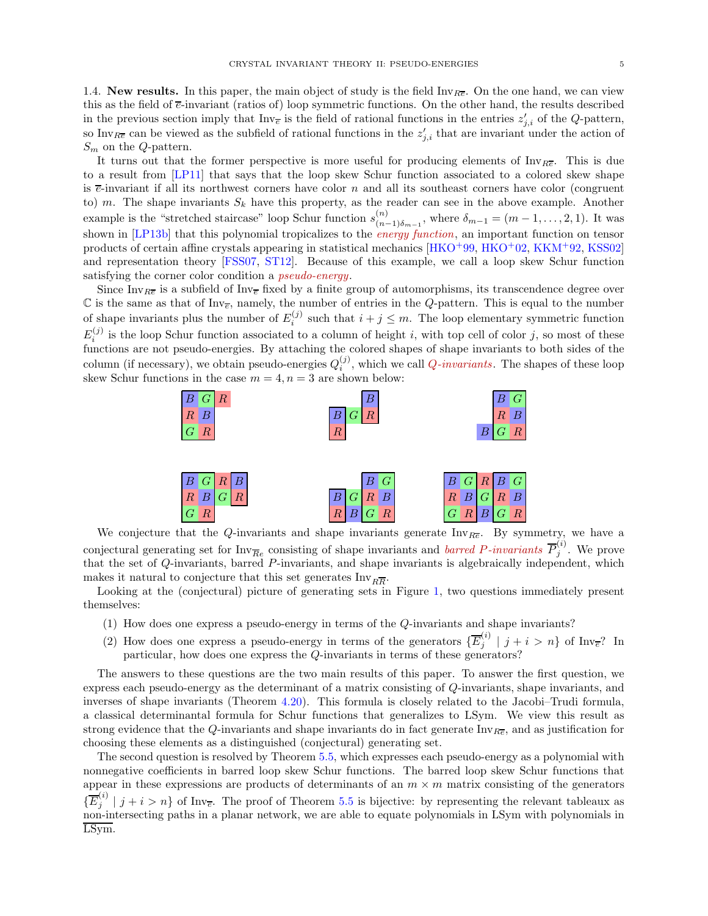1.4. **New results.** In this paper, the main object of study is the field $\mathrm{Inv}_{R\overline{e}}$. On the one hand, we can view this as the field of $\overline{e}$-invariant (ratios of) loop symmetric functions. On the other hand, the results described in the previous section imply that $\mathrm{Inv}_{\overline{e}}$ is the field of rational functions in the entries $z'_{j,i}$ of the $Q$-pattern, so $\mathrm{Inv}_{R\overline{e}}$ can be viewed as the subfield of rational functions in the $z'_{j,i}$ that are invariant under the action of $S_m$ on the $Q$-pattern.

It turns out that the former perspective is more useful for producing elements of $\mathrm{Inv}_{R\overline{e}}$. This is due to a result from [LP11] that says that the loop skew Schur function associated to a colored skew shape is $\overline{e}$-invariant if all its northwest corners have color $n$ and all its southeast corners have color (congruent to) $m$. The shape invariants $S_k$ have this property, as the reader can see in the above example. Another example is the "stretched staircase" loop Schur function $s^{(n)}_{(n-1)\delta_{m-1}}$, where $\delta_{m-1} = (m-1, \ldots, 2, 1)$. It was shown in [LP13b] that this polynomial tropicalizes to the *energy function*, an important function on tensor products of certain affine crystals appearing in statistical mechanics [HKO+99, HKO+02, KKM+92, KSS02] and representation theory [FSS07, ST12]. Because of this example, we call a loop skew Schur function satisfying the corner color condition a *pseudo-energy*.

Since $\mathrm{Inv}_{R\overline{e}}$ is a subfield of $\mathrm{Inv}_{\overline{e}}$ fixed by a finite group of automorphisms, its transcendence degree over $\mathbb{C}$ is the same as that of $\mathrm{Inv}_{\overline{e}}$, namely, the number of entries in the $Q$-pattern. This is equal to the number of shape invariants plus the number of $E_i^{(j)}$ such that $i + j \leq m$. The loop elementary symmetric function $E_i^{(j)}$ is the loop Schur function associated to a column of height $i$, with top cell of color $j$, so most of these functions are not pseudo-energies. By attaching the colored shapes of shape invariants to both sides of the column (if necessary), we obtain pseudo-energies $Q_i^{(j)}$, which we call *$Q$-invariants*. The shapes of these loop skew Schur functions in the case $m = 4, n = 3$ are shown below:

| B | G | R |
|---|---|---|
| R | B | |
| G | R | |

| | | B |
|---|---|---|
| B | G | R |
| R | | |

| | B | G |
|---|---|---|
| | R | B |
| B | G | R |

| B | G | R | B |
|---|---|---|---|
| R | B | G | R |
| G | R | | |

| | | B | G |
|---|---|---|---|
| B | G | R | B |
| R | B | G | R |

| B | G | R | B | G |
|---|---|---|---|---|
| R | B | G | R | B |
| G | R | B | G | R |

We conjecture that the $Q$-invariants and shape invariants generate $\mathrm{Inv}_{R\overline{e}}$. By symmetry, we have a conjectural generating set for $\mathrm{Inv}_{\overline{R}e}$ consisting of shape invariants and *barred $P$-invariants* $\overline{P}_j^{(i)}$. We prove that the set of $Q$-invariants, barred $P$-invariants, and shape invariants is algebraically independent, which makes it natural to conjecture that this set generates $\mathrm{Inv}_{R\overline{R}}$.

Looking at the (conjectural) picture of generating sets in Figure 1, two questions immediately present themselves:

(1) How does one express a pseudo-energy in terms of the $Q$-invariants and shape invariants?

(2) How does one express a pseudo-energy in terms of the generators $\{\overline{E}_j^{(i)} \mid j + i > n\}$ of $\mathrm{Inv}_{\overline{e}}$? In particular, how does one express the $Q$-invariants in terms of these generators?

The answers to these questions are the two main results of this paper. To answer the first question, we express each pseudo-energy as the determinant of a matrix consisting of $Q$-invariants, shape invariants, and inverses of shape invariants (Theorem 4.20). This formula is closely related to the Jacobi–Trudi formula, a classical determinantal formula for Schur functions that generalizes to LSym. We view this result as strong evidence that the $Q$-invariants and shape invariants do in fact generate $\mathrm{Inv}_{R\overline{e}}$, and as justification for choosing these elements as a distinguished (conjectural) generating set.

The second question is resolved by Theorem 5.5, which expresses each pseudo-energy as a polynomial with nonnegative coefficients in barred loop skew Schur functions. The barred loop skew Schur functions that appear in these expressions are products of determinants of an $m \times m$ matrix consisting of the generators $\{\overline{E}_j^{(i)} \mid j + i > n\}$ of $\mathrm{Inv}_{\overline{e}}$. The proof of Theorem 5.5 is bijective: by representing the relevant tableaux as non-intersecting paths in a planar network, we are able to equate polynomials in LSym with polynomials in $\overline{\mathrm{LSym}}$.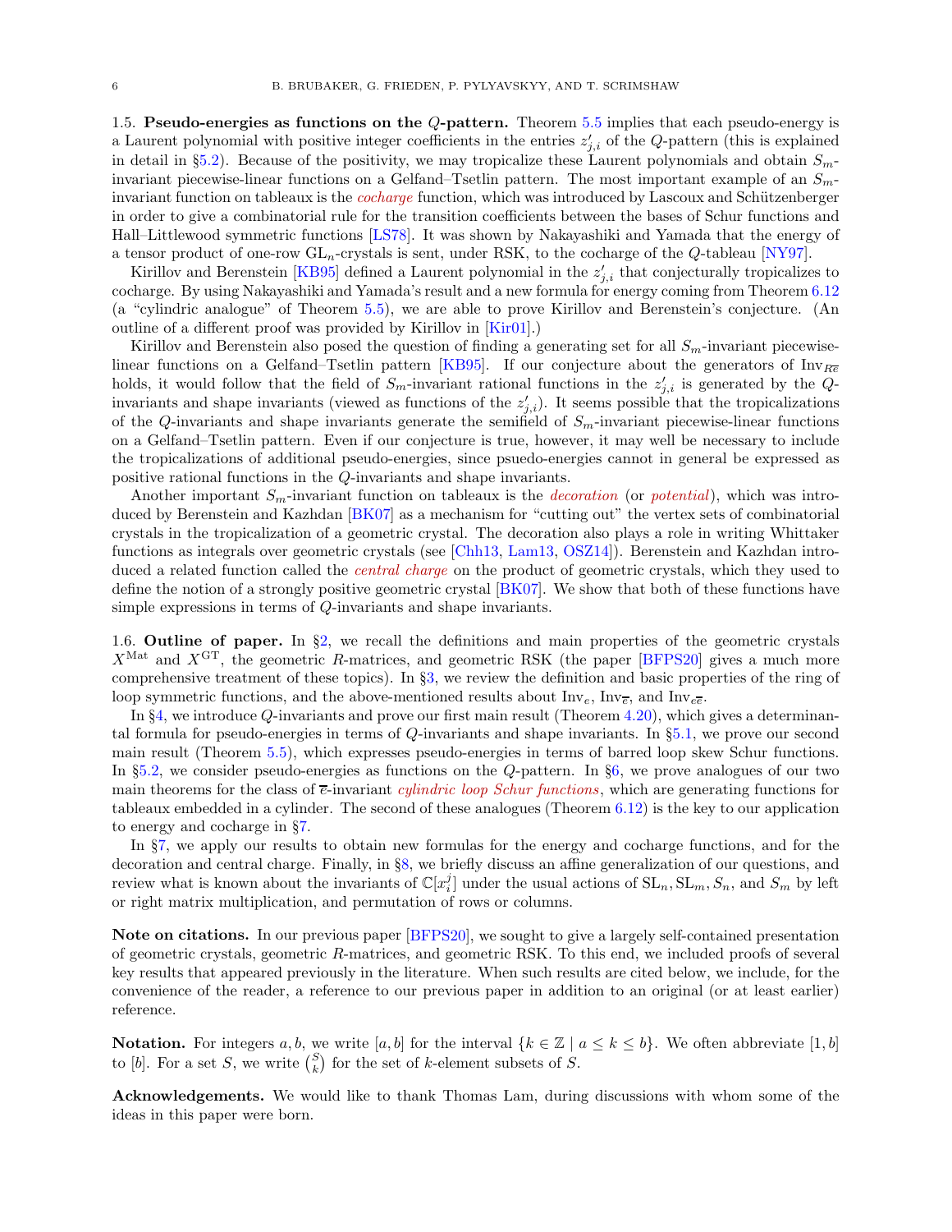**1.5. Pseudo-energies as functions on the $Q$-pattern.** Theorem 5.5 implies that each pseudo-energy is a Laurent polynomial with positive integer coefficients in the entries $z'_{j,i}$ of the $Q$-pattern (this is explained in detail in §5.2). Because of the positivity, we may tropicalize these Laurent polynomials and obtain $S_m$-invariant piecewise-linear functions on a Gelfand–Tsetlin pattern. The most important example of an $S_m$-invariant function on tableaux is the *cocharge* function, which was introduced by Lascoux and Schützenberger in order to give a combinatorial rule for the transition coefficients between the bases of Schur functions and Hall–Littlewood symmetric functions [LS78]. It was shown by Nakayashiki and Yamada that the energy of a tensor product of one-row $\mathrm{GL}_n$-crystals is sent, under RSK, to the cocharge of the $Q$-tableau [NY97].

Kirillov and Berenstein [KB95] defined a Laurent polynomial in the $z'_{j,i}$ that conjecturally tropicalizes to cocharge. By using Nakayashiki and Yamada's result and a new formula for energy coming from Theorem 6.12 (a "cylindric analogue" of Theorem 5.5), we are able to prove Kirillov and Berenstein's conjecture. (An outline of a different proof was provided by Kirillov in [Kir01].)

Kirillov and Berenstein also posed the question of finding a generating set for all $S_m$-invariant piecewise-linear functions on a Gelfand–Tsetlin pattern [KB95]. If our conjecture about the generators of $\mathrm{Inv}_{R\overline{e}}$ holds, it would follow that the field of $S_m$-invariant rational functions in the $z'_{j,i}$ is generated by the $Q$-invariants and shape invariants (viewed as functions of the $z'_{j,i}$). It seems possible that the tropicalizations of the $Q$-invariants and shape invariants generate the semifield of $S_m$-invariant piecewise-linear functions on a Gelfand–Tsetlin pattern. Even if our conjecture is true, however, it may well be necessary to include the tropicalizations of additional pseudo-energies, since psuedo-energies cannot in general be expressed as positive rational functions in the $Q$-invariants and shape invariants.

Another important $S_m$-invariant function on tableaux is the *decoration* (or *potential*), which was introduced by Berenstein and Kazhdan [BK07] as a mechanism for "cutting out" the vertex sets of combinatorial crystals in the tropicalization of a geometric crystal. The decoration also plays a role in writing Whittaker functions as integrals over geometric crystals (see [Chh13, Lam13, OSZ14]). Berenstein and Kazhdan introduced a related function called the *central charge* on the product of geometric crystals, which they used to define the notion of a strongly positive geometric crystal [BK07]. We show that both of these functions have simple expressions in terms of $Q$-invariants and shape invariants.

**1.6. Outline of paper.** In §2, we recall the definitions and main properties of the geometric crystals $X^{\mathrm{Mat}}$ and $X^{\mathrm{GT}}$, the geometric $R$-matrices, and geometric RSK (the paper [BFPS20] gives a much more comprehensive treatment of these topics). In §3, we review the definition and basic properties of the ring of loop symmetric functions, and the above-mentioned results about $\mathrm{Inv}_e$, $\mathrm{Inv}_{\overline{e}}$, and $\mathrm{Inv}_{e\overline{e}}$.

In §4, we introduce $Q$-invariants and prove our first main result (Theorem 4.20), which gives a determinantal formula for pseudo-energies in terms of $Q$-invariants and shape invariants. In §5.1, we prove our second main result (Theorem 5.5), which expresses pseudo-energies in terms of barred loop skew Schur functions. In §5.2, we consider pseudo-energies as functions on the $Q$-pattern. In §6, we prove analogues of our two main theorems for the class of $\overline{e}$-invariant *cylindric loop Schur functions*, which are generating functions for tableaux embedded in a cylinder. The second of these analogues (Theorem 6.12) is the key to our application to energy and cocharge in §7.

In §7, we apply our results to obtain new formulas for the energy and cocharge functions, and for the decoration and central charge. Finally, in §8, we briefly discuss an affine generalization of our questions, and review what is known about the invariants of $\mathbb{C}[x_i^j]$ under the usual actions of $\mathrm{SL}_n, \mathrm{SL}_m, S_n$, and $S_m$ by left or right matrix multiplication, and permutation of rows or columns.

**Note on citations.** In our previous paper [BFPS20], we sought to give a largely self-contained presentation of geometric crystals, geometric $R$-matrices, and geometric RSK. To this end, we included proofs of several key results that appeared previously in the literature. When such results are cited below, we include, for the convenience of the reader, a reference to our previous paper in addition to an original (or at least earlier) reference.

**Notation.** For integers $a, b$, we write $[a, b]$ for the interval $\{k \in \mathbb{Z} \mid a \leq k \leq b\}$. We often abbreviate $[1, b]$ to $[b]$. For a set $S$, we write $\binom{S}{k}$ for the set of $k$-element subsets of $S$.

**Acknowledgements.** We would like to thank Thomas Lam, during discussions with whom some of the ideas in this paper were born.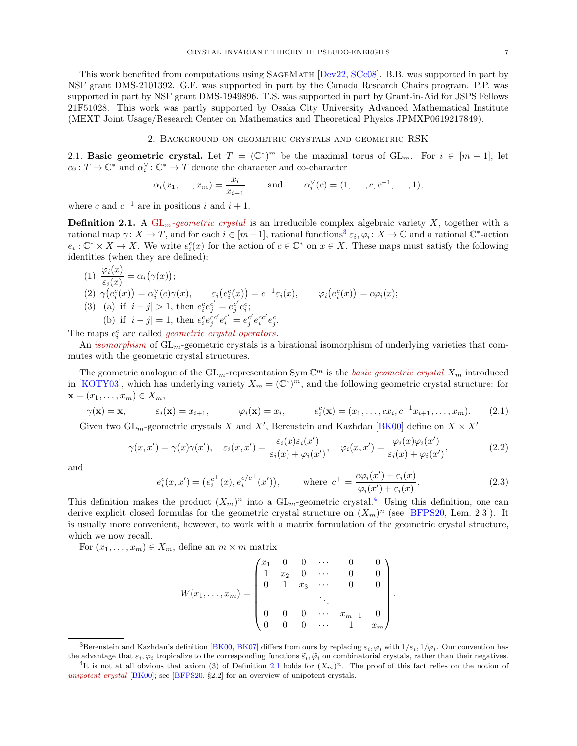This work benefited from computations using SageMath [Dev22, SCc08]. B.B. was supported in part by NSF grant DMS-2101392. G.F. was supported in part by the Canada Research Chairs program. P.P. was supported in part by NSF grant DMS-1949896. T.S. was supported in part by Grant-in-Aid for JSPS Fellows 21F51028. This work was partly supported by Osaka City University Advanced Mathematical Institute (MEXT Joint Usage/Research Center on Mathematics and Theoretical Physics JPMXP0619217849).

## 2. Background on geometric crystals and geometric RSK

**2.1. Basic geometric crystal.** Let $T = (\mathbb{C}^*)^m$ be the maximal torus of $\mathrm{GL}_m$. For $i \in [m-1]$, let $\alpha_i \colon T \to \mathbb{C}^*$ and $\alpha_i^\vee \colon \mathbb{C}^* \to T$ denote the character and co-character

$$\alpha_i(x_1, \ldots, x_m) = \frac{x_i}{x_{i+1}} \qquad \text{and} \qquad \alpha_i^\vee(c) = (1, \ldots, c, c^{-1}, \ldots, 1),$$

where $c$ and $c^{-1}$ are in positions $i$ and $i+1$.

**Definition 2.1.** A *$\mathrm{GL}_m$-geometric crystal* is an irreducible complex algebraic variety $X$, together with a rational map $\gamma \colon X \to T$, and for each $i \in [m-1]$, rational functions[3] $\varepsilon_i, \varphi_i \colon X \to \mathbb{C}$ and a rational $\mathbb{C}^*$-action $e_i : \mathbb{C}^* \times X \to X$. We write $e_i^c(x)$ for the action of $c \in \mathbb{C}^*$ on $x \in X$. These maps must satisfy the following identities (when they are defined):

(1) $\dfrac{\varphi_i(x)}{\varepsilon_i(x)} = \alpha_i\big(\gamma(x)\big)$;

(2) $\gamma\big(e_i^c(x)\big) = \alpha_i^\vee(c)\gamma(x), \qquad \varepsilon_i\big(e_i^c(x)\big) = c^{-1}\varepsilon_i(x), \qquad \varphi_i\big(e_i^c(x)\big) = c\varphi_i(x)$;

(3) (a) if $|i-j| > 1$, then $e_i^c e_j^{c'} = e_j^{c'} e_i^c$;
    (b) if $|i-j| = 1$, then $e_i^c e_j^{cc'} e_i^{c'} = e_j^{c'} e_i^{cc'} e_j^c$.

The maps $e_i^c$ are called *geometric crystal operators*.

An *isomorphism* of $\mathrm{GL}_m$-geometric crystals is a birational isomorphism of underlying varieties that commutes with the geometric crystal structures.

The geometric analogue of the $\mathrm{GL}_m$-representation $\mathrm{Sym}\,\mathbb{C}^m$ is the *basic geometric crystal* $X_m$ introduced in [KOTY03], which has underlying variety $X_m = (\mathbb{C}^*)^m$, and the following geometric crystal structure: for $\mathbf{x} = (x_1, \ldots, x_m) \in X_m$,

$$\gamma(\mathbf{x}) = \mathbf{x}, \qquad \varepsilon_i(\mathbf{x}) = x_{i+1}, \qquad \varphi_i(\mathbf{x}) = x_i, \qquad e_i^c(\mathbf{x}) = (x_1, \ldots, cx_i, c^{-1}x_{i+1}, \ldots, x_m). \tag{2.1}$$

Given two $\mathrm{GL}_m$-geometric crystals $X$ and $X'$, Berenstein and Kazhdan [BK00] define on $X \times X'$

$$\gamma(x, x') = \gamma(x)\gamma(x'), \quad \varepsilon_i(x, x') = \frac{\varepsilon_i(x)\varepsilon_i(x')}{\varepsilon_i(x) + \varphi_i(x')}, \quad \varphi_i(x, x') = \frac{\varphi_i(x)\varphi_i(x')}{\varepsilon_i(x) + \varphi_i(x')}, \tag{2.2}$$

and

$$e_i^c(x, x') = \big(e_i^{c^+}(x), e_i^{c/c^+}(x')\big), \qquad \text{where } c^+ = \frac{c\varphi_i(x') + \varepsilon_i(x)}{\varphi_i(x') + \varepsilon_i(x)}. \tag{2.3}$$

This definition makes the product $(X_m)^n$ into a $\mathrm{GL}_m$-geometric crystal.[4] Using this definition, one can derive explicit closed formulas for the geometric crystal structure on $(X_m)^n$ (see [BFPS20, Lem. 2.3]). It is usually more convenient, however, to work with a matrix formulation of the geometric crystal structure, which we now recall.

For $(x_1, \ldots, x_m) \in X_m$, define an $m \times m$ matrix

$$W(x_1, \ldots, x_m) = \begin{pmatrix} x_1 & 0 & 0 & \cdots & 0 & 0 \\ 1 & x_2 & 0 & \cdots & 0 & 0 \\ 0 & 1 & x_3 & \cdots & 0 & 0 \\ & & & \ddots & & \\ 0 & 0 & 0 & \cdots & x_{m-1} & 0 \\ 0 & 0 & 0 & \cdots & 1 & x_m \end{pmatrix}.$$

---

[3] Berenstein and Kazhdan's definition [BK00, BK07] differs from ours by replacing $\varepsilon_i, \varphi_i$ with $1/\varepsilon_i, 1/\varphi_i$. Our convention has the advantage that $\varepsilon_i, \varphi_i$ tropicalize to the corresponding functions $\widetilde{\varepsilon}_i, \widetilde{\varphi}_i$ on combinatorial crystals, rather than their negatives.

[4] It is not at all obvious that axiom (3) of Definition 2.1 holds for $(X_m)^n$. The proof of this fact relies on the notion of *unipotent crystal* [BK00]; see [BFPS20, §2.2] for an overview of unipotent crystals.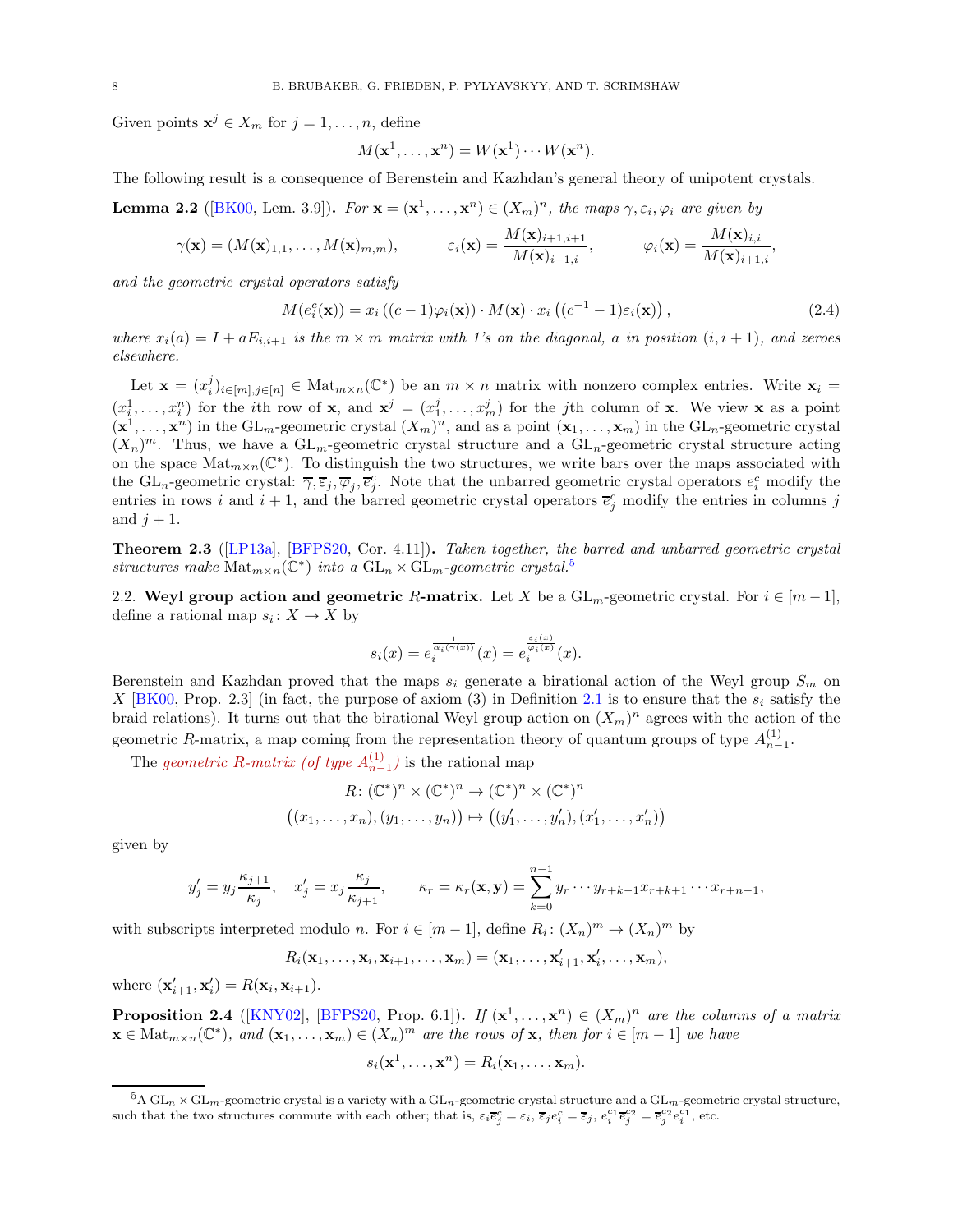Given points $\mathbf{x}^j \in X_m$ for $j = 1, \ldots, n$, define

$$M(\mathbf{x}^1, \ldots, \mathbf{x}^n) = W(\mathbf{x}^1) \cdots W(\mathbf{x}^n).$$

The following result is a consequence of Berenstein and Kazhdan's general theory of unipotent crystals.

**Lemma 2.2** ([BK00, Lem. 3.9]). *For $\mathbf{x} = (\mathbf{x}^1, \ldots, \mathbf{x}^n) \in (X_m)^n$, the maps $\gamma, \varepsilon_i, \varphi_i$ are given by*

$$\gamma(\mathbf{x}) = (M(\mathbf{x})_{1,1}, \ldots, M(\mathbf{x})_{m,m}), \qquad \varepsilon_i(\mathbf{x}) = \frac{M(\mathbf{x})_{i+1,i+1}}{M(\mathbf{x})_{i+1,i}}, \qquad \varphi_i(\mathbf{x}) = \frac{M(\mathbf{x})_{i,i}}{M(\mathbf{x})_{i+1,i}},$$

*and the geometric crystal operators satisfy*

$$M(e_i^c(\mathbf{x})) = x_i\left((c-1)\varphi_i(\mathbf{x})\right) \cdot M(\mathbf{x}) \cdot x_i\left((c^{-1}-1)\varepsilon_i(\mathbf{x})\right), \tag{2.4}$$

*where $x_i(a) = I + aE_{i,i+1}$ is the $m \times m$ matrix with 1's on the diagonal, $a$ in position $(i, i+1)$, and zeroes elsewhere.*

Let $\mathbf{x} = (x_i^j)_{i \in [m], j \in [n]} \in \mathrm{Mat}_{m \times n}(\mathbb{C}^*)$ be an $m \times n$ matrix with nonzero complex entries. Write $\mathbf{x}_i = (x_i^1, \ldots, x_i^n)$ for the $i$th row of $\mathbf{x}$, and $\mathbf{x}^j = (x_1^j, \ldots, x_m^j)$ for the $j$th column of $\mathbf{x}$. We view $\mathbf{x}$ as a point $(\mathbf{x}^1, \ldots, \mathbf{x}^n)$ in the $\mathrm{GL}_m$-geometric crystal $(X_m)^n$, and as a point $(\mathbf{x}_1, \ldots, \mathbf{x}_m)$ in the $\mathrm{GL}_n$-geometric crystal $(X_n)^m$. Thus, we have a $\mathrm{GL}_m$-geometric crystal structure and a $\mathrm{GL}_n$-geometric crystal structure acting on the space $\mathrm{Mat}_{m \times n}(\mathbb{C}^*)$. To distinguish the two structures, we write bars over the maps associated with the $\mathrm{GL}_n$-geometric crystal: $\overline{\gamma}, \overline{\varepsilon}_j, \overline{\varphi}_j, \overline{e}_j^c$. Note that the unbarred geometric crystal operators $e_i^c$ modify the entries in rows $i$ and $i+1$, and the barred geometric crystal operators $\overline{e}_j^c$ modify the entries in columns $j$ and $j+1$.

**Theorem 2.3** ([LP13a], [BFPS20, Cor. 4.11]). *Taken together, the barred and unbarred geometric crystal structures make $\mathrm{Mat}_{m \times n}(\mathbb{C}^*)$ into a $\mathrm{GL}_n \times \mathrm{GL}_m$-geometric crystal.*[5]

## 2.2. Weyl group action and geometric $R$-matrix.

Let $X$ be a $\mathrm{GL}_m$-geometric crystal. For $i \in [m-1]$, define a rational map $s_i \colon X \to X$ by

$$s_i(x) = e_i^{\frac{1}{\alpha_i(\gamma(x))}}(x) = e_i^{\frac{\varepsilon_i(x)}{\varphi_i(x)}}(x).$$

Berenstein and Kazhdan proved that the maps $s_i$ generate a birational action of the Weyl group $S_m$ on $X$ [BK00, Prop. 2.3] (in fact, the purpose of axiom (3) in Definition 2.1 is to ensure that the $s_i$ satisfy the braid relations). It turns out that the birational Weyl group action on $(X_m)^n$ agrees with the action of the geometric $R$-matrix, a map coming from the representation theory of quantum groups of type $A_{n-1}^{(1)}$.

The *geometric $R$-matrix (of type $A_{n-1}^{(1)}$)* is the rational map

$$R \colon (\mathbb{C}^*)^n \times (\mathbb{C}^*)^n \to (\mathbb{C}^*)^n \times (\mathbb{C}^*)^n$$
$$\big((x_1, \ldots, x_n), (y_1, \ldots, y_n)\big) \mapsto \big((y_1', \ldots, y_n'), (x_1', \ldots, x_n')\big)$$

given by

$$y_j' = y_j \frac{\kappa_{j+1}}{\kappa_j}, \quad x_j' = x_j \frac{\kappa_j}{\kappa_{j+1}}, \qquad \kappa_r = \kappa_r(\mathbf{x}, \mathbf{y}) = \sum_{k=0}^{n-1} y_r \cdots y_{r+k-1} x_{r+k+1} \cdots x_{r+n-1},$$

with subscripts interpreted modulo $n$. For $i \in [m-1]$, define $R_i \colon (X_n)^m \to (X_n)^m$ by

$$R_i(\mathbf{x}_1, \ldots, \mathbf{x}_i, \mathbf{x}_{i+1}, \ldots, \mathbf{x}_m) = (\mathbf{x}_1, \ldots, \mathbf{x}_{i+1}', \mathbf{x}_i', \ldots, \mathbf{x}_m),$$

where $(\mathbf{x}_{i+1}', \mathbf{x}_i') = R(\mathbf{x}_i, \mathbf{x}_{i+1})$.

**Proposition 2.4** ([KNY02], [BFPS20, Prop. 6.1]). *If $(\mathbf{x}^1, \ldots, \mathbf{x}^n) \in (X_m)^n$ are the columns of a matrix $\mathbf{x} \in \mathrm{Mat}_{m \times n}(\mathbb{C}^*)$, and $(\mathbf{x}_1, \ldots, \mathbf{x}_m) \in (X_n)^m$ are the rows of $\mathbf{x}$, then for $i \in [m-1]$ we have*

$$s_i(\mathbf{x}^1, \ldots, \mathbf{x}^n) = R_i(\mathbf{x}_1, \ldots, \mathbf{x}_m).$$

---

[5] A $\mathrm{GL}_n \times \mathrm{GL}_m$-geometric crystal is a variety with a $\mathrm{GL}_n$-geometric crystal structure and a $\mathrm{GL}_m$-geometric crystal structure, such that the two structures commute with each other; that is, $\varepsilon_i \overline{e}_j^c = \varepsilon_i$, $\overline{\varepsilon}_j e_i^c = \overline{\varepsilon}_j$, $e_i^{c_1} \overline{e}_j^{c_2} = \overline{e}_j^{c_2} e_i^{c_1}$, etc.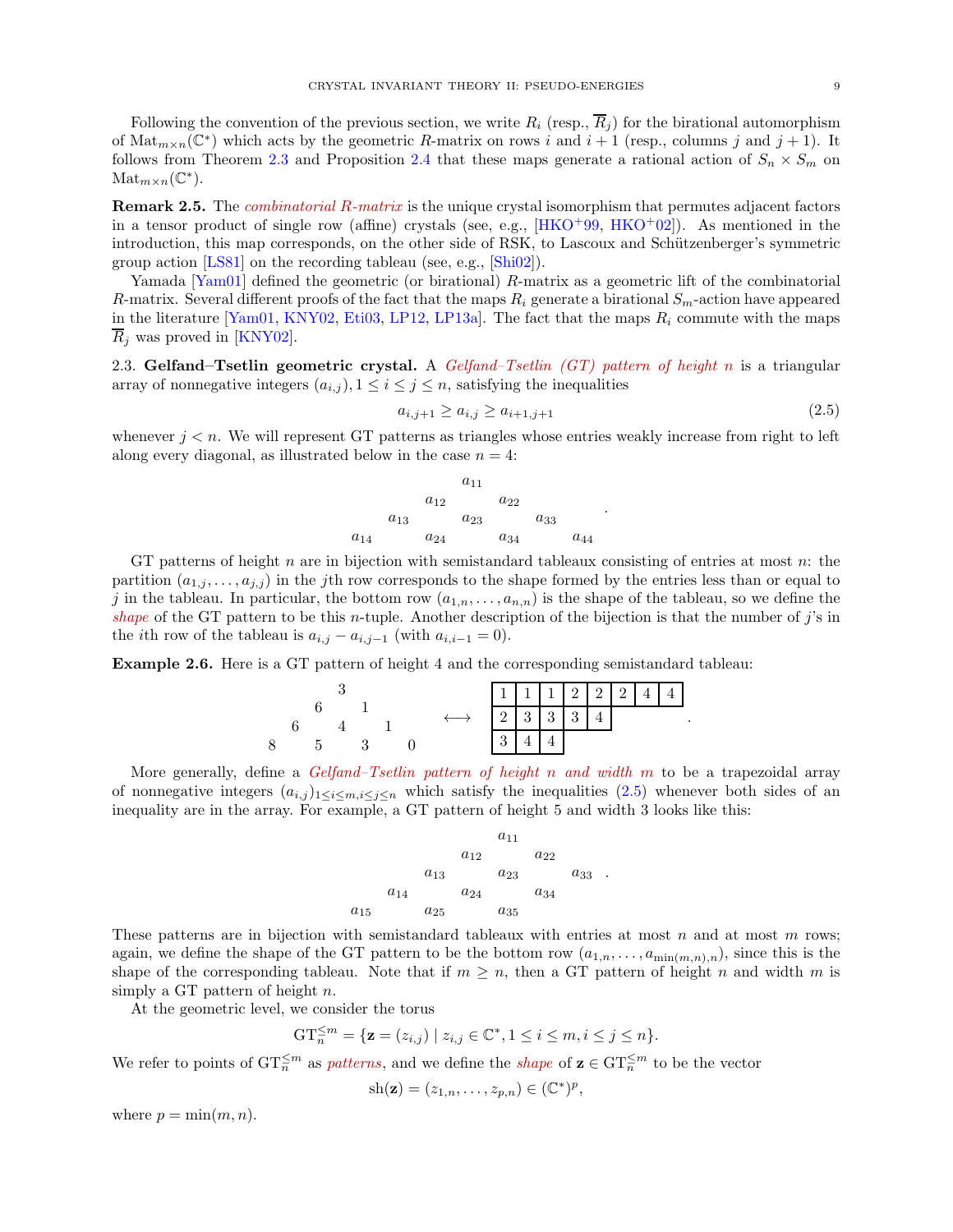Following the convention of the previous section, we write $R_i$ (resp., $\overline{R}_j$) for the birational automorphism of $\mathrm{Mat}_{m\times n}(\mathbb{C}^*)$ which acts by the geometric $R$-matrix on rows $i$ and $i+1$ (resp., columns $j$ and $j+1$). It follows from Theorem 2.3 and Proposition 2.4 that these maps generate a rational action of $S_n \times S_m$ on $\mathrm{Mat}_{m\times n}(\mathbb{C}^*)$.

**Remark 2.5.** The *combinatorial R-matrix* is the unique crystal isomorphism that permutes adjacent factors in a tensor product of single row (affine) crystals (see, e.g., [HKO+99, HKO+02]). As mentioned in the introduction, this map corresponds, on the other side of RSK, to Lascoux and Schützenberger's symmetric group action [LS81] on the recording tableau (see, e.g., [Shi02]).

Yamada [Yam01] defined the geometric (or birational) $R$-matrix as a geometric lift of the combinatorial $R$-matrix. Several different proofs of the fact that the maps $R_i$ generate a birational $S_m$-action have appeared in the literature [Yam01, KNY02, Eti03, LP12, LP13a]. The fact that the maps $R_i$ commute with the maps $\overline{R}_j$ was proved in [KNY02].

2.3. **Gelfand–Tsetlin geometric crystal.** A *Gelfand–Tsetlin (GT) pattern of height n* is a triangular array of nonnegative integers $(a_{i,j}), 1 \le i \le j \le n$, satisfying the inequalities

$$a_{i,j+1} \ge a_{i,j} \ge a_{i+1,j+1} \tag{2.5}$$

whenever $j < n$. We will represent GT patterns as triangles whose entries weakly increase from right to left along every diagonal, as illustrated below in the case $n = 4$:

$$\begin{array}{ccccccc} & & & a_{11} & & & \\ & & a_{12} & & a_{22} & & \\ & a_{13} & & a_{23} & & a_{33} & \\ a_{14} & & a_{24} & & a_{34} & & a_{44} \end{array}.$$

GT patterns of height $n$ are in bijection with semistandard tableaux consisting of entries at most $n$: the partition $(a_{1,j}, \ldots, a_{j,j})$ in the $j$th row corresponds to the shape formed by the entries less than or equal to $j$ in the tableau. In particular, the bottom row $(a_{1,n}, \ldots, a_{n,n})$ is the shape of the tableau, so we define the *shape* of the GT pattern to be this $n$-tuple. Another description of the bijection is that the number of $j$'s in the $i$th row of the tableau is $a_{i,j} - a_{i,j-1}$ (with $a_{i,i-1} = 0$).

**Example 2.6.** Here is a GT pattern of height 4 and the corresponding semistandard tableau:

$$\begin{array}{ccccccc} & & & 3 & & & \\ & & 6 & & 1 & & \\ & 6 & & 4 & & 1 & \\ 8 & & 5 & & 3 & & 0 \end{array} \quad \longleftrightarrow \quad \begin{array}{|c|c|c|c|c|c|c|c|} \hline 1 & 1 & 1 & 2 & 2 & 2 & 4 & 4 \\ \hline 2 & 3 & 3 & 3 & 4 & \multicolumn{3}{c}{} \\ \cline{1-5} 3 & 4 & 4 & \multicolumn{5}{c}{} \\ \cline{1-3} \end{array}.$$

More generally, define a *Gelfand–Tsetlin pattern of height n and width m* to be a trapezoidal array of nonnegative integers $(a_{i,j})_{1\le i\le m, i\le j\le n}$ which satisfy the inequalities (2.5) whenever both sides of an inequality are in the array. For example, a GT pattern of height 5 and width 3 looks like this:

$$\begin{array}{ccccccc} & & & a_{11} & & & \\ & & a_{12} & & a_{22} & & \\ & a_{13} & & a_{23} & & a_{33} & \\ a_{14} & & a_{24} & & a_{34} & & \\ a_{15} & & a_{25} & & a_{35} & & \end{array}.$$

These patterns are in bijection with semistandard tableaux with entries at most $n$ and at most $m$ rows; again, we define the shape of the GT pattern to be the bottom row $(a_{1,n}, \ldots, a_{\min(m,n),n})$, since this is the shape of the corresponding tableau. Note that if $m \ge n$, then a GT pattern of height $n$ and width $m$ is simply a GT pattern of height $n$.

At the geometric level, we consider the torus

$$\mathrm{GT}_n^{\le m} = \{\mathbf{z} = (z_{i,j}) \mid z_{i,j} \in \mathbb{C}^*, 1 \le i \le m, i \le j \le n\}.$$

We refer to points of $\mathrm{GT}_n^{\le m}$ as *patterns*, and we define the *shape* of $\mathbf{z} \in \mathrm{GT}_n^{\le m}$ to be the vector

$$\mathrm{sh}(\mathbf{z}) = (z_{1,n}, \ldots, z_{p,n}) \in (\mathbb{C}^*)^p,$$

where $p = \min(m, n)$.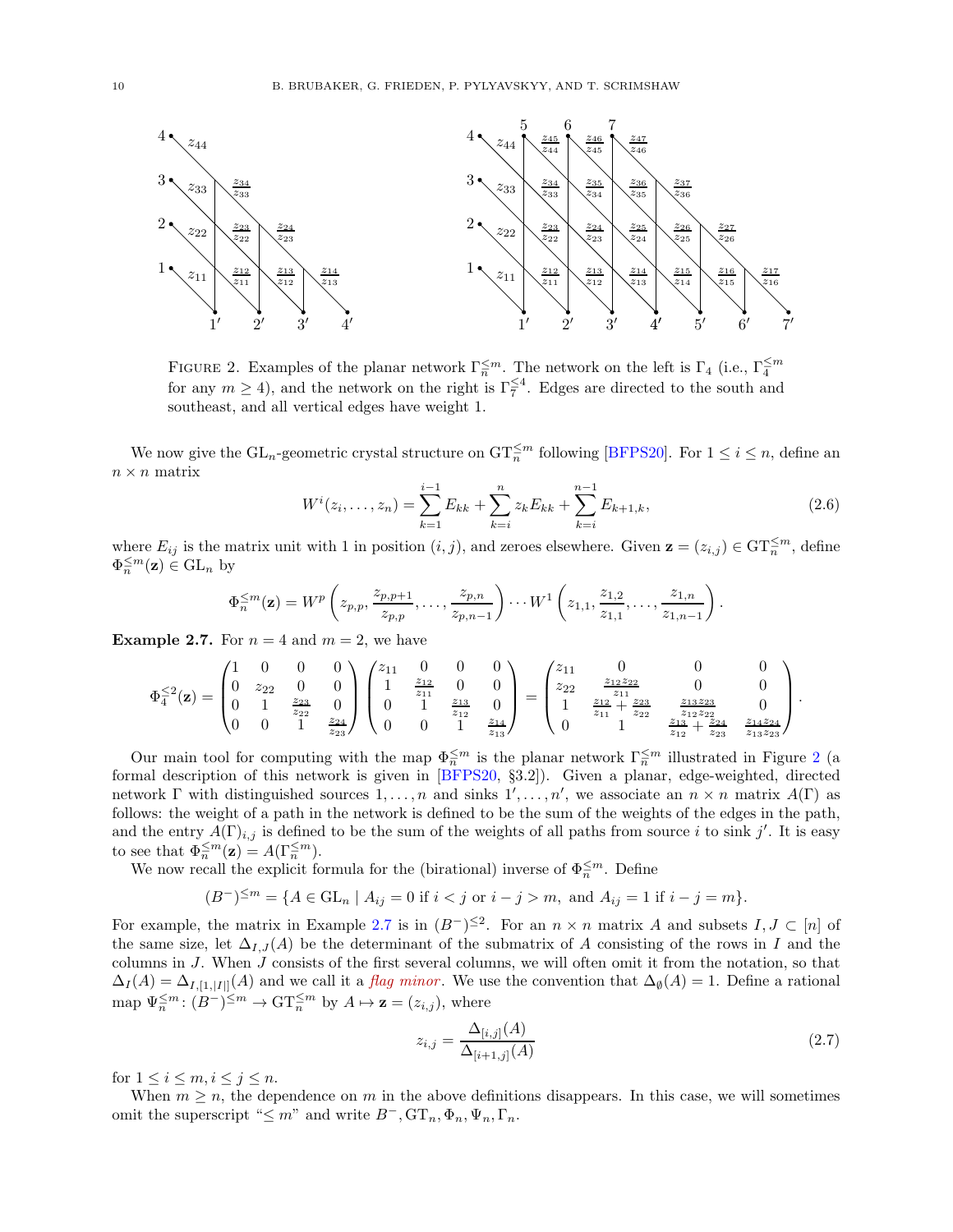FIGURE 2. Examples of the planar network $\Gamma_n^{\leq m}$. The network on the left is $\Gamma_4$ (i.e., $\Gamma_4^{\leq m}$ for any $m \geq 4$), and the network on the right is $\Gamma_7^{\leq 4}$. Edges are directed to the south and southeast, and all vertical edges have weight 1.

We now give the $\mathrm{GL}_n$-geometric crystal structure on $\mathrm{GT}_n^{\leq m}$ following [BFPS20]. For $1 \leq i \leq n$, define an $n \times n$ matrix

$$W^i(z_i, \ldots, z_n) = \sum_{k=1}^{i-1} E_{kk} + \sum_{k=i}^{n} z_k E_{kk} + \sum_{k=i}^{n-1} E_{k+1,k}, \tag{2.6}$$

where $E_{ij}$ is the matrix unit with 1 in position $(i,j)$, and zeroes elsewhere. Given $\mathbf{z} = (z_{i,j}) \in \mathrm{GT}_n^{\leq m}$, define $\Phi_n^{\leq m}(\mathbf{z}) \in \mathrm{GL}_n$ by

$$\Phi_n^{\leq m}(\mathbf{z}) = W^p\left(z_{p,p}, \frac{z_{p,p+1}}{z_{p,p}}, \ldots, \frac{z_{p,n}}{z_{p,n-1}}\right) \cdots W^1\left(z_{1,1}, \frac{z_{1,2}}{z_{1,1}}, \ldots, \frac{z_{1,n}}{z_{1,n-1}}\right).$$

**Example 2.7.** For $n = 4$ and $m = 2$, we have

$$\Phi_4^{\leq 2}(\mathbf{z}) = \begin{pmatrix} 1 & 0 & 0 & 0 \\ 0 & z_{22} & 0 & 0 \\ 0 & 1 & \frac{z_{23}}{z_{22}} & 0 \\ 0 & 0 & 1 & \frac{z_{24}}{z_{23}} \end{pmatrix} \begin{pmatrix} z_{11} & 0 & 0 & 0 \\ 1 & \frac{z_{12}}{z_{11}} & 0 & 0 \\ 0 & 1 & \frac{z_{13}}{z_{12}} & 0 \\ 0 & 0 & 1 & \frac{z_{14}}{z_{13}} \end{pmatrix} = \begin{pmatrix} z_{11} & 0 & 0 & 0 \\ z_{22} & \frac{z_{12}z_{22}}{z_{11}} & 0 & 0 \\ 1 & \frac{z_{12}}{z_{11}} + \frac{z_{23}}{z_{22}} & \frac{z_{13}z_{23}}{z_{12}z_{22}} & 0 \\ 0 & 1 & \frac{z_{13}}{z_{12}} + \frac{z_{24}}{z_{23}} & \frac{z_{14}z_{24}}{z_{13}z_{23}} \end{pmatrix}.$$

Our main tool for computing with the map $\Phi_n^{\leq m}$ is the planar network $\Gamma_n^{\leq m}$ illustrated in Figure 2 (a formal description of this network is given in [BFPS20, §3.2]). Given a planar, edge-weighted, directed network $\Gamma$ with distinguished sources $1, \ldots, n$ and sinks $1', \ldots, n'$, we associate an $n \times n$ matrix $A(\Gamma)$ as follows: the weight of a path in the network is defined to be the sum of the weights of the edges in the path, and the entry $A(\Gamma)_{i,j}$ is defined to be the sum of the weights of all paths from source $i$ to sink $j'$. It is easy to see that $\Phi_n^{\leq m}(\mathbf{z}) = A(\Gamma_n^{\leq m})$.

We now recall the explicit formula for the (birational) inverse of $\Phi_n^{\leq m}$. Define

$$(B^-)^{\leq m} = \{A \in \mathrm{GL}_n \mid A_{ij} = 0 \text{ if } i < j \text{ or } i - j > m, \text{ and } A_{ij} = 1 \text{ if } i - j = m\}.$$

For example, the matrix in Example 2.7 is in $(B^-)^{\leq 2}$. For an $n \times n$ matrix $A$ and subsets $I, J \subset [n]$ of the same size, let $\Delta_{I,J}(A)$ be the determinant of the submatrix of $A$ consisting of the rows in $I$ and the columns in $J$. When $J$ consists of the first several columns, we will often omit it from the notation, so that $\Delta_I(A) = \Delta_{I,[1,|I|]}(A)$ and we call it a *flag minor*. We use the convention that $\Delta_\emptyset(A) = 1$. Define a rational map $\Psi_n^{\leq m} \colon (B^-)^{\leq m} \to \mathrm{GT}_n^{\leq m}$ by $A \mapsto \mathbf{z} = (z_{i,j})$, where

$$z_{i,j} = \frac{\Delta_{[i,j]}(A)}{\Delta_{[i+1,j]}(A)} \tag{2.7}$$

for $1 \leq i \leq m, i \leq j \leq n$.

When $m \geq n$, the dependence on $m$ in the above definitions disappears. In this case, we will sometimes omit the superscript "$\leq m$" and write $B^-, \mathrm{GT}_n, \Phi_n, \Psi_n, \Gamma_n$.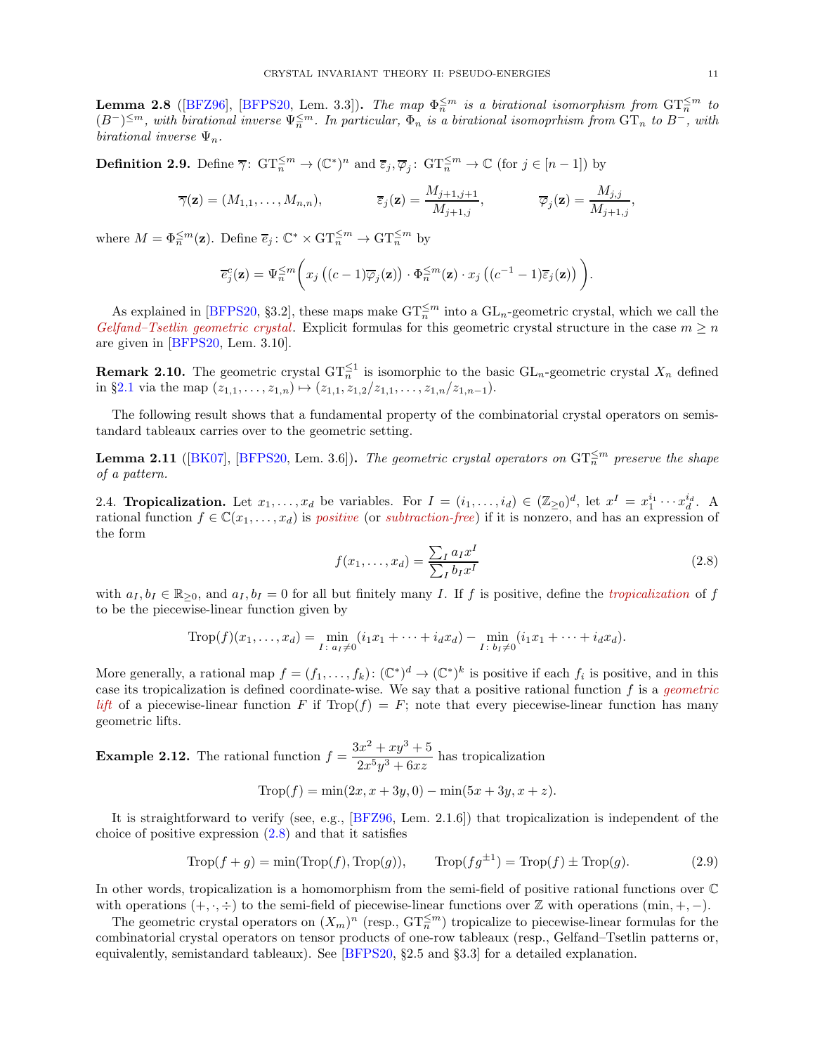**Lemma 2.8** ([BFZ96], [BFPS20, Lem. 3.3])**.** *The map $\Phi_n^{\leq m}$ is a birational isomorphism from $\mathrm{GT}_n^{\leq m}$ to $(B^-)^{\leq m}$, with birational inverse $\Psi_n^{\leq m}$. In particular, $\Phi_n$ is a birational isomoprhism from $\mathrm{GT}_n$ to $B^-$, with birational inverse $\Psi_n$.*

**Definition 2.9.** Define $\overline{\gamma}\colon \mathrm{GT}_n^{\leq m} \to (\mathbb{C}^*)^n$ and $\overline{\varepsilon}_j, \overline{\varphi}_j\colon \mathrm{GT}_n^{\leq m} \to \mathbb{C}$ (for $j \in [n-1]$) by

$$\overline{\gamma}(\mathbf{z}) = (M_{1,1}, \ldots, M_{n,n}), \qquad \overline{\varepsilon}_j(\mathbf{z}) = \frac{M_{j+1,j+1}}{M_{j+1,j}}, \qquad \overline{\varphi}_j(\mathbf{z}) = \frac{M_{j,j}}{M_{j+1,j}},$$

where $M = \Phi_n^{\leq m}(\mathbf{z})$. Define $\overline{e}_j\colon \mathbb{C}^* \times \mathrm{GT}_n^{\leq m} \to \mathrm{GT}_n^{\leq m}$ by

$$\overline{e}_j^c(\mathbf{z}) = \Psi_n^{\leq m}\bigg( x_j\left((c-1)\overline{\varphi}_j(\mathbf{z})\right) \cdot \Phi_n^{\leq m}(\mathbf{z}) \cdot x_j\left((c^{-1}-1)\overline{\varepsilon}_j(\mathbf{z})\right) \bigg).$$

As explained in [BFPS20, §3.2], these maps make $\mathrm{GT}_n^{\leq m}$ into a $\mathrm{GL}_n$-geometric crystal, which we call the *Gelfand–Tsetlin geometric crystal*. Explicit formulas for this geometric crystal structure in the case $m \geq n$ are given in [BFPS20, Lem. 3.10].

**Remark 2.10.** The geometric crystal $\mathrm{GT}_n^{\leq 1}$ is isomorphic to the basic $\mathrm{GL}_n$-geometric crystal $X_n$ defined in §2.1 via the map $(z_{1,1}, \ldots, z_{1,n}) \mapsto (z_{1,1}, z_{1,2}/z_{1,1}, \ldots, z_{1,n}/z_{1,n-1})$.

The following result shows that a fundamental property of the combinatorial crystal operators on semistandard tableaux carries over to the geometric setting.

**Lemma 2.11** ([BK07], [BFPS20, Lem. 3.6])**.** *The geometric crystal operators on $\mathrm{GT}_n^{\leq m}$ preserve the shape of a pattern.*

2.4. **Tropicalization.** Let $x_1, \ldots, x_d$ be variables. For $I = (i_1, \ldots, i_d) \in (\mathbb{Z}_{\geq 0})^d$, let $x^I = x_1^{i_1} \cdots x_d^{i_d}$. A rational function $f \in \mathbb{C}(x_1, \ldots, x_d)$ is *positive* (or *subtraction-free*) if it is nonzero, and has an expression of the form

$$f(x_1, \ldots, x_d) = \frac{\sum_I a_I x^I}{\sum_I b_I x^I} \tag{2.8}$$

with $a_I, b_I \in \mathbb{R}_{\geq 0}$, and $a_I, b_I = 0$ for all but finitely many $I$. If $f$ is positive, define the *tropicalization* of $f$ to be the piecewise-linear function given by

$$\mathrm{Trop}(f)(x_1, \ldots, x_d) = \min_{I \colon a_I \neq 0}(i_1 x_1 + \cdots + i_d x_d) - \min_{I \colon b_I \neq 0}(i_1 x_1 + \cdots + i_d x_d).$$

More generally, a rational map $f = (f_1, \ldots, f_k)\colon (\mathbb{C}^*)^d \to (\mathbb{C}^*)^k$ is positive if each $f_i$ is positive, and in this case its tropicalization is defined coordinate-wise. We say that a positive rational function $f$ is a *geometric lift* of a piecewise-linear function $F$ if $\mathrm{Trop}(f) = F$; note that every piecewise-linear function has many geometric lifts.

**Example 2.12.** The rational function $f = \dfrac{3x^2 + xy^3 + 5}{2x^5y^3 + 6xz}$ has tropicalization

$$\mathrm{Trop}(f) = \min(2x, x + 3y, 0) - \min(5x + 3y, x + z).$$

It is straightforward to verify (see, e.g., [BFZ96, Lem. 2.1.6]) that tropicalization is independent of the choice of positive expression (2.8) and that it satisfies

$$\mathrm{Trop}(f + g) = \min(\mathrm{Trop}(f), \mathrm{Trop}(g)), \qquad \mathrm{Trop}(fg^{\pm 1}) = \mathrm{Trop}(f) \pm \mathrm{Trop}(g). \tag{2.9}$$

In other words, tropicalization is a homomorphism from the semi-field of positive rational functions over $\mathbb{C}$ with operations $(+, \cdot, \div)$ to the semi-field of piecewise-linear functions over $\mathbb{Z}$ with operations $(\min, +, -)$.

The geometric crystal operators on $(X_m)^n$ (resp., $\mathrm{GT}_n^{\leq m}$) tropicalize to piecewise-linear formulas for the combinatorial crystal operators on tensor products of one-row tableaux (resp., Gelfand–Tsetlin patterns or, equivalently, semistandard tableaux). See [BFPS20, §2.5 and §3.3] for a detailed explanation.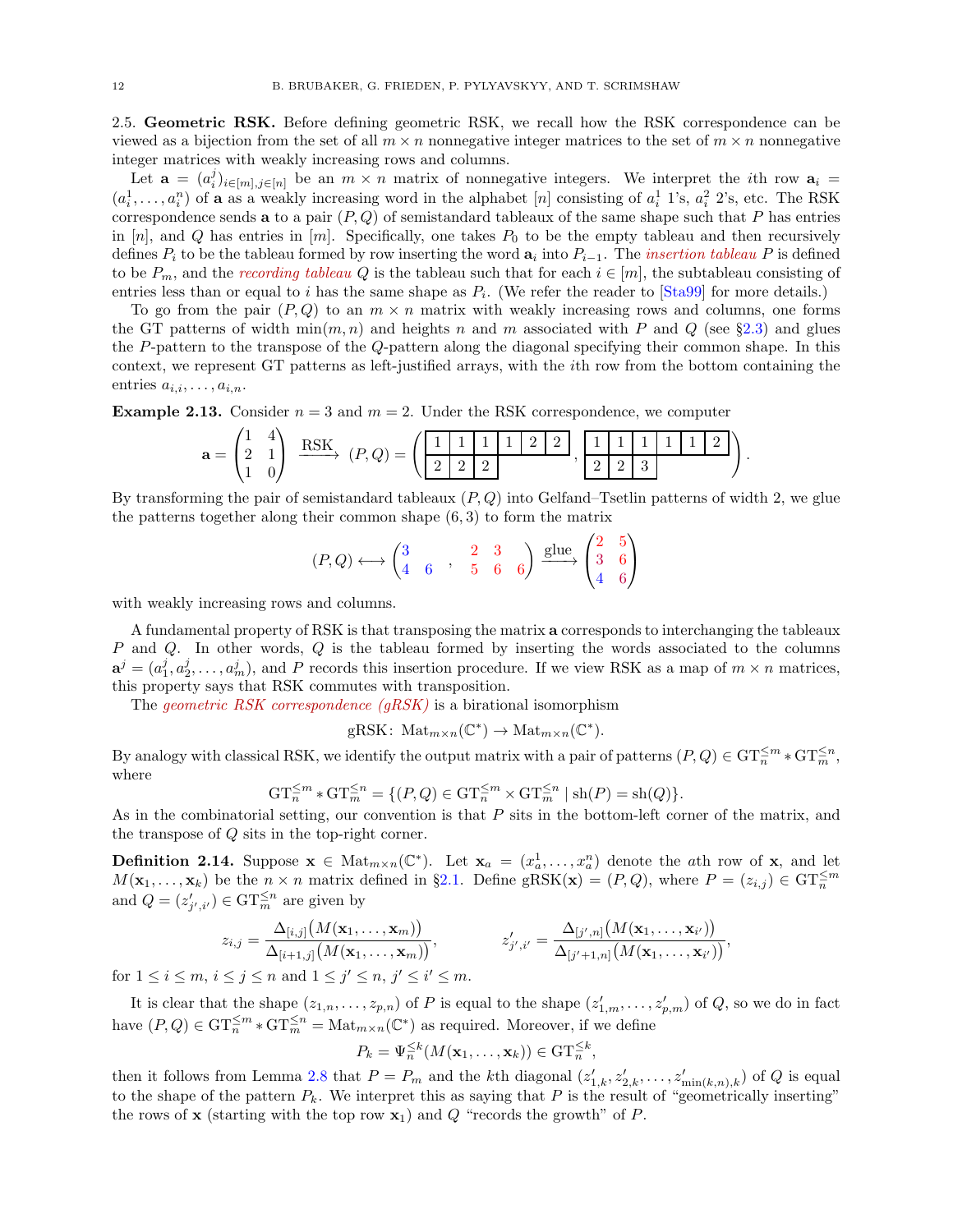2.5. **Geometric RSK.** Before defining geometric RSK, we recall how the RSK correspondence can be viewed as a bijection from the set of all $m \times n$ nonnegative integer matrices to the set of $m \times n$ nonnegative integer matrices with weakly increasing rows and columns.

Let $\mathbf{a} = (a_i^j)_{i \in [m], j \in [n]}$ be an $m \times n$ matrix of nonnegative integers. We interpret the $i$th row $\mathbf{a}_i = (a_i^1, \dots, a_i^n)$ of $\mathbf{a}$ as a weakly increasing word in the alphabet $[n]$ consisting of $a_i^1$ 1's, $a_i^2$ 2's, etc. The RSK correspondence sends $\mathbf{a}$ to a pair $(P, Q)$ of semistandard tableaux of the same shape such that $P$ has entries in $[n]$, and $Q$ has entries in $[m]$. Specifically, one takes $P_0$ to be the empty tableau and then recursively defines $P_i$ to be the tableau formed by row inserting the word $\mathbf{a}_i$ into $P_{i-1}$. The *insertion tableau* $P$ is defined to be $P_m$, and the *recording tableau* $Q$ is the tableau such that for each $i \in [m]$, the subtableau consisting of entries less than or equal to $i$ has the same shape as $P_i$. (We refer the reader to [Sta99] for more details.)

To go from the pair $(P, Q)$ to an $m \times n$ matrix with weakly increasing rows and columns, one forms the GT patterns of width $\min(m, n)$ and heights $n$ and $m$ associated with $P$ and $Q$ (see §2.3) and glues the $P$-pattern to the transpose of the $Q$-pattern along the diagonal specifying their common shape. In this context, we represent GT patterns as left-justified arrays, with the $i$th row from the bottom containing the entries $a_{i,i}, \dots, a_{i,n}$.

**Example 2.13.** Consider $n = 3$ and $m = 2$. Under the RSK correspondence, we computer

$$\mathbf{a} = \begin{pmatrix} 1 & 4 \\ 2 & 1 \\ 1 & 0 \end{pmatrix} \xrightarrow{\text{RSK}} (P, Q) = \left( \begin{array}{|c|c|c|c|c|c|} \hline 1 & 1 & 1 & 1 & 2 & 2 \\ \hline 2 & 2 & 2 \\ \cline{1-3} \end{array}, \begin{array}{|c|c|c|c|c|c|} \hline 1 & 1 & 1 & 1 & 1 & 2 \\ \hline 2 & 2 & 3 \\ \cline{1-3} \end{array} \right).$$

By transforming the pair of semistandard tableaux $(P, Q)$ into Gelfand–Tsetlin patterns of width 2, we glue the patterns together along their common shape $(6, 3)$ to form the matrix

$$(P, Q) \longleftrightarrow \begin{pmatrix} 3 & & , & 2 & 3 & \\ 4 & 6 & & 5 & 6 & 6 \end{pmatrix} \xrightarrow{\text{glue}} \begin{pmatrix} 2 & 5 \\ 3 & 6 \\ 4 & 6 \end{pmatrix}$$

with weakly increasing rows and columns.

A fundamental property of RSK is that transposing the matrix $\mathbf{a}$ corresponds to interchanging the tableaux $P$ and $Q$. In other words, $Q$ is the tableau formed by inserting the words associated to the columns $\mathbf{a}^j = (a_1^j, a_2^j, \dots, a_m^j)$, and $P$ records this insertion procedure. If we view RSK as a map of $m \times n$ matrices, this property says that RSK commutes with transposition.

The *geometric RSK correspondence (gRSK)* is a birational isomorphism

$$\text{gRSK} \colon \operatorname{Mat}_{m \times n}(\mathbb{C}^*) \to \operatorname{Mat}_{m \times n}(\mathbb{C}^*).$$

By analogy with classical RSK, we identify the output matrix with a pair of patterns $(P, Q) \in \mathrm{GT}_n^{\leq m} * \mathrm{GT}_m^{\leq n}$, where

$$\mathrm{GT}_n^{\leq m} * \mathrm{GT}_m^{\leq n} = \{(P, Q) \in \mathrm{GT}_n^{\leq m} \times \mathrm{GT}_m^{\leq n} \mid \operatorname{sh}(P) = \operatorname{sh}(Q)\}.$$

As in the combinatorial setting, our convention is that $P$ sits in the bottom-left corner of the matrix, and the transpose of $Q$ sits in the top-right corner.

**Definition 2.14.** Suppose $\mathbf{x} \in \operatorname{Mat}_{m \times n}(\mathbb{C}^*)$. Let $\mathbf{x}_a = (x_a^1, \dots, x_a^n)$ denote the $a$th row of $\mathbf{x}$, and let $M(\mathbf{x}_1, \dots, \mathbf{x}_k)$ be the $n \times n$ matrix defined in §2.1. Define $\text{gRSK}(\mathbf{x}) = (P, Q)$, where $P = (z_{i,j}) \in \mathrm{GT}_n^{\leq m}$ and $Q = (z'_{j',i'}) \in \mathrm{GT}_m^{\leq n}$ are given by

$$z_{i,j} = \frac{\Delta_{[i,j]}\big(M(\mathbf{x}_1, \dots, \mathbf{x}_m)\big)}{\Delta_{[i+1,j]}\big(M(\mathbf{x}_1, \dots, \mathbf{x}_m)\big)}, \qquad z'_{j',i'} = \frac{\Delta_{[j',n]}\big(M(\mathbf{x}_1, \dots, \mathbf{x}_{i'})\big)}{\Delta_{[j'+1,n]}\big(M(\mathbf{x}_1, \dots, \mathbf{x}_{i'})\big)},$$

for $1 \leq i \leq m$, $i \leq j \leq n$ and $1 \leq j' \leq n$, $j' \leq i' \leq m$.

It is clear that the shape $(z_{1,n}, \dots, z_{p,n})$ of $P$ is equal to the shape $(z'_{1,m}, \dots, z'_{p,m})$ of $Q$, so we do in fact have $(P, Q) \in \mathrm{GT}_n^{\leq m} * \mathrm{GT}_m^{\leq n} = \operatorname{Mat}_{m \times n}(\mathbb{C}^*)$ as required. Moreover, if we define

$$P_k = \Psi_n^{\leq k}(M(\mathbf{x}_1, \dots, \mathbf{x}_k)) \in \mathrm{GT}_n^{\leq k},$$

then it follows from Lemma 2.8 that $P = P_m$ and the $k$th diagonal $(z'_{1,k}, z'_{2,k}, \dots, z'_{\min(k,n),k})$ of $Q$ is equal to the shape of the pattern $P_k$. We interpret this as saying that $P$ is the result of "geometrically inserting" the rows of $\mathbf{x}$ (starting with the top row $\mathbf{x}_1$) and $Q$ "records the growth" of $P$.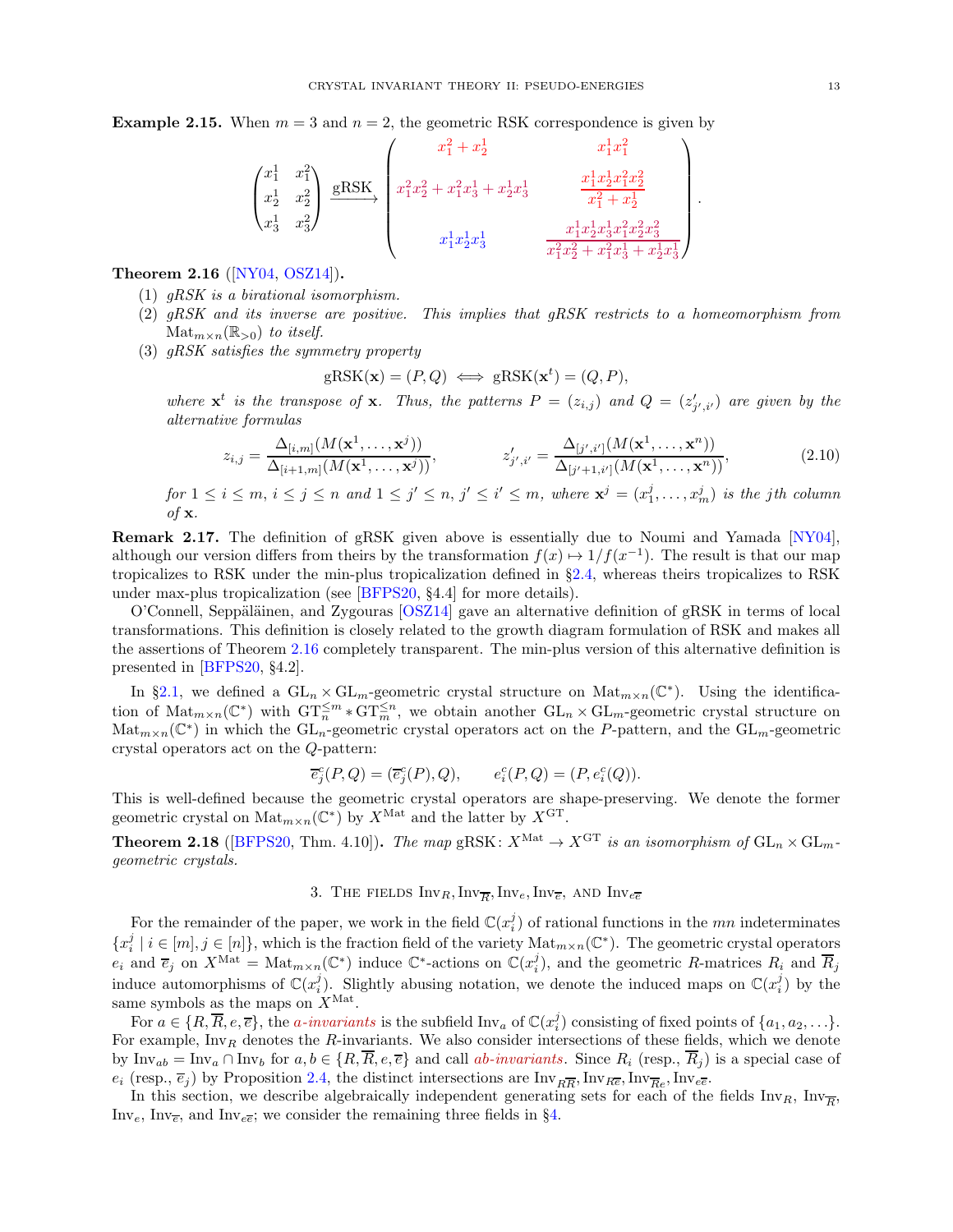**Example 2.15.** When $m = 3$ and $n = 2$, the geometric RSK correspondence is given by

$$\begin{pmatrix} x_1^1 & x_1^2 \\ x_2^1 & x_2^2 \\ x_3^1 & x_3^2 \end{pmatrix} \xrightarrow{\text{gRSK}} \begin{pmatrix} x_1^2 + x_2^1 & x_1^1 x_1^2 \\ x_1^2 x_2^2 + x_1^2 x_3^1 + x_2^1 x_3^1 & \dfrac{x_1^1 x_2^1 x_1^2 x_2^2}{x_1^2 + x_2^1} \\ x_1^1 x_2^1 x_3^1 & \dfrac{x_1^1 x_2^1 x_3^1 x_1^2 x_2^2 x_3^2}{x_1^2 x_2^2 + x_1^2 x_3^1 + x_2^1 x_3^1} \end{pmatrix}.$$

**Theorem 2.16** ([NY04, OSZ14])**.**

(1) *gRSK is a birational isomorphism.*

(2) *gRSK and its inverse are positive. This implies that gRSK restricts to a homeomorphism from* $\mathrm{Mat}_{m\times n}(\mathbb{R}_{>0})$ *to itself.*

(3) *gRSK satisfies the symmetry property*

$$\mathrm{gRSK}(\mathbf{x}) = (P, Q) \iff \mathrm{gRSK}(\mathbf{x}^t) = (Q, P),$$

*where* $\mathbf{x}^t$ *is the transpose of* $\mathbf{x}$*. Thus, the patterns* $P = (z_{i,j})$ *and* $Q = (z'_{j',i'})$ *are given by the alternative formulas*

$$z_{i,j} = \frac{\Delta_{[i,m]}(M(\mathbf{x}^1, \ldots, \mathbf{x}^j))}{\Delta_{[i+1,m]}(M(\mathbf{x}^1, \ldots, \mathbf{x}^j))}, \qquad z'_{j',i'} = \frac{\Delta_{[j',i']}(M(\mathbf{x}^1, \ldots, \mathbf{x}^n))}{\Delta_{[j'+1,i']}(M(\mathbf{x}^1, \ldots, \mathbf{x}^n))}, \tag{2.10}$$

*for* $1 \le i \le m$, $i \le j \le n$ *and* $1 \le j' \le n$, $j' \le i' \le m$*, where* $\mathbf{x}^j = (x_1^j, \ldots, x_m^j)$ *is the* $j$*th column of* $\mathbf{x}$*.*

**Remark 2.17.** The definition of gRSK given above is essentially due to Noumi and Yamada [NY04], although our version differs from theirs by the transformation $f(x) \mapsto 1/f(x^{-1})$. The result is that our map tropicalizes to RSK under the min-plus tropicalization defined in §2.4, whereas theirs tropicalizes to RSK under max-plus tropicalization (see [BFPS20, §4.4] for more details).

O'Connell, Seppäläinen, and Zygouras [OSZ14] gave an alternative definition of gRSK in terms of local transformations. This definition is closely related to the growth diagram formulation of RSK and makes all the assertions of Theorem 2.16 completely transparent. The min-plus version of this alternative definition is presented in [BFPS20, §4.2].

In §2.1, we defined a $\mathrm{GL}_n \times \mathrm{GL}_m$-geometric crystal structure on $\mathrm{Mat}_{m\times n}(\mathbb{C}^*)$. Using the identification of $\mathrm{Mat}_{m\times n}(\mathbb{C}^*)$ with $\mathrm{GT}_{\overline{n}}^{\le m} * \mathrm{GT}_{\overline{m}}^{\le n}$, we obtain another $\mathrm{GL}_n \times \mathrm{GL}_m$-geometric crystal structure on $\mathrm{Mat}_{m\times n}(\mathbb{C}^*)$ in which the $\mathrm{GL}_n$-geometric crystal operators act on the $P$-pattern, and the $\mathrm{GL}_m$-geometric crystal operators act on the $Q$-pattern:

$$\overline{e}_j^c(P, Q) = (\overline{e}_j^c(P), Q), \qquad e_i^c(P, Q) = (P, e_i^c(Q)).$$

This is well-defined because the geometric crystal operators are shape-preserving. We denote the former geometric crystal on $\mathrm{Mat}_{m\times n}(\mathbb{C}^*)$ by $X^{\mathrm{Mat}}$ and the latter by $X^{\mathrm{GT}}$.

**Theorem 2.18** ([BFPS20, Thm. 4.10])**.** *The map* $\mathrm{gRSK}\colon X^{\mathrm{Mat}} \to X^{\mathrm{GT}}$ *is an isomorphism of* $\mathrm{GL}_n \times \mathrm{GL}_m$*-geometric crystals.*

## 3. The fields $\mathrm{Inv}_R, \mathrm{Inv}_{\overline{R}}, \mathrm{Inv}_e, \mathrm{Inv}_{\overline{e}}$, and $\mathrm{Inv}_{e\overline{e}}$

For the remainder of the paper, we work in the field $\mathbb{C}(x_i^j)$ of rational functions in the $mn$ indeterminates $\{x_i^j \mid i \in [m], j \in [n]\}$, which is the fraction field of the variety $\mathrm{Mat}_{m\times n}(\mathbb{C}^*)$. The geometric crystal operators $e_i$ and $\overline{e}_j$ on $X^{\mathrm{Mat}} = \mathrm{Mat}_{m\times n}(\mathbb{C}^*)$ induce $\mathbb{C}^*$-actions on $\mathbb{C}(x_i^j)$, and the geometric $R$-matrices $R_i$ and $\overline{R}_j$ induce automorphisms of $\mathbb{C}(x_i^j)$. Slightly abusing notation, we denote the induced maps on $\mathbb{C}(x_i^j)$ by the same symbols as the maps on $X^{\mathrm{Mat}}$.

For $a \in \{R, \overline{R}, e, \overline{e}\}$, the *$a$-invariants* is the subfield $\mathrm{Inv}_a$ of $\mathbb{C}(x_i^j)$ consisting of fixed points of $\{a_1, a_2, \ldots\}$. For example, $\mathrm{Inv}_R$ denotes the $R$-invariants. We also consider intersections of these fields, which we denote by $\mathrm{Inv}_{ab} = \mathrm{Inv}_a \cap \mathrm{Inv}_b$ for $a, b \in \{R, \overline{R}, e, \overline{e}\}$ and call *$ab$-invariants*. Since $R_i$ (resp., $\overline{R}_j$) is a special case of $e_i$ (resp., $\overline{e}_j$) by Proposition 2.4, the distinct intersections are $\mathrm{Inv}_{R\overline{R}}, \mathrm{Inv}_{R\overline{e}}, \mathrm{Inv}_{\overline{R}e}, \mathrm{Inv}_{e\overline{e}}$.

In this section, we describe algebraically independent generating sets for each of the fields $\mathrm{Inv}_R$, $\mathrm{Inv}_{\overline{R}}$, $\mathrm{Inv}_e$, $\mathrm{Inv}_{\overline{e}}$, and $\mathrm{Inv}_{e\overline{e}}$; we consider the remaining three fields in §4.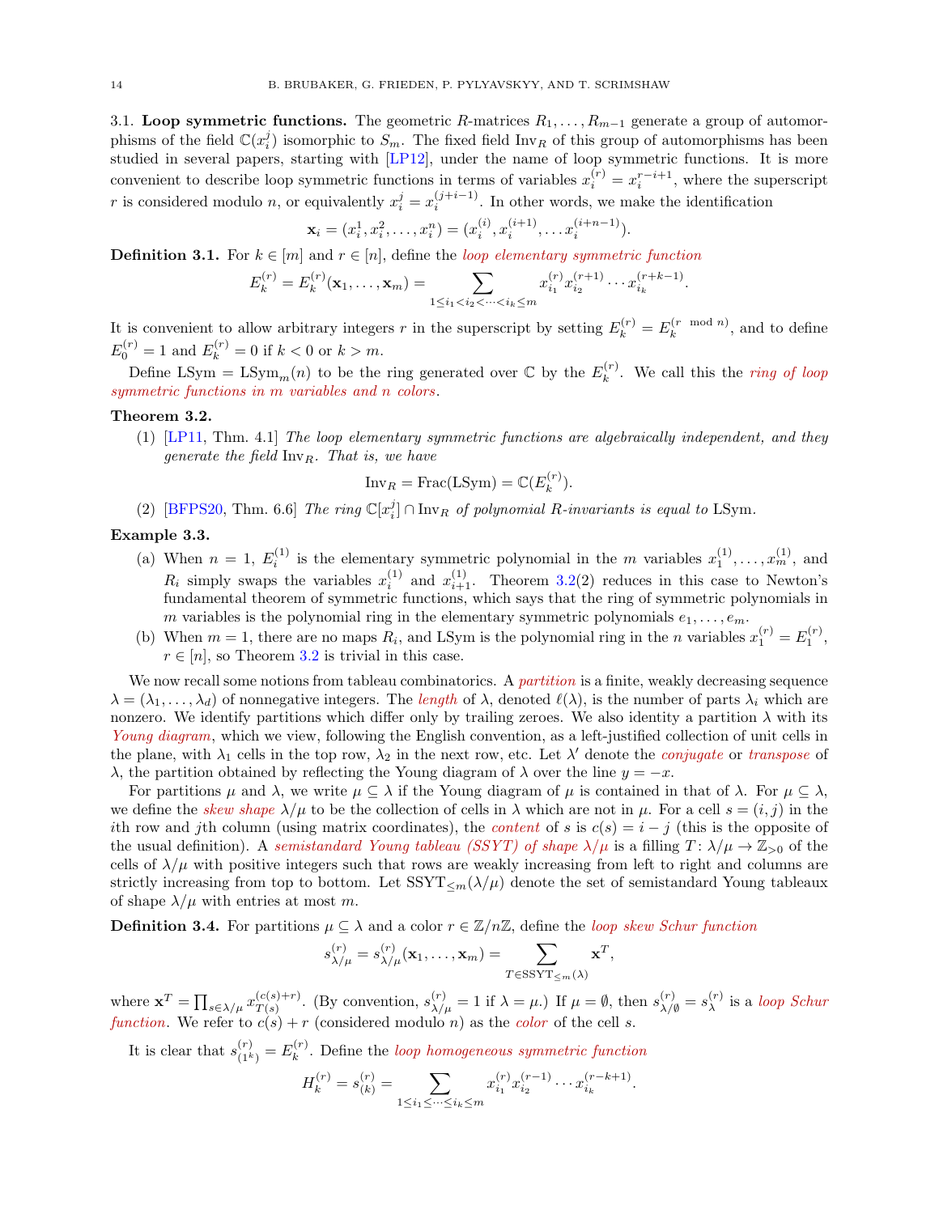### 3.1. Loop symmetric functions.

The geometric $R$-matrices $R_1, \ldots, R_{m-1}$ generate a group of automorphisms of the field $\mathbb{C}(x_i^j)$ isomorphic to $S_m$. The fixed field $\mathrm{Inv}_R$ of this group of automorphisms has been studied in several papers, starting with [LP12], under the name of loop symmetric functions. It is more convenient to describe loop symmetric functions in terms of variables $x_i^{(r)} = x_i^{r-i+1}$, where the superscript $r$ is considered modulo $n$, or equivalently $x_i^j = x_i^{(j+i-1)}$. In other words, we make the identification

$$\mathbf{x}_i = (x_i^1, x_i^2, \ldots, x_i^n) = (x_i^{(i)}, x_i^{(i+1)}, \ldots x_i^{(i+n-1)}).$$

**Definition 3.1.** For $k \in [m]$ and $r \in [n]$, define the *loop elementary symmetric function*

$$E_k^{(r)} = E_k^{(r)}(\mathbf{x}_1, \ldots, \mathbf{x}_m) = \sum_{1 \le i_1 < i_2 < \cdots < i_k \le m} x_{i_1}^{(r)} x_{i_2}^{(r+1)} \cdots x_{i_k}^{(r+k-1)}.$$

It is convenient to allow arbitrary integers $r$ in the superscript by setting $E_k^{(r)} = E_k^{(r \mod n)}$, and to define $E_0^{(r)} = 1$ and $E_k^{(r)} = 0$ if $k < 0$ or $k > m$.

Define $\mathrm{LSym} = \mathrm{LSym}_m(n)$ to be the ring generated over $\mathbb{C}$ by the $E_k^{(r)}$. We call this the *ring of loop symmetric functions in $m$ variables and $n$ colors*.

**Theorem 3.2.**

1. [LP11, Thm. 4.1] *The loop elementary symmetric functions are algebraically independent, and they generate the field $\mathrm{Inv}_R$. That is, we have*
$$\mathrm{Inv}_R = \mathrm{Frac}(\mathrm{LSym}) = \mathbb{C}(E_k^{(r)}).$$
2. [BFPS20, Thm. 6.6] *The ring $\mathbb{C}[x_i^j] \cap \mathrm{Inv}_R$ of polynomial $R$-invariants is equal to $\mathrm{LSym}$.*

**Example 3.3.**

(a) When $n = 1$, $E_i^{(1)}$ is the elementary symmetric polynomial in the $m$ variables $x_1^{(1)}, \ldots, x_m^{(1)}$, and $R_i$ simply swaps the variables $x_i^{(1)}$ and $x_{i+1}^{(1)}$. Theorem 3.2(2) reduces in this case to Newton's fundamental theorem of symmetric functions, which says that the ring of symmetric polynomials in $m$ variables is the polynomial ring in the elementary symmetric polynomials $e_1, \ldots, e_m$.

(b) When $m = 1$, there are no maps $R_i$, and LSym is the polynomial ring in the $n$ variables $x_1^{(r)} = E_1^{(r)}$, $r \in [n]$, so Theorem 3.2 is trivial in this case.

We now recall some notions from tableau combinatorics. A *partition* is a finite, weakly decreasing sequence $\lambda = (\lambda_1, \ldots, \lambda_d)$ of nonnegative integers. The *length* of $\lambda$, denoted $\ell(\lambda)$, is the number of parts $\lambda_i$ which are nonzero. We identify partitions which differ only by trailing zeroes. We also identity a partition $\lambda$ with its *Young diagram*, which we view, following the English convention, as a left-justified collection of unit cells in the plane, with $\lambda_1$ cells in the top row, $\lambda_2$ in the next row, etc. Let $\lambda'$ denote the *conjugate* or *transpose* of $\lambda$, the partition obtained by reflecting the Young diagram of $\lambda$ over the line $y = -x$.

For partitions $\mu$ and $\lambda$, we write $\mu \subseteq \lambda$ if the Young diagram of $\mu$ is contained in that of $\lambda$. For $\mu \subseteq \lambda$, we define the *skew shape* $\lambda/\mu$ to be the collection of cells in $\lambda$ which are not in $\mu$. For a cell $s = (i, j)$ in the $i$th row and $j$th column (using matrix coordinates), the *content* of $s$ is $c(s) = i - j$ (this is the opposite of the usual definition). A *semistandard Young tableau (SSYT) of shape $\lambda/\mu$* is a filling $T \colon \lambda/\mu \to \mathbb{Z}_{>0}$ of the cells of $\lambda/\mu$ with positive integers such that rows are weakly increasing from left to right and columns are strictly increasing from top to bottom. Let $\mathrm{SSYT}_{\le m}(\lambda/\mu)$ denote the set of semistandard Young tableaux of shape $\lambda/\mu$ with entries at most $m$.

**Definition 3.4.** For partitions $\mu \subseteq \lambda$ and a color $r \in \mathbb{Z}/n\mathbb{Z}$, define the *loop skew Schur function*

$$s_{\lambda/\mu}^{(r)} = s_{\lambda/\mu}^{(r)}(\mathbf{x}_1, \ldots, \mathbf{x}_m) = \sum_{T \in \mathrm{SSYT}_{\le m}(\lambda)} \mathbf{x}^T,$$

where $\mathbf{x}^T = \prod_{s \in \lambda/\mu} x_{T(s)}^{(c(s)+r)}$. (By convention, $s_{\lambda/\mu}^{(r)} = 1$ if $\lambda = \mu$.) If $\mu = \emptyset$, then $s_{\lambda/\emptyset}^{(r)} = s_\lambda^{(r)}$ is a *loop Schur function*. We refer to $c(s) + r$ (considered modulo $n$) as the *color* of the cell $s$.

It is clear that $s_{(1^k)}^{(r)} = E_k^{(r)}$. Define the *loop homogeneous symmetric function*

$$H_k^{(r)} = s_{(k)}^{(r)} = \sum_{1 \le i_1 \le \cdots \le i_k \le m} x_{i_1}^{(r)} x_{i_2}^{(r-1)} \cdots x_{i_k}^{(r-k+1)}.$$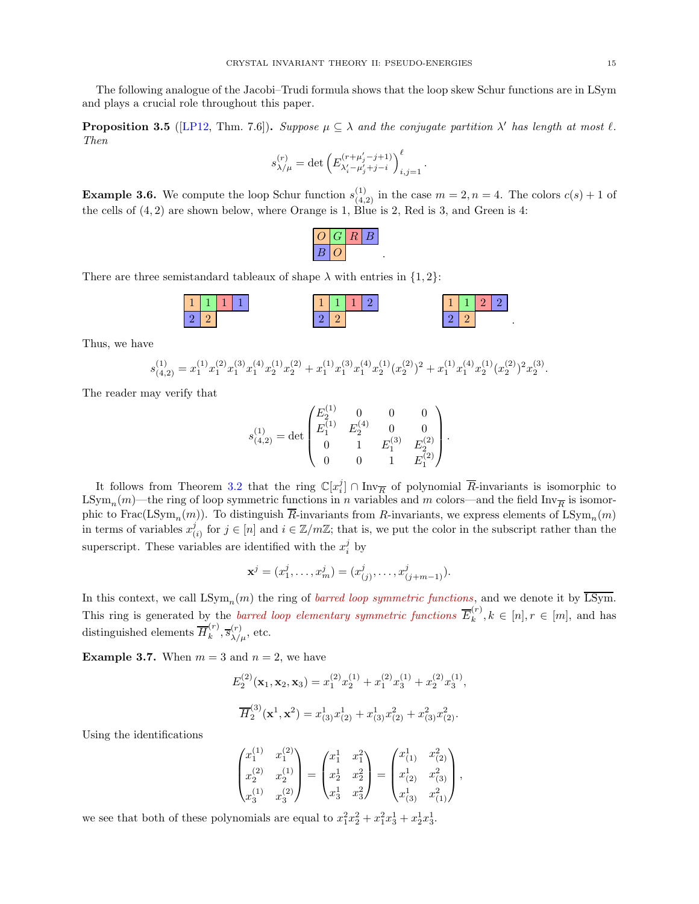The following analogue of the Jacobi–Trudi formula shows that the loop skew Schur functions are in LSym and plays a crucial role throughout this paper.

**Proposition 3.5** ([LP12, Thm. 7.6])**.** *Suppose $\mu \subseteq \lambda$ and the conjugate partition $\lambda'$ has length at most $\ell$. Then*

$$s^{(r)}_{\lambda/\mu} = \det\left(E^{(r+\mu'_j-j+1)}_{\lambda'_i-\mu'_j+j-i}\right)_{i,j=1}^{\ell}.$$

**Example 3.6.** We compute the loop Schur function $s^{(1)}_{(4,2)}$ in the case $m=2, n=4$. The colors $c(s)+1$ of the cells of $(4,2)$ are shown below, where Orange is 1, Blue is 2, Red is 3, and Green is 4:

| O | G | R | B |
|---|---|---|---|
| B | O | | |

There are three semistandard tableaux of shape $\lambda$ with entries in $\{1,2\}$:

| 1 | 1 | 1 | 1 |
|---|---|---|---|
| 2 | 2 | | |

| 1 | 1 | 1 | 2 |
|---|---|---|---|
| 2 | 2 | | |

| 1 | 1 | 2 | 2 |
|---|---|---|---|
| 2 | 2 | | |

Thus, we have

$$s^{(1)}_{(4,2)} = x_1^{(1)}x_1^{(2)}x_1^{(3)}x_1^{(4)}x_2^{(1)}x_2^{(2)} + x_1^{(1)}x_1^{(3)}x_1^{(4)}x_2^{(1)}(x_2^{(2)})^2 + x_1^{(1)}x_1^{(4)}x_2^{(1)}(x_2^{(2)})^2x_2^{(3)}.$$

The reader may verify that

$$s^{(1)}_{(4,2)} = \det\begin{pmatrix} E_2^{(1)} & 0 & 0 & 0 \\ E_1^{(1)} & E_2^{(4)} & 0 & 0 \\ 0 & 1 & E_1^{(3)} & E_2^{(2)} \\ 0 & 0 & 1 & E_1^{(2)} \end{pmatrix}.$$

It follows from Theorem 3.2 that the ring $\mathbb{C}[x_i^j] \cap \mathrm{Inv}_{\overline{R}}$ of polynomial $\overline{R}$-invariants is isomorphic to $\mathrm{LSym}_n(m)$—the ring of loop symmetric functions in $n$ variables and $m$ colors—and the field $\mathrm{Inv}_{\overline{R}}$ is isomorphic to $\mathrm{Frac}(\mathrm{LSym}_n(m))$. To distinguish $\overline{R}$-invariants from $R$-invariants, we express elements of $\mathrm{LSym}_n(m)$ in terms of variables $x^j_{(i)}$ for $j \in [n]$ and $i \in \mathbb{Z}/m\mathbb{Z}$; that is, we put the color in the subscript rather than the superscript. These variables are identified with the $x_i^j$ by

$$\mathbf{x}^j = (x_1^j, \ldots, x_m^j) = (x^j_{(j)}, \ldots, x^j_{(j+m-1)}).$$

In this context, we call $\mathrm{LSym}_n(m)$ the ring of *barred loop symmetric functions*, and we denote it by $\overline{\mathrm{LSym}}$. This ring is generated by the *barred loop elementary symmetric functions* $\overline{E}^{(r)}_k, k \in [n], r \in [m]$, and has distinguished elements $\overline{H}^{(r)}_k, \overline{s}^{(r)}_{\lambda/\mu}$, etc.

**Example 3.7.** When $m=3$ and $n=2$, we have

$$E_2^{(2)}(\mathbf{x}_1, \mathbf{x}_2, \mathbf{x}_3) = x_1^{(2)}x_2^{(1)} + x_1^{(2)}x_3^{(1)} + x_2^{(2)}x_3^{(1)},$$

$$\overline{H}_2^{(3)}(\mathbf{x}^1, \mathbf{x}^2) = x^1_{(3)}x^1_{(2)} + x^1_{(3)}x^2_{(2)} + x^2_{(3)}x^2_{(2)}.$$

Using the identifications

$$\begin{pmatrix} x_1^{(1)} & x_1^{(2)} \\ x_2^{(2)} & x_2^{(1)} \\ x_3^{(1)} & x_3^{(2)} \end{pmatrix} = \begin{pmatrix} x_1^1 & x_1^2 \\ x_2^1 & x_2^2 \\ x_3^1 & x_3^2 \end{pmatrix} = \begin{pmatrix} x^1_{(1)} & x^2_{(2)} \\ x^1_{(2)} & x^2_{(3)} \\ x^1_{(3)} & x^2_{(1)} \end{pmatrix},$$

we see that both of these polynomials are equal to $x_1^2x_2^2 + x_1^2x_3^1 + x_2^1x_3^1$.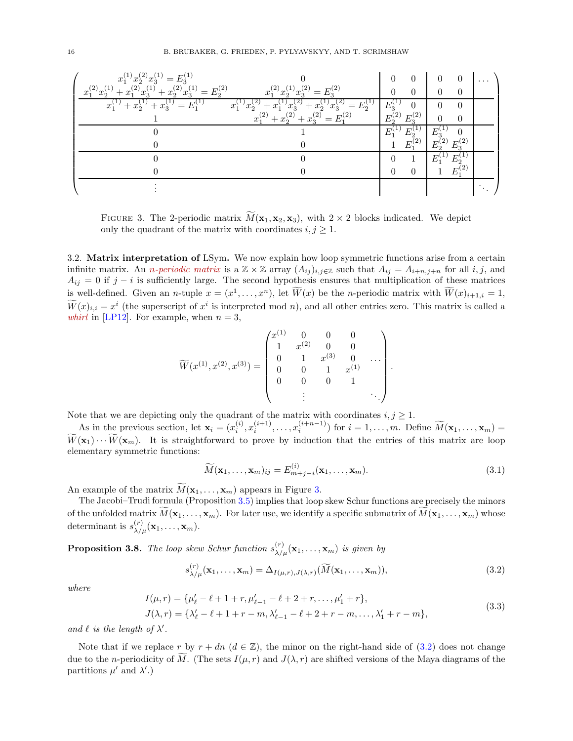$$
\left(\begin{array}{cc|cc|cc|c}
x_1^{(1)}x_2^{(2)}x_3^{(1)} = E_3^{(1)} & 0 & 0 & 0 & 0 & 0 & \cdots \\
x_1^{(2)}x_2^{(1)} + x_1^{(2)}x_3^{(1)} + x_2^{(2)}x_3^{(1)} = E_2^{(2)} & x_1^{(2)}x_2^{(1)}x_3^{(2)} = E_3^{(2)} & 0 & 0 & 0 & 0 & \\
\hline
x_1^{(1)} + x_2^{(1)} + x_3^{(1)} = E_1^{(1)} & x_1^{(1)}x_2^{(2)} + x_1^{(1)}x_3^{(2)} + x_2^{(1)}x_3^{(2)} = E_2^{(1)} & E_3^{(1)} & 0 & 0 & 0 & \\
1 & x_1^{(2)} + x_2^{(2)} + x_3^{(2)} = E_1^{(2)} & E_2^{(2)} & E_3^{(2)} & 0 & 0 & \\
\hline
0 & 1 & E_1^{(1)} & E_2^{(1)} & E_3^{(1)} & 0 & \\
0 & 0 & 1 & E_1^{(2)} & E_2^{(2)} & E_3^{(2)} & \\
\hline
0 & 0 & 0 & 1 & E_1^{(1)} & E_2^{(1)} & \\
0 & 0 & 0 & 0 & 1 & E_1^{(2)} & \\
\hline
\vdots & & & & & & \ddots
\end{array}\right)
$$

FIGURE 3. The 2-periodic matrix $\widetilde{M}(\mathbf{x}_1, \mathbf{x}_2, \mathbf{x}_3)$, with $2 \times 2$ blocks indicated. We depict only the quadrant of the matrix with coordinates $i, j \geq 1$.

3.2. **Matrix interpretation of** LSym**.** We now explain how loop symmetric functions arise from a certain infinite matrix. An *n-periodic matrix* is a $\mathbb{Z} \times \mathbb{Z}$ array $(A_{ij})_{i,j \in \mathbb{Z}}$ such that $A_{ij} = A_{i+n,j+n}$ for all $i, j$, and $A_{ij} = 0$ if $j - i$ is sufficiently large. The second hypothesis ensures that multiplication of these matrices is well-defined. Given an $n$-tuple $x = (x^1, \ldots, x^n)$, let $\widetilde{W}(x)$ be the $n$-periodic matrix with $\widetilde{W}(x)_{i+1,i} = 1$, $\widetilde{W}(x)_{i,i} = x^i$ (the superscript of $x^i$ is interpreted mod $n$), and all other entries zero. This matrix is called a *whirl* in [LP12]. For example, when $n = 3$,

$$
\widetilde{W}(x^{(1)}, x^{(2)}, x^{(3)}) = \begin{pmatrix}
x^{(1)} & 0 & 0 & 0 & \\
1 & x^{(2)} & 0 & 0 & \\
0 & 1 & x^{(3)} & 0 & \cdots \\
0 & 0 & 1 & x^{(1)} & \\
0 & 0 & 0 & 1 & \\
 & \vdots & & & \ddots
\end{pmatrix}.
$$

Note that we are depicting only the quadrant of the matrix with coordinates $i, j \geq 1$.

As in the previous section, let $\mathbf{x}_i = (x_i^{(i)}, x_i^{(i+1)}, \ldots, x_i^{(i+n-1)})$ for $i = 1, \ldots, m$. Define $\widetilde{M}(\mathbf{x}_1, \ldots, \mathbf{x}_m) = \widetilde{W}(\mathbf{x}_1) \cdots \widetilde{W}(\mathbf{x}_m)$. It is straightforward to prove by induction that the entries of this matrix are loop elementary symmetric functions:

$$
\widetilde{M}(\mathbf{x}_1, \ldots, \mathbf{x}_m)_{ij} = E^{(i)}_{m+j-i}(\mathbf{x}_1, \ldots, \mathbf{x}_m). \tag{3.1}
$$

An example of the matrix $\widetilde{M}(\mathbf{x}_1, \ldots, \mathbf{x}_m)$ appears in Figure 3.

The Jacobi–Trudi formula (Proposition 3.5) implies that loop skew Schur functions are precisely the minors of the unfolded matrix $\widetilde{M}(\mathbf{x}_1, \ldots, \mathbf{x}_m)$. For later use, we identify a specific submatrix of $\widetilde{M}(\mathbf{x}_1, \ldots, \mathbf{x}_m)$ whose determinant is $s^{(r)}_{\lambda/\mu}(\mathbf{x}_1, \ldots, \mathbf{x}_m)$.

**Proposition 3.8.** *The loop skew Schur function $s^{(r)}_{\lambda/\mu}(\mathbf{x}_1, \ldots, \mathbf{x}_m)$ is given by*

$$
s^{(r)}_{\lambda/\mu}(\mathbf{x}_1, \ldots, \mathbf{x}_m) = \Delta_{I(\mu,r),J(\lambda,r)}(\widetilde{M}(\mathbf{x}_1, \ldots, \mathbf{x}_m)), \tag{3.2}
$$

*where*

$$
\begin{aligned}
I(\mu, r) &= \{\mu'_\ell - \ell + 1 + r, \mu'_{\ell-1} - \ell + 2 + r, \ldots, \mu'_1 + r\}, \\
J(\lambda, r) &= \{\lambda'_\ell - \ell + 1 + r - m, \lambda'_{\ell-1} - \ell + 2 + r - m, \ldots, \lambda'_1 + r - m\},
\end{aligned} \tag{3.3}
$$

*and $\ell$ is the length of $\lambda'$.*

Note that if we replace $r$ by $r + dn$ ($d \in \mathbb{Z}$), the minor on the right-hand side of (3.2) does not change due to the $n$-periodicity of $\widetilde{M}$. (The sets $I(\mu, r)$ and $J(\lambda, r)$ are shifted versions of the Maya diagrams of the partitions $\mu'$ and $\lambda'$.)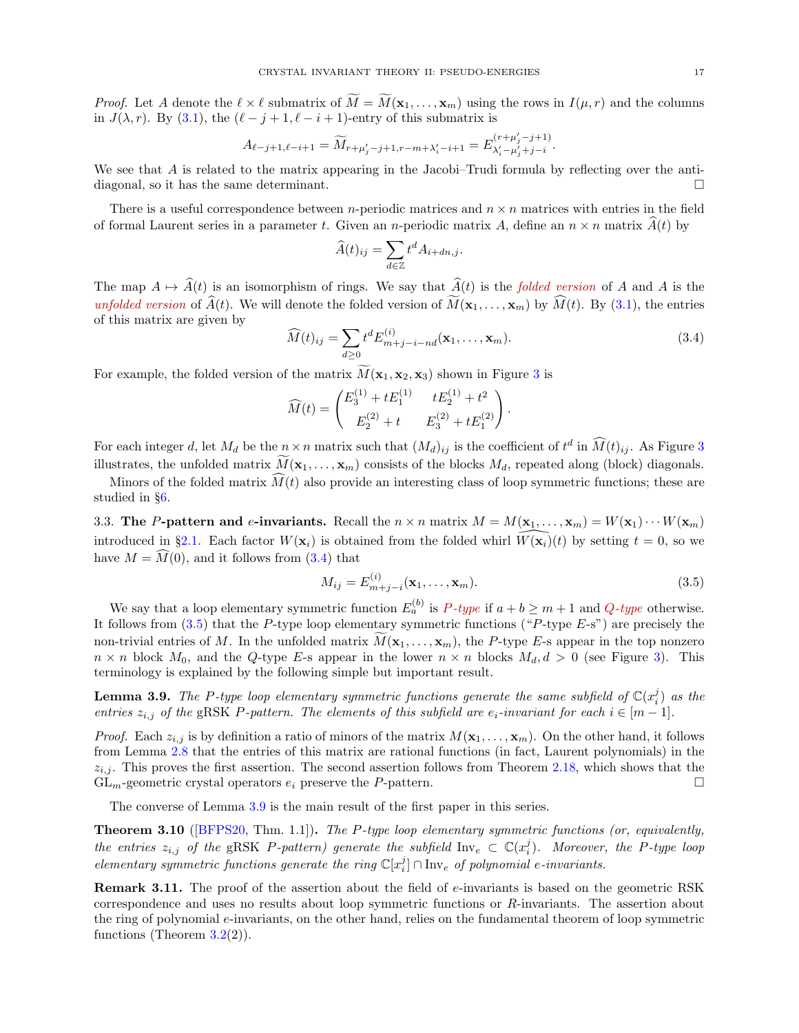*Proof.* Let $A$ denote the $\ell \times \ell$ submatrix of $\widetilde{M} = \widetilde{M}(\mathbf{x}_1, \ldots, \mathbf{x}_m)$ using the rows in $I(\mu, r)$ and the columns in $J(\lambda, r)$. By (3.1), the $(\ell - j + 1, \ell - i + 1)$-entry of this submatrix is

$$A_{\ell-j+1,\ell-i+1} = \widetilde{M}_{r+\mu'_j-j+1, r-m+\lambda'_i-i+1} = E^{(r+\mu'_j-j+1)}_{\lambda'_i-\mu'_j+j-i}.$$

We see that $A$ is related to the matrix appearing in the Jacobi–Trudi formula by reflecting over the anti-diagonal, so it has the same determinant. □

There is a useful correspondence between $n$-periodic matrices and $n \times n$ matrices with entries in the field of formal Laurent series in a parameter $t$. Given an $n$-periodic matrix $A$, define an $n \times n$ matrix $\widehat{A}(t)$ by

$$\widehat{A}(t)_{ij} = \sum_{d \in \mathbb{Z}} t^d A_{i+dn,j}.$$

The map $A \mapsto \widehat{A}(t)$ is an isomorphism of rings. We say that $\widehat{A}(t)$ is the *folded version* of $A$ and $A$ is the *unfolded version* of $\widehat{A}(t)$. We will denote the folded version of $\widetilde{M}(\mathbf{x}_1, \ldots, \mathbf{x}_m)$ by $\widehat{M}(t)$. By (3.1), the entries of this matrix are given by

$$\widehat{M}(t)_{ij} = \sum_{d \geq 0} t^d E^{(i)}_{m+j-i-nd}(\mathbf{x}_1, \ldots, \mathbf{x}_m). \tag{3.4}$$

For example, the folded version of the matrix $\widetilde{M}(\mathbf{x}_1, \mathbf{x}_2, \mathbf{x}_3)$ shown in Figure 3 is

$$\widehat{M}(t) = \begin{pmatrix} E^{(1)}_3 + tE^{(1)}_1 & tE^{(1)}_2 + t^2 \\ E^{(2)}_2 + t & E^{(2)}_3 + tE^{(2)}_1 \end{pmatrix}.$$

For each integer $d$, let $M_d$ be the $n \times n$ matrix such that $(M_d)_{ij}$ is the coefficient of $t^d$ in $\widehat{M}(t)_{ij}$. As Figure 3 illustrates, the unfolded matrix $\widetilde{M}(\mathbf{x}_1, \ldots, \mathbf{x}_m)$ consists of the blocks $M_d$, repeated along (block) diagonals.

Minors of the folded matrix $\widehat{M}(t)$ also provide an interesting class of loop symmetric functions; these are studied in §6.

## 3.3. The $P$-pattern and $e$-invariants.

Recall the $n \times n$ matrix $M = M(\mathbf{x}_1, \ldots, \mathbf{x}_m) = W(\mathbf{x}_1) \cdots W(\mathbf{x}_m)$ introduced in §2.1. Each factor $W(\mathbf{x}_i)$ is obtained from the folded whirl $\widehat{W(\mathbf{x}_i)}(t)$ by setting $t = 0$, so we have $M = \widehat{M}(0)$, and it follows from (3.4) that

$$M_{ij} = E^{(i)}_{m+j-i}(\mathbf{x}_1, \ldots, \mathbf{x}_m). \tag{3.5}$$

We say that a loop elementary symmetric function $E^{(b)}_a$ is *$P$-type* if $a + b \geq m + 1$ and *$Q$-type* otherwise. It follows from (3.5) that the $P$-type loop elementary symmetric functions ("$P$-type $E$-s") are precisely the non-trivial entries of $M$. In the unfolded matrix $\widetilde{M}(\mathbf{x}_1, \ldots, \mathbf{x}_m)$, the $P$-type $E$-s appear in the top nonzero $n \times n$ block $M_0$, and the $Q$-type $E$-s appear in the lower $n \times n$ blocks $M_d, d > 0$ (see Figure 3). This terminology is explained by the following simple but important result.

**Lemma 3.9.** *The $P$-type loop elementary symmetric functions generate the same subfield of $\mathbb{C}(x^j_i)$ as the entries $z_{i,j}$ of the* gRSK *$P$-pattern. The elements of this subfield are $e_i$-invariant for each $i \in [m-1]$.*

*Proof.* Each $z_{i,j}$ is by definition a ratio of minors of the matrix $M(\mathbf{x}_1, \ldots, \mathbf{x}_m)$. On the other hand, it follows from Lemma 2.8 that the entries of this matrix are rational functions (in fact, Laurent polynomials) in the $z_{i,j}$. This proves the first assertion. The second assertion follows from Theorem 2.18, which shows that the $\mathrm{GL}_m$-geometric crystal operators $e_i$ preserve the $P$-pattern. □

The converse of Lemma 3.9 is the main result of the first paper in this series.

**Theorem 3.10** ([BFPS20, Thm. 1.1])**.** *The $P$-type loop elementary symmetric functions (or, equivalently, the entries $z_{i,j}$ of the* gRSK *$P$-pattern) generate the subfield $\mathrm{Inv}_e \subset \mathbb{C}(x^j_i)$. Moreover, the $P$-type loop elementary symmetric functions generate the ring $\mathbb{C}[x^j_i] \cap \mathrm{Inv}_e$ of polynomial $e$-invariants.*

**Remark 3.11.** The proof of the assertion about the field of $e$-invariants is based on the geometric RSK correspondence and uses no results about loop symmetric functions or $R$-invariants. The assertion about the ring of polynomial $e$-invariants, on the other hand, relies on the fundamental theorem of loop symmetric functions (Theorem 3.2(2)).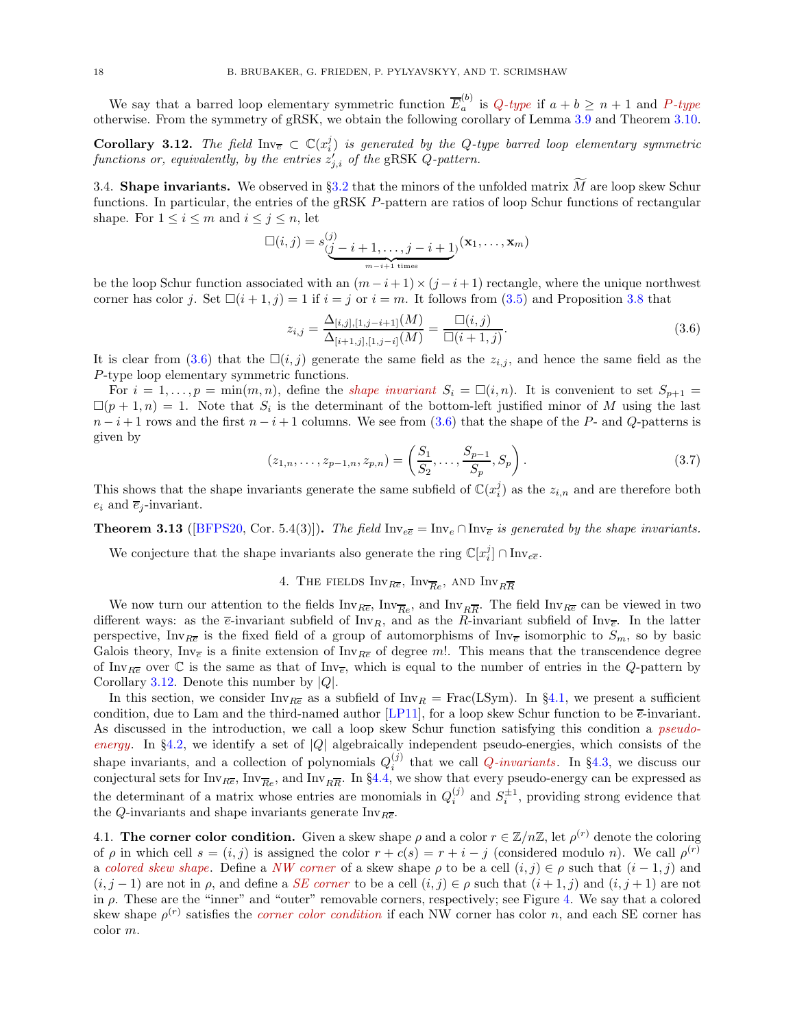We say that a barred loop elementary symmetric function $\overline{E}_a^{(b)}$ is *Q-type* if $a + b \geq n + 1$ and *P-type* otherwise. From the symmetry of gRSK, we obtain the following corollary of Lemma 3.9 and Theorem 3.10.

**Corollary 3.12.** *The field* $\mathrm{Inv}_{\overline{e}} \subset \mathbb{C}(x_i^j)$ *is generated by the Q-type barred loop elementary symmetric functions or, equivalently, by the entries* $z'_{j,i}$ *of the* gRSK *Q-pattern.*

3.4. **Shape invariants.** We observed in §3.2 that the minors of the unfolded matrix $\widetilde{M}$ are loop skew Schur functions. In particular, the entries of the gRSK $P$-pattern are ratios of loop Schur functions of rectangular shape. For $1 \leq i \leq m$ and $i \leq j \leq n$, let

$$\square(i,j) = s^{(j)}_{\underbrace{(j-i+1,\ldots,j-i+1)}_{m-i+1 \text{ times}}}(\mathbf{x}_1,\ldots,\mathbf{x}_m)$$

be the loop Schur function associated with an $(m-i+1) \times (j-i+1)$ rectangle, where the unique northwest corner has color $j$. Set $\square(i+1,j) = 1$ if $i = j$ or $i = m$. It follows from (3.5) and Proposition 3.8 that

$$z_{i,j} = \frac{\Delta_{[i,j],[1,j-i+1]}(M)}{\Delta_{[i+1,j],[1,j-i]}(M)} = \frac{\square(i,j)}{\square(i+1,j)}. \tag{3.6}$$

It is clear from (3.6) that the $\square(i,j)$ generate the same field as the $z_{i,j}$, and hence the same field as the $P$-type loop elementary symmetric functions.

For $i = 1,\ldots,p = \min(m,n)$, define the *shape invariant* $S_i = \square(i,n)$. It is convenient to set $S_{p+1} = \square(p+1,n) = 1$. Note that $S_i$ is the determinant of the bottom-left justified minor of $M$ using the last $n-i+1$ rows and the first $n-i+1$ columns. We see from (3.6) that the shape of the $P$- and $Q$-patterns is given by

$$(z_{1,n},\ldots,z_{p-1,n},z_{p,n}) = \left(\frac{S_1}{S_2},\ldots,\frac{S_{p-1}}{S_p},S_p\right). \tag{3.7}$$

This shows that the shape invariants generate the same subfield of $\mathbb{C}(x_i^j)$ as the $z_{i,n}$ and are therefore both $e_i$ and $\overline{e}_j$-invariant.

**Theorem 3.13** ([BFPS20, Cor. 5.4(3)])**.** *The field* $\mathrm{Inv}_{e\overline{e}} = \mathrm{Inv}_e \cap \mathrm{Inv}_{\overline{e}}$ *is generated by the shape invariants.*

We conjecture that the shape invariants also generate the ring $\mathbb{C}[x_i^j] \cap \mathrm{Inv}_{e\overline{e}}$.

## 4. The fields $\mathrm{Inv}_{R\overline{e}}$, $\mathrm{Inv}_{\overline{R}e}$, and $\mathrm{Inv}_{R\overline{R}}$

We now turn our attention to the fields $\mathrm{Inv}_{R\overline{e}}$, $\mathrm{Inv}_{\overline{R}e}$, and $\mathrm{Inv}_{R\overline{R}}$. The field $\mathrm{Inv}_{R\overline{e}}$ can be viewed in two different ways: as the $\overline{e}$-invariant subfield of $\mathrm{Inv}_R$, and as the $R$-invariant subfield of $\mathrm{Inv}_{\overline{e}}$. In the latter perspective, $\mathrm{Inv}_{R\overline{e}}$ is the fixed field of a group of automorphisms of $\mathrm{Inv}_{\overline{e}}$ isomorphic to $S_m$, so by basic Galois theory, $\mathrm{Inv}_{\overline{e}}$ is a finite extension of $\mathrm{Inv}_{R\overline{e}}$ of degree $m!$. This means that the transcendence degree of $\mathrm{Inv}_{R\overline{e}}$ over $\mathbb{C}$ is the same as that of $\mathrm{Inv}_{\overline{e}}$, which is equal to the number of entries in the $Q$-pattern by Corollary 3.12. Denote this number by $|Q|$.

In this section, we consider $\mathrm{Inv}_{R\overline{e}}$ as a subfield of $\mathrm{Inv}_R = \mathrm{Frac}(\mathrm{LSym})$. In §4.1, we present a sufficient condition, due to Lam and the third-named author [LP11], for a loop skew Schur function to be $\overline{e}$-invariant. As discussed in the introduction, we call a loop skew Schur function satisfying this condition a *pseudo-energy*. In §4.2, we identify a set of $|Q|$ algebraically independent pseudo-energies, which consists of the shape invariants, and a collection of polynomials $Q_i^{(j)}$ that we call *Q-invariants*. In §4.3, we discuss our conjectural sets for $\mathrm{Inv}_{R\overline{e}}$, $\mathrm{Inv}_{\overline{R}e}$, and $\mathrm{Inv}_{R\overline{R}}$. In §4.4, we show that every pseudo-energy can be expressed as the determinant of a matrix whose entries are monomials in $Q_i^{(j)}$ and $S_i^{\pm 1}$, providing strong evidence that the $Q$-invariants and shape invariants generate $\mathrm{Inv}_{R\overline{e}}$.

4.1. **The corner color condition.** Given a skew shape $\rho$ and a color $r \in \mathbb{Z}/n\mathbb{Z}$, let $\rho^{(r)}$ denote the coloring of $\rho$ in which cell $s = (i,j)$ is assigned the color $r + c(s) = r + i - j$ (considered modulo $n$). We call $\rho^{(r)}$ a *colored skew shape*. Define a *NW corner* of a skew shape $\rho$ to be a cell $(i,j) \in \rho$ such that $(i-1,j)$ and $(i,j-1)$ are not in $\rho$, and define a *SE corner* to be a cell $(i,j) \in \rho$ such that $(i+1,j)$ and $(i,j+1)$ are not in $\rho$. These are the "inner" and "outer" removable corners, respectively; see Figure 4. We say that a colored skew shape $\rho^{(r)}$ satisfies the *corner color condition* if each NW corner has color $n$, and each SE corner has color $m$.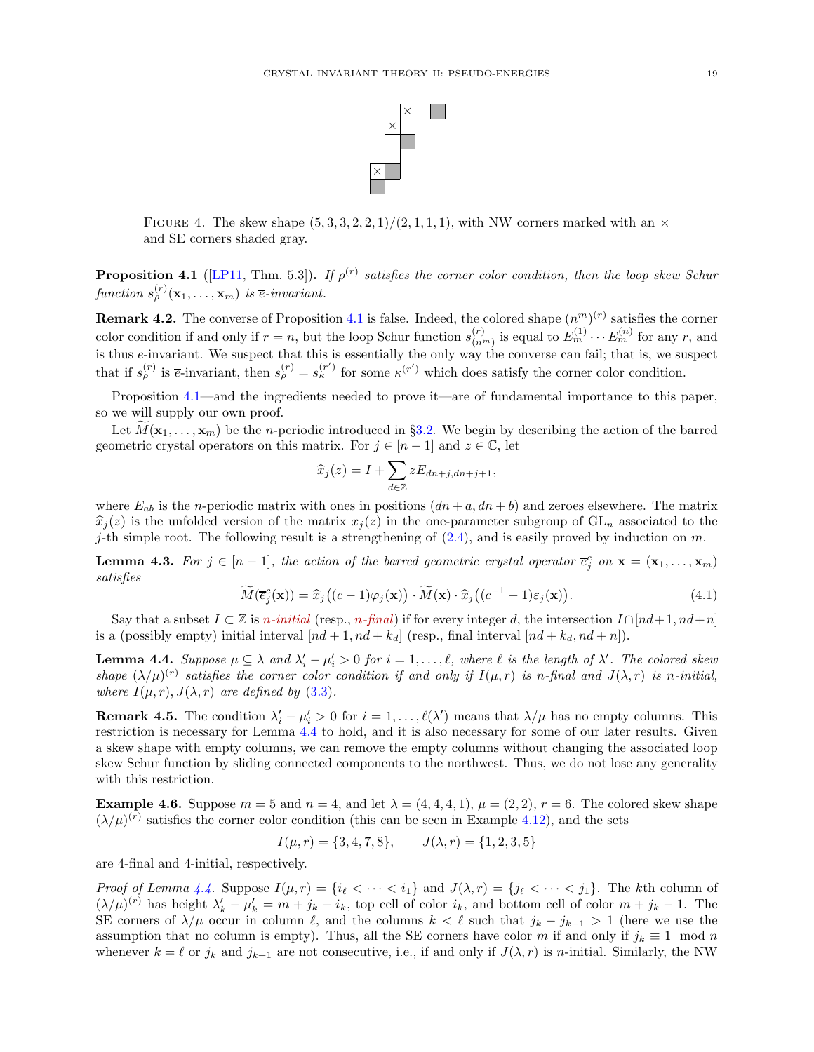FIGURE 4. The skew shape $(5,3,3,2,2,1)/(2,1,1,1)$, with NW corners marked with an $\times$ and SE corners shaded gray.

**Proposition 4.1** ([LP11, Thm. 5.3])**.** *If $\rho^{(r)}$ satisfies the corner color condition, then the loop skew Schur function $s^{(r)}_\rho(\mathbf{x}_1,\ldots,\mathbf{x}_m)$ is $\overline{e}$-invariant.*

**Remark 4.2.** The converse of Proposition 4.1 is false. Indeed, the colored shape $(n^m)^{(r)}$ satisfies the corner color condition if and only if $r = n$, but the loop Schur function $s^{(r)}_{(n^m)}$ is equal to $E^{(1)}_m \cdots E^{(n)}_m$ for any $r$, and is thus $\overline{e}$-invariant. We suspect that this is essentially the only way the converse can fail; that is, we suspect that if $s^{(r)}_\rho$ is $\overline{e}$-invariant, then $s^{(r)}_\rho = s^{(r')}_\kappa$ for some $\kappa^{(r')}$ which does satisfy the corner color condition.

Proposition 4.1—and the ingredients needed to prove it—are of fundamental importance to this paper, so we will supply our own proof.

Let $\widetilde{M}(\mathbf{x}_1,\ldots,\mathbf{x}_m)$ be the $n$-periodic introduced in §3.2. We begin by describing the action of the barred geometric crystal operators on this matrix. For $j \in [n-1]$ and $z \in \mathbb{C}$, let

$$\widehat{x}_j(z) = I + \sum_{d\in\mathbb{Z}} zE_{dn+j,dn+j+1},$$

where $E_{ab}$ is the $n$-periodic matrix with ones in positions $(dn+a, dn+b)$ and zeroes elsewhere. The matrix $\widehat{x}_j(z)$ is the unfolded version of the matrix $x_j(z)$ in the one-parameter subgroup of $\mathrm{GL}_n$ associated to the $j$-th simple root. The following result is a strengthening of (2.4), and is easily proved by induction on $m$.

**Lemma 4.3.** *For $j \in [n-1]$, the action of the barred geometric crystal operator $\overline{e}^c_j$ on $\mathbf{x} = (\mathbf{x}_1,\ldots,\mathbf{x}_m)$ satisfies*

$$\widetilde{M}(\overline{e}^c_j(\mathbf{x})) = \widehat{x}_j\big((c-1)\varphi_j(\mathbf{x})\big)\cdot \widetilde{M}(\mathbf{x}) \cdot \widehat{x}_j\big((c^{-1}-1)\varepsilon_j(\mathbf{x})\big). \tag{4.1}$$

Say that a subset $I \subset \mathbb{Z}$ is *$n$-initial* (resp., *$n$-final*) if for every integer $d$, the intersection $I \cap [nd+1, nd+n]$ is a (possibly empty) initial interval $[nd+1, nd+k_d]$ (resp., final interval $[nd+k_d, nd+n]$).

**Lemma 4.4.** *Suppose $\mu \subseteq \lambda$ and $\lambda'_i - \mu'_i > 0$ for $i = 1,\ldots,\ell$, where $\ell$ is the length of $\lambda'$. The colored skew shape $(\lambda/\mu)^{(r)}$ satisfies the corner color condition if and only if $I(\mu,r)$ is $n$-final and $J(\lambda,r)$ is $n$-initial, where $I(\mu,r), J(\lambda,r)$ are defined by (3.3).*

**Remark 4.5.** The condition $\lambda'_i - \mu'_i > 0$ for $i = 1,\ldots,\ell(\lambda')$ means that $\lambda/\mu$ has no empty columns. This restriction is necessary for Lemma 4.4 to hold, and it is also necessary for some of our later results. Given a skew shape with empty columns, we can remove the empty columns without changing the associated loop skew Schur function by sliding connected components to the northwest. Thus, we do not lose any generality with this restriction.

**Example 4.6.** Suppose $m = 5$ and $n = 4$, and let $\lambda = (4,4,4,1)$, $\mu = (2,2)$, $r = 6$. The colored skew shape $(\lambda/\mu)^{(r)}$ satisfies the corner color condition (this can be seen in Example 4.12), and the sets

$$I(\mu,r) = \{3,4,7,8\}, \qquad J(\lambda,r) = \{1,2,3,5\}$$

are 4-final and 4-initial, respectively.

*Proof of Lemma 4.4.* Suppose $I(\mu,r) = \{i_\ell < \cdots < i_1\}$ and $J(\lambda,r) = \{j_\ell < \cdots < j_1\}$. The $k$th column of $(\lambda/\mu)^{(r)}$ has height $\lambda'_k - \mu'_k = m + j_k - i_k$, top cell of color $i_k$, and bottom cell of color $m + j_k - 1$. The SE corners of $\lambda/\mu$ occur in column $\ell$, and the columns $k < \ell$ such that $j_k - j_{k+1} > 1$ (here we use the assumption that no column is empty). Thus, all the SE corners have color $m$ if and only if $j_k \equiv 1 \mod n$ whenever $k = \ell$ or $j_k$ and $j_{k+1}$ are not consecutive, i.e., if and only if $J(\lambda,r)$ is $n$-initial. Similarly, the NW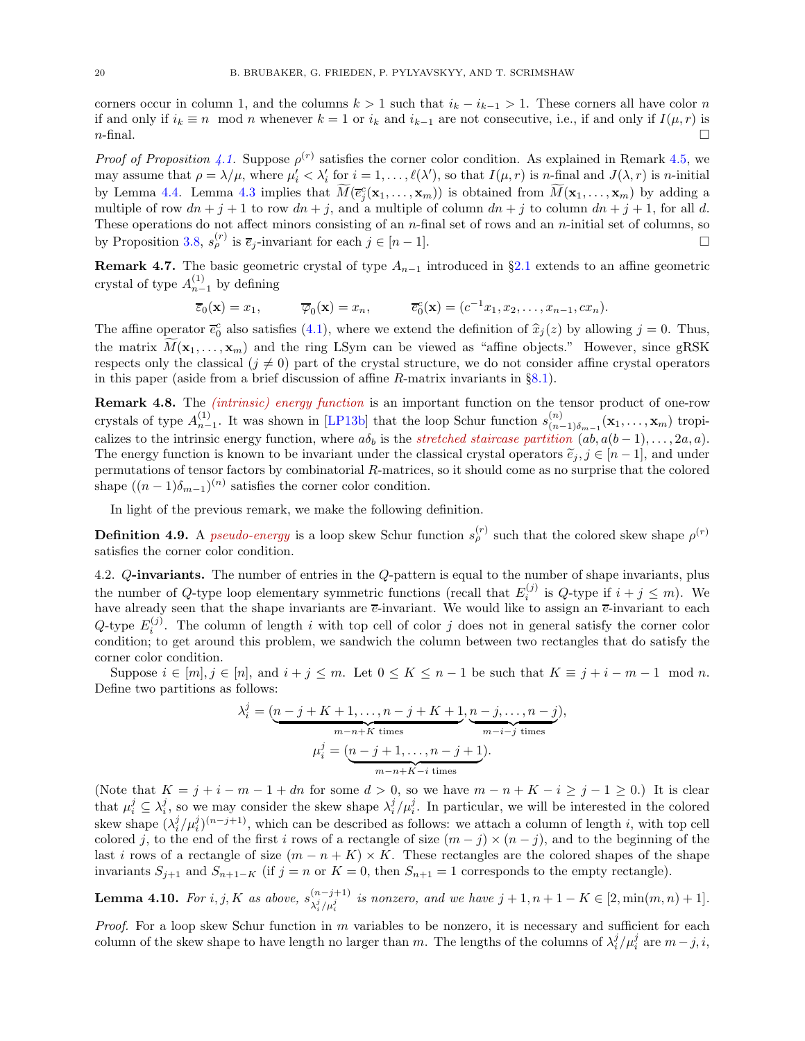corners occur in column 1, and the columns $k > 1$ such that $i_k - i_{k-1} > 1$. These corners all have color $n$ if and only if $i_k \equiv n \mod n$ whenever $k = 1$ or $i_k$ and $i_{k-1}$ are not consecutive, i.e., if and only if $I(\mu, r)$ is $n$-final. □

*Proof of Proposition 4.1.* Suppose $\rho^{(r)}$ satisfies the corner color condition. As explained in Remark 4.5, we may assume that $\rho = \lambda/\mu$, where $\mu'_i < \lambda'_i$ for $i = 1, \ldots, \ell(\lambda')$, so that $I(\mu, r)$ is $n$-final and $J(\lambda, r)$ is $n$-initial by Lemma 4.4. Lemma 4.3 implies that $\widetilde{M}(\overline{e}_j^c(\mathbf{x}_1, \ldots, \mathbf{x}_m))$ is obtained from $\widetilde{M}(\mathbf{x}_1, \ldots, \mathbf{x}_m)$ by adding a multiple of row $dn + j + 1$ to row $dn + j$, and a multiple of column $dn + j$ to column $dn + j + 1$, for all $d$. These operations do not affect minors consisting of an $n$-final set of rows and an $n$-initial set of columns, so by Proposition 3.8, $s_\rho^{(r)}$ is $\overline{e}_j$-invariant for each $j \in [n-1]$. □

**Remark 4.7.** The basic geometric crystal of type $A_{n-1}$ introduced in §2.1 extends to an affine geometric crystal of type $A_{n-1}^{(1)}$ by defining

$$\overline{\varepsilon}_0(\mathbf{x}) = x_1, \qquad \overline{\varphi}_0(\mathbf{x}) = x_n, \qquad \overline{e}_0^c(\mathbf{x}) = (c^{-1}x_1, x_2, \ldots, x_{n-1}, cx_n).$$

The affine operator $\overline{e}_0^c$ also satisfies (4.1), where we extend the definition of $\widehat{x}_j(z)$ by allowing $j = 0$. Thus, the matrix $\widetilde{M}(\mathbf{x}_1, \ldots, \mathbf{x}_m)$ and the ring LSym can be viewed as "affine objects." However, since gRSK respects only the classical ($j \neq 0$) part of the crystal structure, we do not consider affine crystal operators in this paper (aside from a brief discussion of affine $R$-matrix invariants in §8.1).

**Remark 4.8.** The *(intrinsic) energy function* is an important function on the tensor product of one-row crystals of type $A_{n-1}^{(1)}$. It was shown in [LP13b] that the loop Schur function $s_{(n-1)\delta_{m-1}}^{(n)}(\mathbf{x}_1, \ldots, \mathbf{x}_m)$ tropicalizes to the intrinsic energy function, where $a\delta_b$ is the *stretched staircase partition* $(ab, a(b-1), \ldots, 2a, a)$. The energy function is known to be invariant under the classical crystal operators $\widetilde{e}_j, j \in [n-1]$, and under permutations of tensor factors by combinatorial $R$-matrices, so it should come as no surprise that the colored shape $((n-1)\delta_{m-1})^{(n)}$ satisfies the corner color condition.

In light of the previous remark, we make the following definition.

**Definition 4.9.** A *pseudo-energy* is a loop skew Schur function $s_\rho^{(r)}$ such that the colored skew shape $\rho^{(r)}$ satisfies the corner color condition.

4.2. **$Q$-invariants.** The number of entries in the $Q$-pattern is equal to the number of shape invariants, plus the number of $Q$-type loop elementary symmetric functions (recall that $E_i^{(j)}$ is $Q$-type if $i + j \leq m$). We have already seen that the shape invariants are $\overline{e}$-invariant. We would like to assign an $\overline{e}$-invariant to each $Q$-type $E_i^{(j)}$. The column of length $i$ with top cell of color $j$ does not in general satisfy the corner color condition; to get around this problem, we sandwich the column between two rectangles that do satisfy the corner color condition.

Suppose $i \in [m], j \in [n]$, and $i + j \leq m$. Let $0 \leq K \leq n-1$ be such that $K \equiv j + i - m - 1 \mod n$. Define two partitions as follows:

$$\lambda_i^j = (\underbrace{n-j+K+1, \ldots, n-j+K+1}_{m-n+K \text{ times}}, \underbrace{n-j, \ldots, n-j}_{m-i-j \text{ times}}),$$
$$\mu_i^j = (\underbrace{n-j+1, \ldots, n-j+1}_{m-n+K-i \text{ times}}).$$

(Note that $K = j + i - m - 1 + dn$ for some $d > 0$, so we have $m - n + K - i \geq j - 1 \geq 0$.) It is clear that $\mu_i^j \subseteq \lambda_i^j$, so we may consider the skew shape $\lambda_i^j/\mu_i^j$. In particular, we will be interested in the colored skew shape $(\lambda_i^j/\mu_i^j)^{(n-j+1)}$, which can be described as follows: we attach a column of length $i$, with top cell colored $j$, to the end of the first $i$ rows of a rectangle of size $(m-j) \times (n-j)$, and to the beginning of the last $i$ rows of a rectangle of size $(m-n+K) \times K$. These rectangles are the colored shapes of the shape invariants $S_{j+1}$ and $S_{n+1-K}$ (if $j = n$ or $K = 0$, then $S_{n+1} = 1$ corresponds to the empty rectangle).

**Lemma 4.10.** *For $i, j, K$ as above, $s_{\lambda_i^j/\mu_i^j}^{(n-j+1)}$ is nonzero, and we have $j+1, n+1-K \in [2, \min(m,n)+1]$.*

*Proof.* For a loop skew Schur function in $m$ variables to be nonzero, it is necessary and sufficient for each column of the skew shape to have length no larger than $m$. The lengths of the columns of $\lambda_i^j/\mu_i^j$ are $m-j, i,$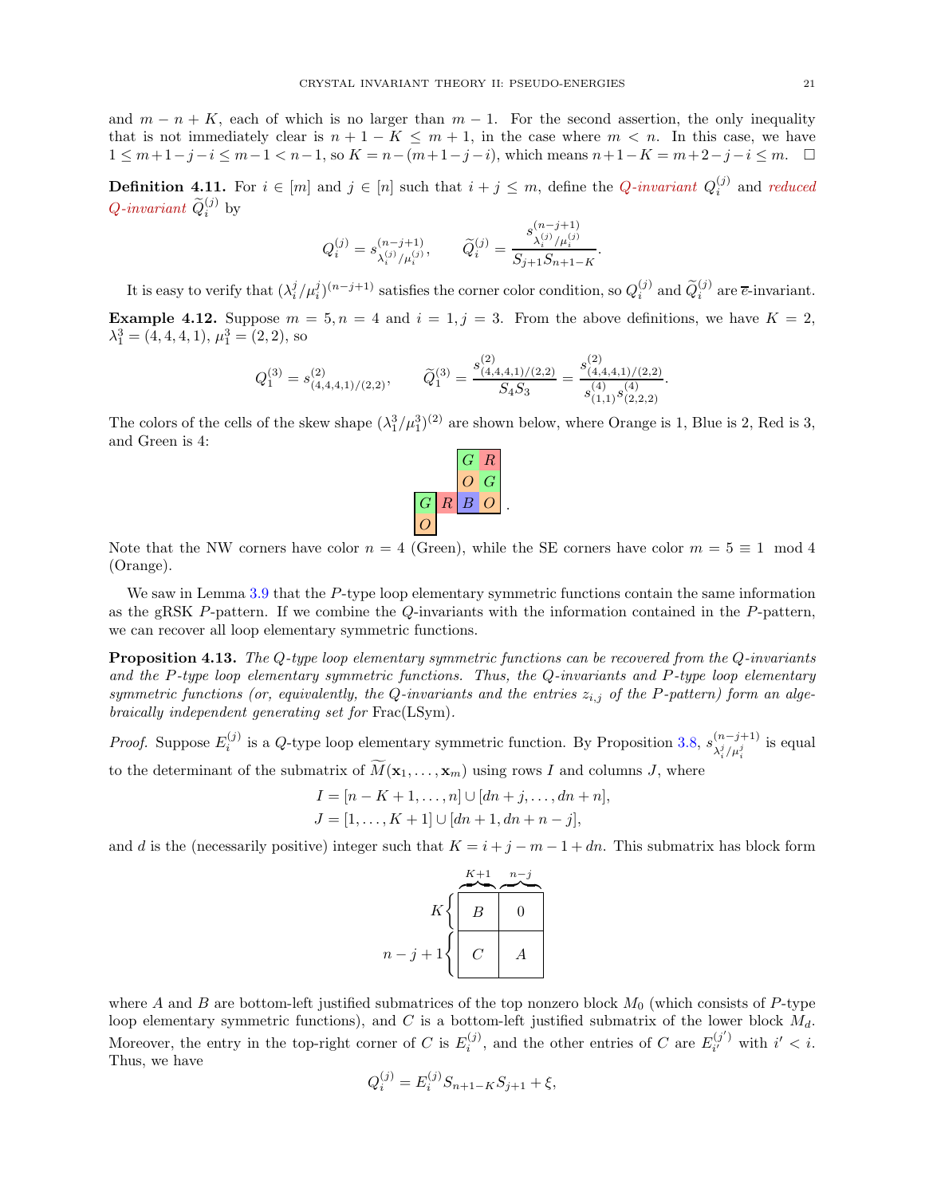and $m-n+K$, each of which is no larger than $m-1$. For the second assertion, the only inequality that is not immediately clear is $n+1-K \leq m+1$, in the case where $m < n$. In this case, we have $1 \leq m+1-j-i \leq m-1 < n-1$, so $K = n-(m+1-j-i)$, which means $n+1-K = m+2-j-i \leq m$. $\square$

**Definition 4.11.** For $i \in [m]$ and $j \in [n]$ such that $i+j \leq m$, define the *Q-invariant* $Q_i^{(j)}$ and *reduced Q-invariant* $\widetilde{Q}_i^{(j)}$ by

$$Q_i^{(j)} = s^{(n-j+1)}_{\lambda_i^{(j)}/\mu_i^{(j)}}, \qquad \widetilde{Q}_i^{(j)} = \frac{s^{(n-j+1)}_{\lambda_i^{(j)}/\mu_i^{(j)}}}{S_{j+1}S_{n+1-K}}.$$

It is easy to verify that $(\lambda_i^j/\mu_i^j)^{(n-j+1)}$ satisfies the corner color condition, so $Q_i^{(j)}$ and $\widetilde{Q}_i^{(j)}$ are $\overline{e}$-invariant.

**Example 4.12.** Suppose $m=5, n=4$ and $i=1, j=3$. From the above definitions, we have $K=2$, $\lambda_1^3 = (4,4,4,1)$, $\mu_1^3 = (2,2)$, so

$$Q_1^{(3)} = s^{(2)}_{(4,4,4,1)/(2,2)}, \qquad \widetilde{Q}_1^{(3)} = \frac{s^{(2)}_{(4,4,4,1)/(2,2)}}{S_4 S_3} = \frac{s^{(2)}_{(4,4,4,1)/(2,2)}}{s^{(4)}_{(1,1)} s^{(4)}_{(2,2,2)}}.$$

The colors of the cells of the skew shape $(\lambda_1^3/\mu_1^3)^{(2)}$ are shown below, where Orange is 1, Blue is 2, Red is 3, and Green is 4:

| | | | |
|---|---|---|---|
| | | G | R |
| | | O | G |
| G | R | B | O |
| O | | | |

Note that the NW corners have color $n=4$ (Green), while the SE corners have color $m=5 \equiv 1 \mod 4$ (Orange).

We saw in Lemma 3.9 that the $P$-type loop elementary symmetric functions contain the same information as the gRSK $P$-pattern. If we combine the $Q$-invariants with the information contained in the $P$-pattern, we can recover all loop elementary symmetric functions.

**Proposition 4.13.** *The $Q$-type loop elementary symmetric functions can be recovered from the $Q$-invariants and the $P$-type loop elementary symmetric functions. Thus, the $Q$-invariants and $P$-type loop elementary symmetric functions (or, equivalently, the $Q$-invariants and the entries $z_{i,j}$ of the $P$-pattern) form an algebraically independent generating set for* Frac(LSym).

*Proof.* Suppose $E_i^{(j)}$ is a $Q$-type loop elementary symmetric function. By Proposition 3.8, $s^{(n-j+1)}_{\lambda_i^j/\mu_i^j}$ is equal to the determinant of the submatrix of $\widetilde{M}(\mathbf{x}_1,\ldots,\mathbf{x}_m)$ using rows $I$ and columns $J$, where

$$I = [n-K+1,\ldots,n] \cup [dn+j,\ldots,dn+n],$$
$$J = [1,\ldots,K+1] \cup [dn+1, dn+n-j],$$

and $d$ is the (necessarily positive) integer such that $K = i+j-m-1+dn$. This submatrix has block form

$$\begin{array}{c} \\ K\left\{ \right. \\ n-j+1\left\{ \right. \end{array} \overset{\qquad K+1 \qquad\quad n-j}{\begin{array}{|c|c|} \hline B & 0 \\ \hline C & A \\ \hline \end{array}}$$

where $A$ and $B$ are bottom-left justified submatrices of the top nonzero block $M_0$ (which consists of $P$-type loop elementary symmetric functions), and $C$ is a bottom-left justified submatrix of the lower block $M_d$. Moreover, the entry in the top-right corner of $C$ is $E_i^{(j)}$, and the other entries of $C$ are $E_{i'}^{(j')}$ with $i' < i$. Thus, we have

$$Q_i^{(j)} = E_i^{(j)} S_{n+1-K} S_{j+1} + \xi,$$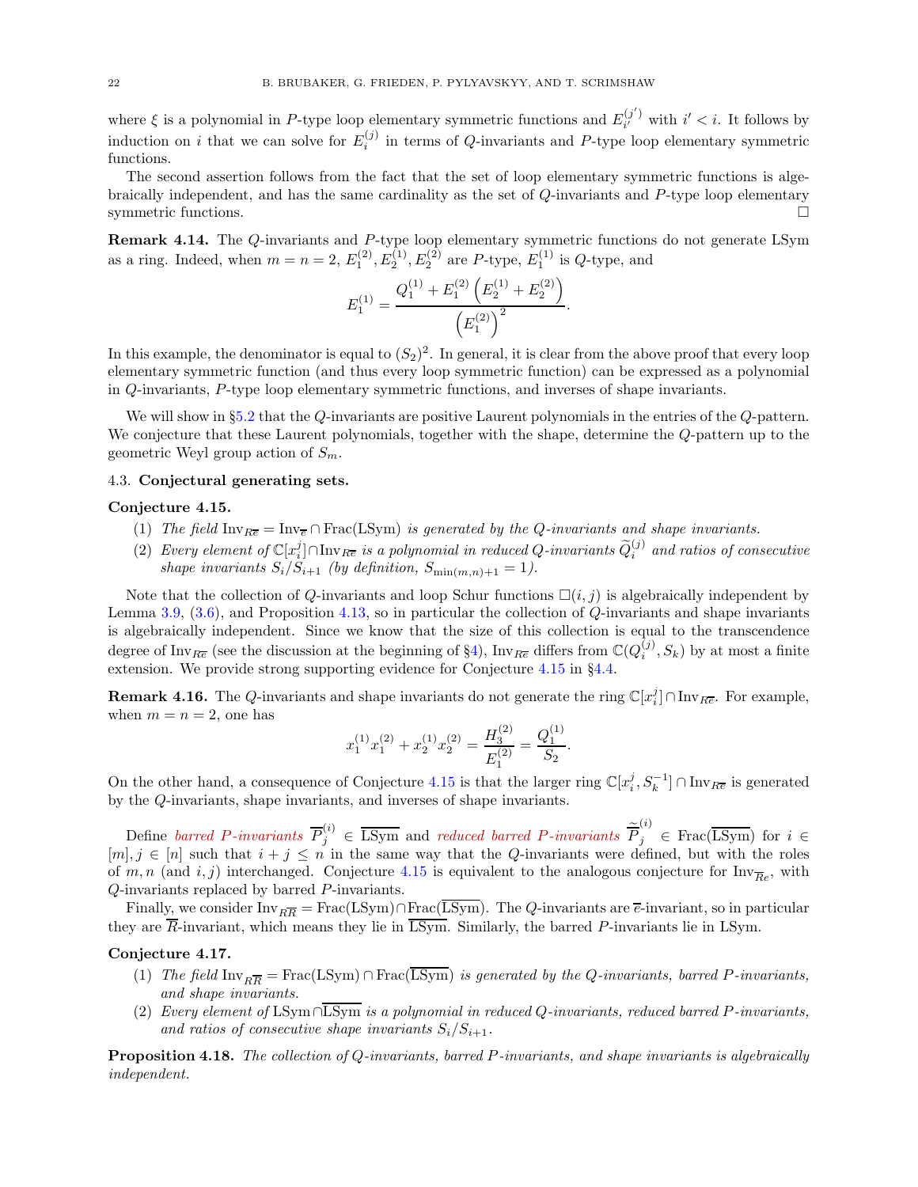where $\xi$ is a polynomial in $P$-type loop elementary symmetric functions and $E_{i'}^{(j')}$ with $i' < i$. It follows by induction on $i$ that we can solve for $E_i^{(j)}$ in terms of $Q$-invariants and $P$-type loop elementary symmetric functions.

The second assertion follows from the fact that the set of loop elementary symmetric functions is algebraically independent, and has the same cardinality as the set of $Q$-invariants and $P$-type loop elementary symmetric functions. □

**Remark 4.14.** The $Q$-invariants and $P$-type loop elementary symmetric functions do not generate LSym as a ring. Indeed, when $m = n = 2$, $E_1^{(2)}, E_2^{(1)}, E_2^{(2)}$ are $P$-type, $E_1^{(1)}$ is $Q$-type, and

$$E_1^{(1)} = \frac{Q_1^{(1)} + E_1^{(2)}\left(E_2^{(1)} + E_2^{(2)}\right)}{\left(E_1^{(2)}\right)^2}.$$

In this example, the denominator is equal to $(S_2)^2$. In general, it is clear from the above proof that every loop elementary symmetric function (and thus every loop symmetric function) can be expressed as a polynomial in $Q$-invariants, $P$-type loop elementary symmetric functions, and inverses of shape invariants.

We will show in §5.2 that the $Q$-invariants are positive Laurent polynomials in the entries of the $Q$-pattern. We conjecture that these Laurent polynomials, together with the shape, determine the $Q$-pattern up to the geometric Weyl group action of $S_m$.

### 4.3. Conjectural generating sets.

**Conjecture 4.15.**

1. *The field* $\mathrm{Inv}_{R\overline{e}} = \mathrm{Inv}_{\overline{e}} \cap \mathrm{Frac}(\mathrm{LSym})$ *is generated by the $Q$-invariants and shape invariants.*
2. *Every element of* $\mathbb{C}[x_i^j] \cap \mathrm{Inv}_{R\overline{e}}$ *is a polynomial in reduced $Q$-invariants* $\widetilde{Q}_i^{(j)}$ *and ratios of consecutive shape invariants* $S_i/S_{i+1}$ *(by definition,* $S_{\min(m,n)+1} = 1$*).*

Note that the collection of $Q$-invariants and loop Schur functions $\square(i,j)$ is algebraically independent by Lemma 3.9, (3.6), and Proposition 4.13, so in particular the collection of $Q$-invariants and shape invariants is algebraically independent. Since we know that the size of this collection is equal to the transcendence degree of $\mathrm{Inv}_{R\overline{e}}$ (see the discussion at the beginning of §4), $\mathrm{Inv}_{R\overline{e}}$ differs from $\mathbb{C}(Q_i^{(j)}, S_k)$ by at most a finite extension. We provide strong supporting evidence for Conjecture 4.15 in §4.4.

**Remark 4.16.** The $Q$-invariants and shape invariants do not generate the ring $\mathbb{C}[x_i^j] \cap \mathrm{Inv}_{R\overline{e}}$. For example, when $m = n = 2$, one has

$$x_1^{(1)} x_1^{(2)} + x_2^{(1)} x_2^{(2)} = \frac{H_3^{(2)}}{E_1^{(2)}} = \frac{Q_1^{(1)}}{S_2}.$$

On the other hand, a consequence of Conjecture 4.15 is that the larger ring $\mathbb{C}[x_i^j, S_k^{-1}] \cap \mathrm{Inv}_{R\overline{e}}$ is generated by the $Q$-invariants, shape invariants, and inverses of shape invariants.

Define *barred $P$-invariants* $\overline{P}_j^{(i)} \in \overline{\mathrm{LSym}}$ and *reduced barred $P$-invariants* $\widetilde{\overline{P}}_j^{(i)} \in \mathrm{Frac}(\overline{\mathrm{LSym}})$ for $i \in [m], j \in [n]$ such that $i + j \leq n$ in the same way that the $Q$-invariants were defined, but with the roles of $m, n$ (and $i, j$) interchanged. Conjecture 4.15 is equivalent to the analogous conjecture for $\mathrm{Inv}_{\overline{R}e}$, with $Q$-invariants replaced by barred $P$-invariants.

Finally, we consider $\mathrm{Inv}_{R\overline{R}} = \mathrm{Frac}(\mathrm{LSym}) \cap \mathrm{Frac}(\overline{\mathrm{LSym}})$. The $Q$-invariants are $\overline{e}$-invariant, so in particular they are $\overline{R}$-invariant, which means they lie in $\overline{\mathrm{LSym}}$. Similarly, the barred $P$-invariants lie in LSym.

**Conjecture 4.17.**

1. *The field* $\mathrm{Inv}_{R\overline{R}} = \mathrm{Frac}(\mathrm{LSym}) \cap \mathrm{Frac}(\overline{\mathrm{LSym}})$ *is generated by the $Q$-invariants, barred $P$-invariants, and shape invariants.*
2. *Every element of* $\mathrm{LSym} \cap \overline{\mathrm{LSym}}$ *is a polynomial in reduced $Q$-invariants, reduced barred $P$-invariants, and ratios of consecutive shape invariants* $S_i/S_{i+1}$.

**Proposition 4.18.** *The collection of $Q$-invariants, barred $P$-invariants, and shape invariants is algebraically independent.*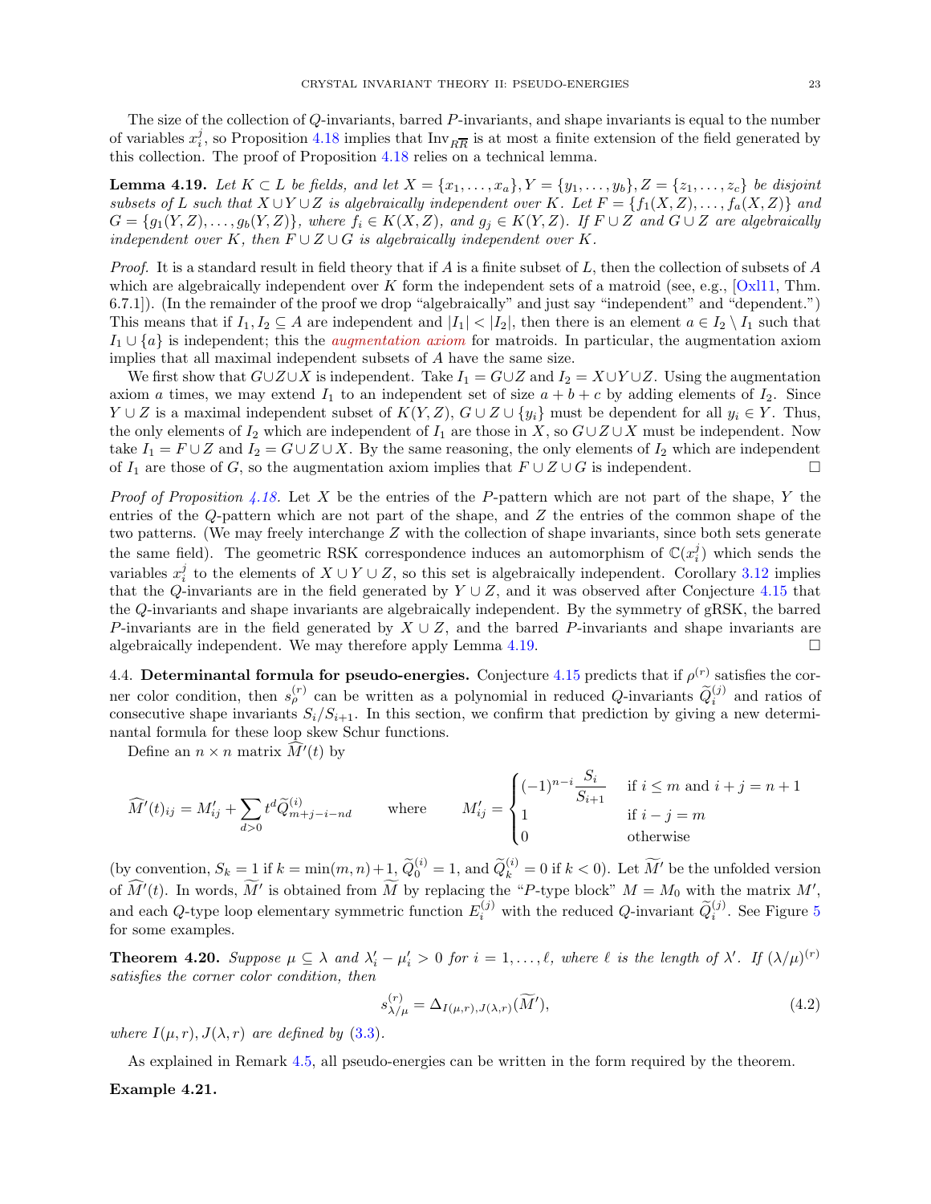The size of the collection of $Q$-invariants, barred $P$-invariants, and shape invariants is equal to the number of variables $x_i^j$, so Proposition 4.18 implies that $\mathrm{Inv}_{\overline{RR}}$ is at most a finite extension of the field generated by this collection. The proof of Proposition 4.18 relies on a technical lemma.

**Lemma 4.19.** *Let $K \subset L$ be fields, and let $X = \{x_1, \ldots, x_a\}, Y = \{y_1, \ldots, y_b\}, Z = \{z_1, \ldots, z_c\}$ be disjoint subsets of $L$ such that $X \cup Y \cup Z$ is algebraically independent over $K$. Let $F = \{f_1(X, Z), \ldots, f_a(X, Z)\}$ and $G = \{g_1(Y, Z), \ldots, g_b(Y, Z)\}$, where $f_i \in K(X, Z)$, and $g_j \in K(Y, Z)$. If $F \cup Z$ and $G \cup Z$ are algebraically independent over $K$, then $F \cup Z \cup G$ is algebraically independent over $K$.*

*Proof.* It is a standard result in field theory that if $A$ is a finite subset of $L$, then the collection of subsets of $A$ which are algebraically independent over $K$ form the independent sets of a matroid (see, e.g., [Oxl11, Thm. 6.7.1]). (In the remainder of the proof we drop "algebraically" and just say "independent" and "dependent.") This means that if $I_1, I_2 \subseteq A$ are independent and $|I_1| < |I_2|$, then there is an element $a \in I_2 \setminus I_1$ such that $I_1 \cup \{a\}$ is independent; this the *augmentation axiom* for matroids. In particular, the augmentation axiom implies that all maximal independent subsets of $A$ have the same size.

We first show that $G \cup Z \cup X$ is independent. Take $I_1 = G \cup Z$ and $I_2 = X \cup Y \cup Z$. Using the augmentation axiom $a$ times, we may extend $I_1$ to an independent set of size $a + b + c$ by adding elements of $I_2$. Since $Y \cup Z$ is a maximal independent subset of $K(Y, Z)$, $G \cup Z \cup \{y_i\}$ must be dependent for all $y_i \in Y$. Thus, the only elements of $I_2$ which are independent of $I_1$ are those in $X$, so $G \cup Z \cup X$ must be independent. Now take $I_1 = F \cup Z$ and $I_2 = G \cup Z \cup X$. By the same reasoning, the only elements of $I_2$ which are independent of $I_1$ are those of $G$, so the augmentation axiom implies that $F \cup Z \cup G$ is independent. $\square$

*Proof of Proposition 4.18.* Let $X$ be the entries of the $P$-pattern which are not part of the shape, $Y$ the entries of the $Q$-pattern which are not part of the shape, and $Z$ the entries of the common shape of the two patterns. (We may freely interchange $Z$ with the collection of shape invariants, since both sets generate the same field). The geometric RSK correspondence induces an automorphism of $\mathbb{C}(x_i^j)$ which sends the variables $x_i^j$ to the elements of $X \cup Y \cup Z$, so this set is algebraically independent. Corollary 3.12 implies that the $Q$-invariants are in the field generated by $Y \cup Z$, and it was observed after Conjecture 4.15 that the $Q$-invariants and shape invariants are algebraically independent. By the symmetry of gRSK, the barred $P$-invariants are in the field generated by $X \cup Z$, and the barred $P$-invariants and shape invariants are algebraically independent. We may therefore apply Lemma 4.19. $\square$

4.4. **Determinantal formula for pseudo-energies.** Conjecture 4.15 predicts that if $\rho^{(r)}$ satisfies the corner color condition, then $s_\rho^{(r)}$ can be written as a polynomial in reduced $Q$-invariants $\widetilde{Q}_i^{(j)}$ and ratios of consecutive shape invariants $S_i/S_{i+1}$. In this section, we confirm that prediction by giving a new determinantal formula for these loop skew Schur functions.

Define an $n \times n$ matrix $\widehat{M}'(t)$ by

$$\widehat{M}'(t)_{ij} = M'_{ij} + \sum_{d>0} t^d \widetilde{Q}^{(i)}_{m+j-i-nd} \qquad \text{where} \qquad M'_{ij} = \begin{cases} (-1)^{n-i}\dfrac{S_i}{S_{i+1}} & \text{if } i \leq m \text{ and } i+j = n+1 \\ 1 & \text{if } i - j = m \\ 0 & \text{otherwise} \end{cases}$$

(by convention, $S_k = 1$ if $k = \min(m, n)+1$, $\widetilde{Q}_0^{(i)} = 1$, and $\widetilde{Q}_k^{(i)} = 0$ if $k < 0$). Let $\widetilde{M}'$ be the unfolded version of $\widehat{M}'(t)$. In words, $\widetilde{M}'$ is obtained from $\widetilde{M}$ by replacing the "$P$-type block" $M = M_0$ with the matrix $M'$, and each $Q$-type loop elementary symmetric function $E_i^{(j)}$ with the reduced $Q$-invariant $\widetilde{Q}_i^{(j)}$. See Figure 5 for some examples.

**Theorem 4.20.** *Suppose $\mu \subseteq \lambda$ and $\lambda'_i - \mu'_i > 0$ for $i = 1, \ldots, \ell$, where $\ell$ is the length of $\lambda'$. If $(\lambda/\mu)^{(r)}$ satisfies the corner color condition, then*

$$s_{\lambda/\mu}^{(r)} = \Delta_{I(\mu,r),J(\lambda,r)}(\widetilde{M}'), \tag{4.2}$$

*where $I(\mu, r), J(\lambda, r)$ are defined by (3.3).*

As explained in Remark 4.5, all pseudo-energies can be written in the form required by the theorem.

**Example 4.21.**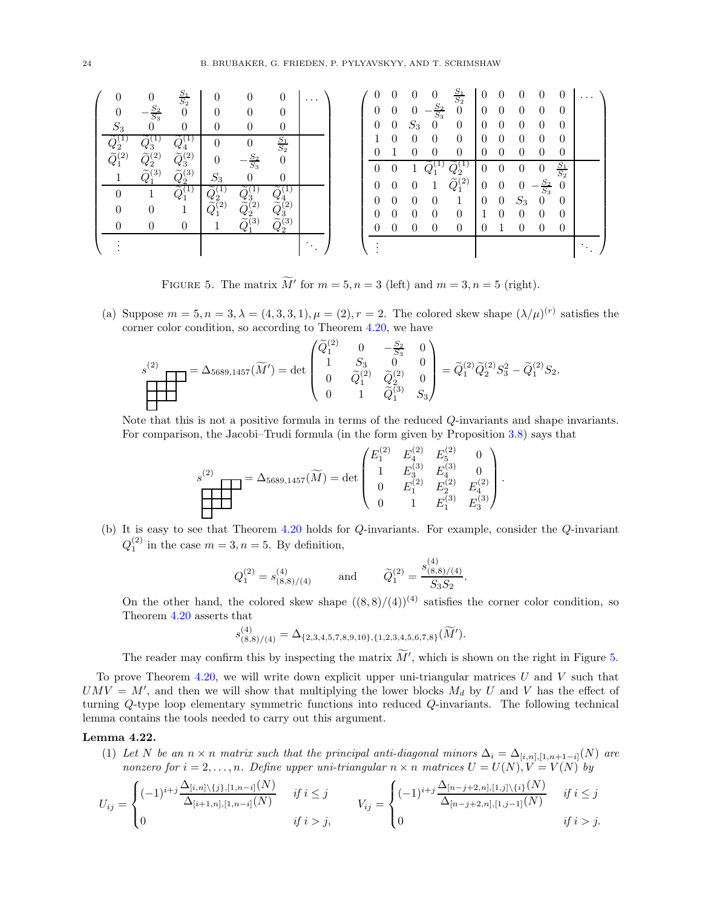$$
\left(\begin{array}{ccc|ccc|c}
0 & 0 & \frac{S_1}{S_2} & 0 & 0 & 0 & \cdots \\
0 & -\frac{S_2}{S_3} & 0 & 0 & 0 & 0 & \\
S_3 & 0 & 0 & 0 & 0 & 0 & \\
\hline
\widetilde{Q}_2^{(1)} & \widetilde{Q}_3^{(1)} & \widetilde{Q}_4^{(1)} & 0 & 0 & \frac{S_1}{S_2} & \\
\widetilde{Q}_1^{(2)} & \widetilde{Q}_2^{(2)} & \widetilde{Q}_3^{(2)} & 0 & -\frac{S_2}{S_3} & 0 & \\
1 & \widetilde{Q}_1^{(3)} & \widetilde{Q}_2^{(3)} & S_3 & 0 & 0 & \\
\hline
0 & 1 & \widetilde{Q}_1^{(1)} & \widetilde{Q}_2^{(1)} & \widetilde{Q}_3^{(1)} & \widetilde{Q}_4^{(1)} & \\
0 & 0 & 1 & \widetilde{Q}_1^{(2)} & \widetilde{Q}_2^{(2)} & \widetilde{Q}_3^{(2)} & \\
0 & 0 & 0 & 1 & \widetilde{Q}_1^{(3)} & \widetilde{Q}_2^{(3)} & \\
\hline
\vdots & & & & & & \ddots
\end{array}\right)
\qquad
\left(\begin{array}{ccccc|ccccc|c}
0 & 0 & 0 & 0 & \frac{S_1}{S_2} & 0 & 0 & 0 & 0 & 0 & \cdots \\
0 & 0 & 0 & -\frac{S_2}{S_3} & 0 & 0 & 0 & 0 & 0 & 0 & \\
0 & 0 & S_3 & 0 & 0 & 0 & 0 & 0 & 0 & 0 & \\
1 & 0 & 0 & 0 & 0 & 0 & 0 & 0 & 0 & 0 & \\
0 & 1 & 0 & 0 & 0 & 0 & 0 & 0 & 0 & 0 & \\
\hline
0 & 0 & 1 & \widetilde{Q}_1^{(1)} & \widetilde{Q}_2^{(1)} & 0 & 0 & 0 & 0 & \frac{S_1}{S_2} & \\
0 & 0 & 0 & 1 & \widetilde{Q}_1^{(2)} & 0 & 0 & 0 & -\frac{S_2}{S_3} & 0 & \\
0 & 0 & 0 & 0 & 1 & 0 & 0 & S_3 & 0 & 0 & \\
0 & 0 & 0 & 0 & 0 & 1 & 0 & 0 & 0 & 0 & \\
0 & 0 & 0 & 0 & 0 & 0 & 1 & 0 & 0 & 0 & \\
\hline
\vdots & & & & & & & & & & \ddots
\end{array}\right)
$$

FIGURE 5. The matrix $\widetilde{M}'$ for $m = 5, n = 3$ (left) and $m = 3, n = 5$ (right).

(a) Suppose $m = 5, n = 3, \lambda = (4, 3, 3, 1), \mu = (2), r = 2$. The colored skew shape $(\lambda/\mu)^{(r)}$ satisfies the corner color condition, so according to Theorem 4.20, we have

$$
s^{(2)}_{(4,3,3,1)/(2)} = \Delta_{5689,1457}(\widetilde{M}') = \det \begin{pmatrix} \widetilde{Q}_1^{(2)} & 0 & -\frac{S_2}{S_3} & 0 \\ 1 & S_3 & 0 & 0 \\ 0 & \widetilde{Q}_1^{(2)} & \widetilde{Q}_2^{(2)} & 0 \\ 0 & 1 & \widetilde{Q}_1^{(3)} & S_3 \end{pmatrix} = \widetilde{Q}_1^{(2)}\widetilde{Q}_2^{(2)}S_3^2 - \widetilde{Q}_1^{(2)}S_2.
$$

Note that this is not a positive formula in terms of the reduced $Q$-invariants and shape invariants. For comparison, the Jacobi–Trudi formula (in the form given by Proposition 3.8) says that

$$
s^{(2)}_{(4,3,3,1)/(2)} = \Delta_{5689,1457}(\widetilde{M}) = \det \begin{pmatrix} E_1^{(2)} & E_4^{(2)} & E_5^{(2)} & 0 \\ 1 & E_3^{(3)} & E_4^{(3)} & 0 \\ 0 & E_1^{(2)} & E_2^{(2)} & E_4^{(2)} \\ 0 & 1 & E_1^{(3)} & E_3^{(3)} \end{pmatrix}.
$$

(b) It is easy to see that Theorem 4.20 holds for $Q$-invariants. For example, consider the $Q$-invariant $Q_1^{(2)}$ in the case $m = 3, n = 5$. By definition,

$$
Q_1^{(2)} = s^{(4)}_{(8,8)/(4)} \qquad \text{and} \qquad \widetilde{Q}_1^{(2)} = \frac{s^{(4)}_{(8,8)/(4)}}{S_3 S_2}.
$$

On the other hand, the colored skew shape $((8, 8)/(4))^{(4)}$ satisfies the corner color condition, so Theorem 4.20 asserts that

$$
s^{(4)}_{(8,8)/(4)} = \Delta_{\{2,3,4,5,7,8,9,10\},\{1,2,3,4,5,6,7,8\}}(\widetilde{M}').
$$

The reader may confirm this by inspecting the matrix $\widetilde{M}'$, which is shown on the right in Figure 5.

To prove Theorem 4.20, we will write down explicit upper uni-triangular matrices $U$ and $V$ such that $UMV = M'$, and then we will show that multiplying the lower blocks $M_d$ by $U$ and $V$ has the effect of turning $Q$-type loop elementary symmetric functions into reduced $Q$-invariants. The following technical lemma contains the tools needed to carry out this argument.

**Lemma 4.22.**

(1) *Let $N$ be an $n \times n$ matrix such that the principal anti-diagonal minors $\Delta_i = \Delta_{[i,n],[1,n+1-i]}(N)$ are nonzero for $i = 2, \ldots, n$. Define upper uni-triangular $n \times n$ matrices $U = U(N), V = V(N)$ by*

$$
U_{ij} = \begin{cases} (-1)^{i+j} \dfrac{\Delta_{[i,n]\setminus\{j\},[1,n-i]}(N)}{\Delta_{[i+1,n],[1,n-i]}(N)} & \text{if } i \le j \\ 0 & \text{if } i > j, \end{cases} \qquad V_{ij} = \begin{cases} (-1)^{i+j} \dfrac{\Delta_{[n-j+2,n],[1,j]\setminus\{i\}}(N)}{\Delta_{[n-j+2,n],[1,j-1]}(N)} & \text{if } i \le j \\ 0 & \text{if } i > j. \end{cases}
$$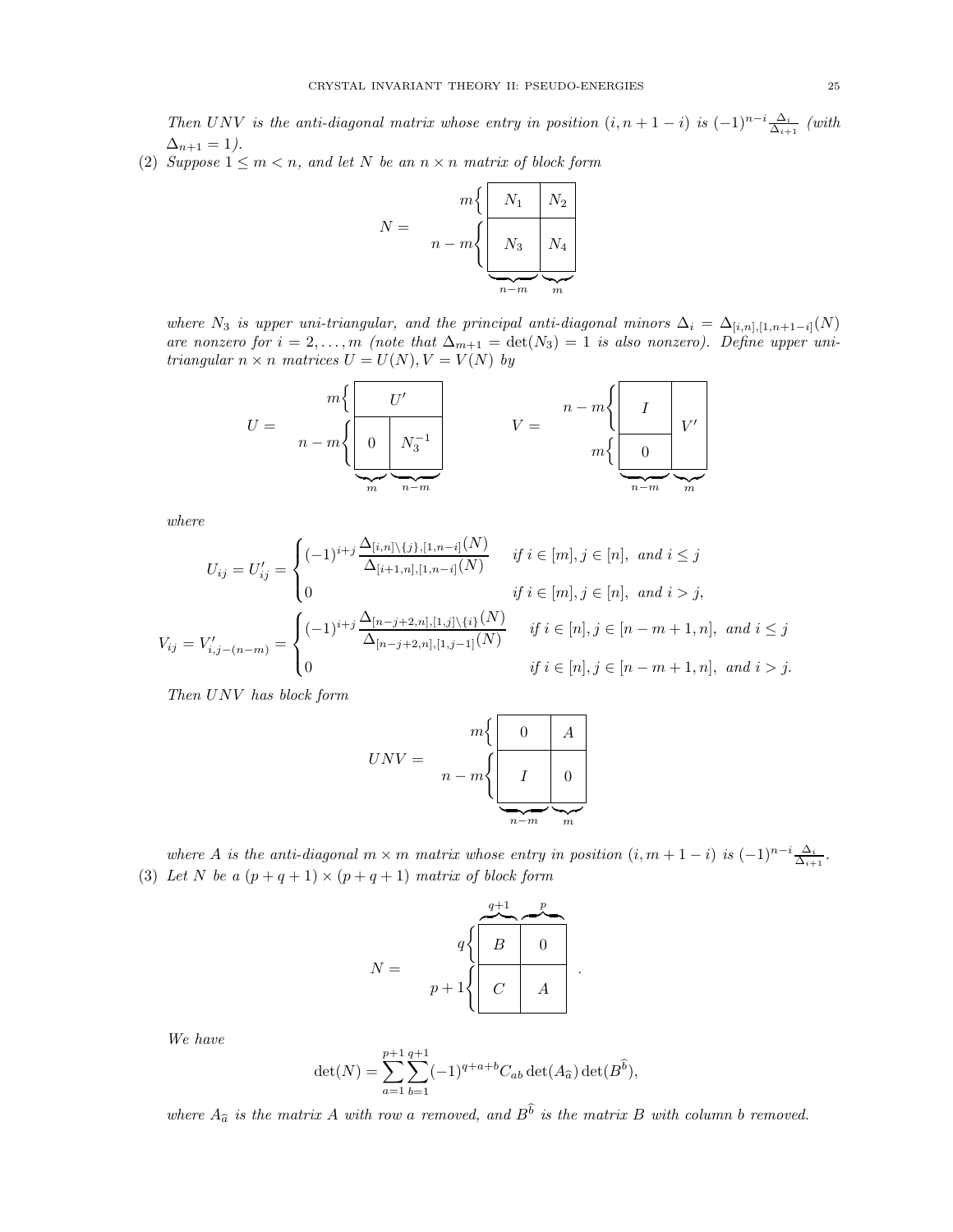*Then $UNV$ is the anti-diagonal matrix whose entry in position $(i, n+1-i)$ is $(-1)^{n-i}\frac{\Delta_i}{\Delta_{i+1}}$ (with $\Delta_{n+1} = 1$).*

(2) *Suppose $1 \leq m < n$, and let $N$ be an $n \times n$ matrix of block form*

$$N = \begin{array}{r} m\{ \\ n-m\{ \end{array}\!\!\begin{array}{|c|c|} \hline N_1 & N_2 \\ \hline N_3 & N_4 \\ \hline \end{array}$$

(with column blocks of widths $n-m$ and $m$)

*where $N_3$ is upper uni-triangular, and the principal anti-diagonal minors $\Delta_i = \Delta_{[i,n],[1,n+1-i]}(N)$ are nonzero for $i = 2, \ldots, m$ (note that $\Delta_{m+1} = \det(N_3) = 1$ is also nonzero). Define upper uni-triangular $n \times n$ matrices $U = U(N), V = V(N)$ by*

$$U = \begin{array}{r} m\{ \\ n-m\{ \end{array}\!\!\begin{array}{|c|c|} \hline \multicolumn{2}{|c|}{U'} \\ \hline 0 & N_3^{-1} \\ \hline \end{array} \qquad V = \begin{array}{r} n-m\{ \\ m\{ \end{array}\!\!\begin{array}{|c|c|} \hline I & \\ \cline{1-1} 0 & V' \\ \hline \end{array}$$

(for $U$ the column blocks have widths $m$ and $n-m$; for $V$ the column blocks have widths $n-m$ and $m$)

*where*

$$U_{ij} = U'_{ij} = \begin{cases} (-1)^{i+j}\dfrac{\Delta_{[i,n]\setminus\{j\},[1,n-i]}(N)}{\Delta_{[i+1,n],[1,n-i]}(N)} & \text{if } i \in [m], j \in [n], \text{ and } i \leq j \\ 0 & \text{if } i \in [m], j \in [n], \text{ and } i > j, \end{cases}$$

$$V_{ij} = V'_{i,j-(n-m)} = \begin{cases} (-1)^{i+j}\dfrac{\Delta_{[n-j+2,n],[1,j]\setminus\{i\}}(N)}{\Delta_{[n-j+2,n],[1,j-1]}(N)} & \text{if } i \in [n], j \in [n-m+1,n], \text{ and } i \leq j \\ 0 & \text{if } i \in [n], j \in [n-m+1,n], \text{ and } i > j. \end{cases}$$

*Then $UNV$ has block form*

$$UNV = \begin{array}{r} m\{ \\ n-m\{ \end{array}\!\!\begin{array}{|c|c|} \hline 0 & A \\ \hline I & 0 \\ \hline \end{array}$$

(with column blocks of widths $n-m$ and $m$)

*where $A$ is the anti-diagonal $m \times m$ matrix whose entry in position $(i, m+1-i)$ is $(-1)^{n-i}\frac{\Delta_i}{\Delta_{i+1}}$.*

(3) *Let $N$ be a $(p+q+1) \times (p+q+1)$ matrix of block form*

$$N = \begin{array}{r} q\{ \\ p+1\{ \end{array}\!\!\begin{array}{|c|c|} \hline B & 0 \\ \hline C & A \\ \hline \end{array}\,.$$

(with column blocks of widths $q+1$ and $p$)

*We have*

$$\det(N) = \sum_{a=1}^{p+1}\sum_{b=1}^{q+1}(-1)^{q+a+b}C_{ab}\det(A_{\widehat{a}})\det(B^{\widehat{b}}),$$

*where $A_{\widehat{a}}$ is the matrix $A$ with row $a$ removed, and $B^{\widehat{b}}$ is the matrix $B$ with column $b$ removed.*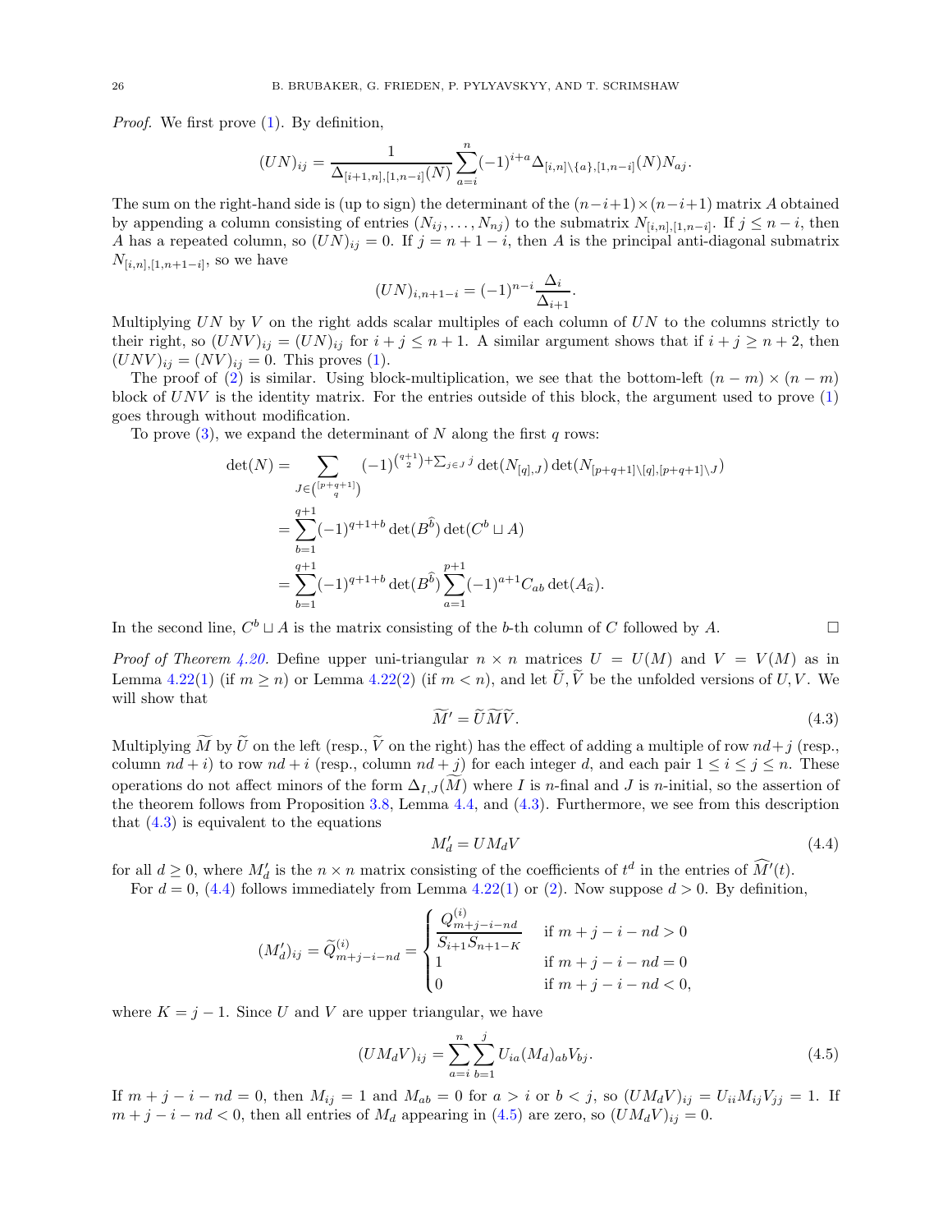*Proof.* We first prove (1). By definition,

$$(UN)_{ij} = \frac{1}{\Delta_{[i+1,n],[1,n-i]}(N)} \sum_{a=i}^{n} (-1)^{i+a} \Delta_{[i,n]\setminus\{a\},[1,n-i]}(N) N_{aj}.$$

The sum on the right-hand side is (up to sign) the determinant of the $(n-i+1)\times(n-i+1)$ matrix $A$ obtained by appending a column consisting of entries $(N_{ij}, \ldots, N_{nj})$ to the submatrix $N_{[i,n],[1,n-i]}$. If $j \le n-i$, then $A$ has a repeated column, so $(UN)_{ij} = 0$. If $j = n+1-i$, then $A$ is the principal anti-diagonal submatrix $N_{[i,n],[1,n+1-i]}$, so we have

$$(UN)_{i,n+1-i} = (-1)^{n-i} \frac{\Delta_i}{\Delta_{i+1}}.$$

Multiplying $UN$ by $V$ on the right adds scalar multiples of each column of $UN$ to the columns strictly to their right, so $(UNV)_{ij} = (UN)_{ij}$ for $i+j \le n+1$. A similar argument shows that if $i+j \ge n+2$, then $(UNV)_{ij} = (NV)_{ij} = 0$. This proves (1).

The proof of (2) is similar. Using block-multiplication, we see that the bottom-left $(n-m)\times(n-m)$ block of $UNV$ is the identity matrix. For the entries outside of this block, the argument used to prove (1) goes through without modification.

To prove (3), we expand the determinant of $N$ along the first $q$ rows:

$$\begin{aligned}
\det(N) &= \sum_{J \in \binom{[p+q+1]}{q}} (-1)^{\binom{q+1}{2} + \sum_{j\in J} j} \det(N_{[q],J}) \det(N_{[p+q+1]\setminus[q],[p+q+1]\setminus J}) \\
&= \sum_{b=1}^{q+1} (-1)^{q+1+b} \det(B^{\widehat{b}}) \det(C^b \sqcup A) \\
&= \sum_{b=1}^{q+1} (-1)^{q+1+b} \det(B^{\widehat{b}}) \sum_{a=1}^{p+1} (-1)^{a+1} C_{ab} \det(A_{\widehat{a}}).
\end{aligned}$$

In the second line, $C^b \sqcup A$ is the matrix consisting of the $b$-th column of $C$ followed by $A$. $\square$

*Proof of Theorem 4.20.* Define upper uni-triangular $n \times n$ matrices $U = U(M)$ and $V = V(M)$ as in Lemma 4.22(1) (if $m \ge n$) or Lemma 4.22(2) (if $m < n$), and let $\widetilde{U}, \widetilde{V}$ be the unfolded versions of $U, V$. We will show that

$$\widetilde{M'} = \widetilde{U}\widetilde{M}\widetilde{V}. \tag{4.3}$$

Multiplying $\widetilde{M}$ by $\widetilde{U}$ on the left (resp., $\widetilde{V}$ on the right) has the effect of adding a multiple of row $nd+j$ (resp., column $nd+i$) to row $nd+i$ (resp., column $nd+j$) for each integer $d$, and each pair $1 \le i \le j \le n$. These operations do not affect minors of the form $\Delta_{I,J}(\widetilde{M})$ where $I$ is $n$-final and $J$ is $n$-initial, so the assertion of the theorem follows from Proposition 3.8, Lemma 4.4, and (4.3). Furthermore, we see from this description that (4.3) is equivalent to the equations

$$M'_d = U M_d V \tag{4.4}$$

for all $d \ge 0$, where $M'_d$ is the $n \times n$ matrix consisting of the coefficients of $t^d$ in the entries of $\widehat{M}'(t)$.

For $d = 0$, (4.4) follows immediately from Lemma 4.22(1) or (2). Now suppose $d > 0$. By definition,

$$(M'_d)_{ij} = \widetilde{Q}^{(i)}_{m+j-i-nd} = \begin{cases} \dfrac{Q^{(i)}_{m+j-i-nd}}{S_{i+1}S_{n+1-K}} & \text{if } m+j-i-nd > 0 \\ 1 & \text{if } m+j-i-nd = 0 \\ 0 & \text{if } m+j-i-nd < 0, \end{cases}$$

where $K = j-1$. Since $U$ and $V$ are upper triangular, we have

$$(UM_dV)_{ij} = \sum_{a=i}^{n} \sum_{b=1}^{j} U_{ia} (M_d)_{ab} V_{bj}. \tag{4.5}$$

If $m+j-i-nd = 0$, then $M_{ij} = 1$ and $M_{ab} = 0$ for $a > i$ or $b < j$, so $(UM_dV)_{ij} = U_{ii}M_{ij}V_{jj} = 1$. If $m+j-i-nd < 0$, then all entries of $M_d$ appearing in (4.5) are zero, so $(UM_dV)_{ij} = 0$.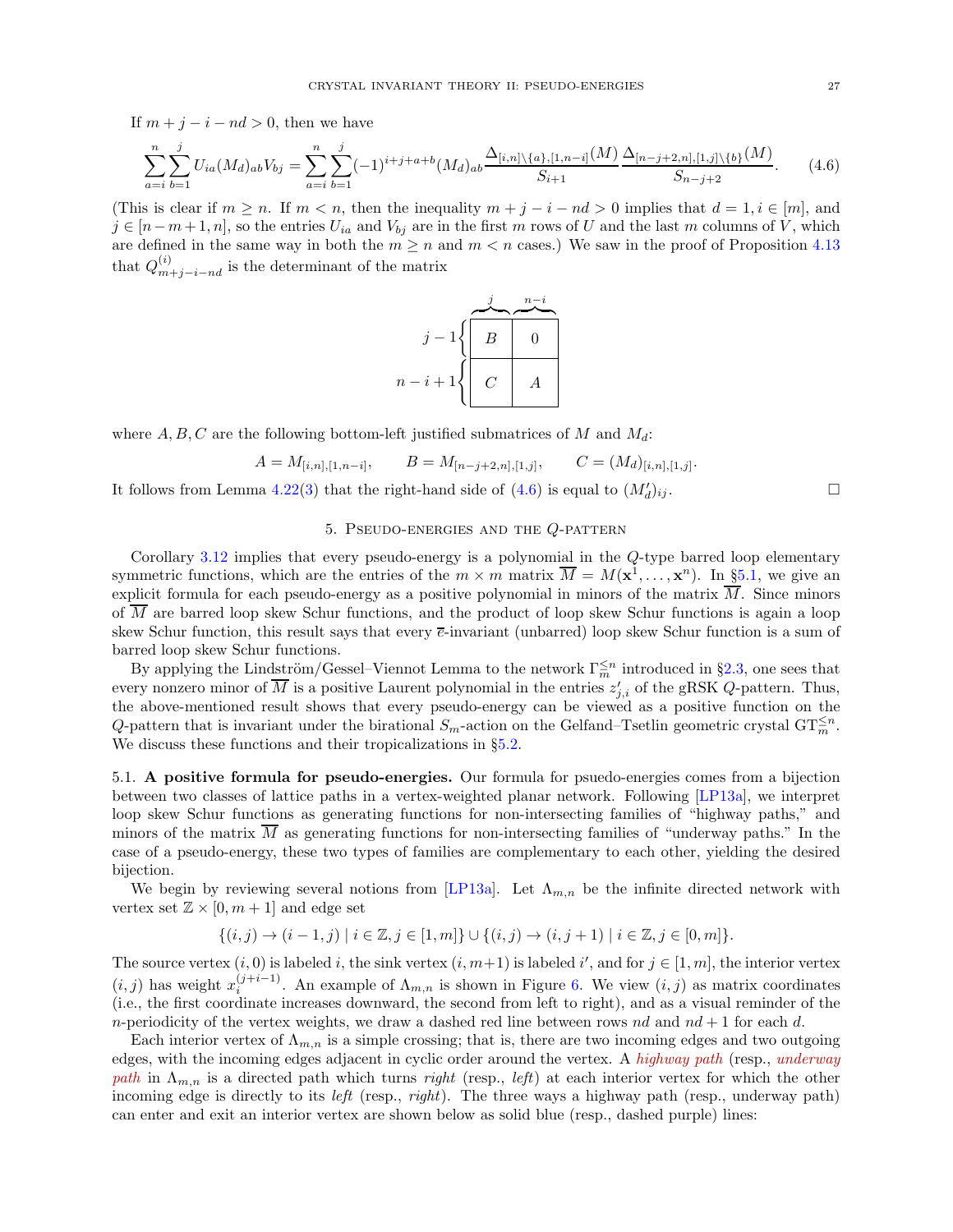If $m+j-i-nd > 0$, then we have

$$\sum_{a=i}^{n}\sum_{b=1}^{j} U_{ia}(M_d)_{ab}V_{bj} = \sum_{a=i}^{n}\sum_{b=1}^{j}(-1)^{i+j+a+b}(M_d)_{ab}\frac{\Delta_{[i,n]\setminus\{a\},[1,n-i]}(M)}{S_{i+1}}\frac{\Delta_{[n-j+2,n],[1,j]\setminus\{b\}}(M)}{S_{n-j+2}}. \tag{4.6}$$

(This is clear if $m \geq n$. If $m < n$, then the inequality $m+j-i-nd > 0$ implies that $d = 1$, $i \in [m]$, and $j \in [n-m+1, n]$, so the entries $U_{ia}$ and $V_{bj}$ are in the first $m$ rows of $U$ and the last $m$ columns of $V$, which are defined in the same way in both the $m \geq n$ and $m < n$ cases.) We saw in the proof of Proposition 4.13 that $Q^{(i)}_{m+j-i-nd}$ is the determinant of the matrix

$$\begin{array}{r} \\ j-1\left\{\vphantom{\begin{matrix}B\end{matrix}}\right. \\ n-i+1\left\{\vphantom{\begin{matrix}C\end{matrix}}\right. \end{array}\begin{array}{cc} \overbrace{\phantom{B}}^{j} & \overbrace{\phantom{0}}^{n-i} \\ \hline \multicolumn{1}{|c|}{B} & \multicolumn{1}{c|}{0} \\ \hline \multicolumn{1}{|c|}{C} & \multicolumn{1}{c|}{A} \\ \hline \end{array}$$

where $A, B, C$ are the following bottom-left justified submatrices of $M$ and $M_d$:

$$A = M_{[i,n],[1,n-i]}, \qquad B = M_{[n-j+2,n],[1,j]}, \qquad C = (M_d)_{[i,n],[1,j]}.$$

It follows from Lemma 4.22(3) that the right-hand side of (4.6) is equal to $(M'_d)_{ij}$. □

## 5. Pseudo-energies and the $Q$-pattern

Corollary 3.12 implies that every pseudo-energy is a polynomial in the $Q$-type barred loop elementary symmetric functions, which are the entries of the $m \times m$ matrix $\overline{M} = M(\mathbf{x}^1, \ldots, \mathbf{x}^n)$. In §5.1, we give an explicit formula for each pseudo-energy as a positive polynomial in minors of the matrix $\overline{M}$. Since minors of $\overline{M}$ are barred loop skew Schur functions, and the product of loop skew Schur functions is again a loop skew Schur function, this result says that every $\overline{e}$-invariant (unbarred) loop skew Schur function is a sum of barred loop skew Schur functions.

By applying the Lindström/Gessel–Viennot Lemma to the network $\Gamma^{\leq n}_{\overline{m}}$ introduced in §2.3, one sees that every nonzero minor of $\overline{M}$ is a positive Laurent polynomial in the entries $z'_{j,i}$ of the gRSK $Q$-pattern. Thus, the above-mentioned result shows that every pseudo-energy can be viewed as a positive function on the $Q$-pattern that is invariant under the birational $S_m$-action on the Gelfand–Tsetlin geometric crystal $\mathrm{GT}^{\leq n}_{\overline{m}}$. We discuss these functions and their tropicalizations in §5.2.

### 5.1. A positive formula for pseudo-energies.

Our formula for psuedo-energies comes from a bijection between two classes of lattice paths in a vertex-weighted planar network. Following [LP13a], we interpret loop skew Schur functions as generating functions for non-intersecting families of "highway paths," and minors of the matrix $\overline{M}$ as generating functions for non-intersecting families of "underway paths." In the case of a pseudo-energy, these two types of families are complementary to each other, yielding the desired bijection.

We begin by reviewing several notions from [LP13a]. Let $\Lambda_{m,n}$ be the infinite directed network with vertex set $\mathbb{Z} \times [0, m+1]$ and edge set

$$\{(i,j) \to (i-1,j) \mid i \in \mathbb{Z}, j \in [1,m]\} \cup \{(i,j) \to (i,j+1) \mid i \in \mathbb{Z}, j \in [0,m]\}.$$

The source vertex $(i,0)$ is labeled $i$, the sink vertex $(i, m+1)$ is labeled $i'$, and for $j \in [1,m]$, the interior vertex $(i,j)$ has weight $x_i^{(j+i-1)}$. An example of $\Lambda_{m,n}$ is shown in Figure 6. We view $(i,j)$ as matrix coordinates (i.e., the first coordinate increases downward, the second from left to right), and as a visual reminder of the $n$-periodicity of the vertex weights, we draw a dashed red line between rows $nd$ and $nd+1$ for each $d$.

Each interior vertex of $\Lambda_{m,n}$ is a simple crossing; that is, there are two incoming edges and two outgoing edges, with the incoming edges adjacent in cyclic order around the vertex. A *highway path* (resp., *underway path*) in $\Lambda_{m,n}$ is a directed path which turns *right* (resp., *left*) at each interior vertex for which the other incoming edge is directly to its *left* (resp., *right*). The three ways a highway path (resp., underway path) can enter and exit an interior vertex are shown below as solid blue (resp., dashed purple) lines: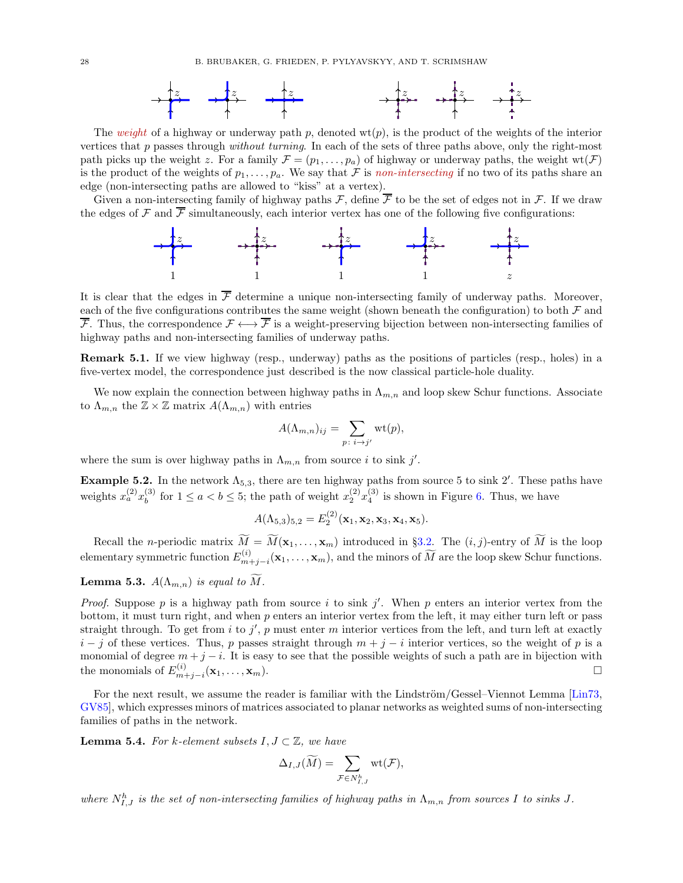The *weight* of a highway or underway path $p$, denoted $\mathrm{wt}(p)$, is the product of the weights of the interior vertices that $p$ passes through *without turning*. In each of the sets of three paths above, only the right-most path picks up the weight $z$. For a family $\mathcal{F} = (p_1, \ldots, p_a)$ of highway or underway paths, the weight $\mathrm{wt}(\mathcal{F})$ is the product of the weights of $p_1, \ldots, p_a$. We say that $\mathcal{F}$ is *non-intersecting* if no two of its paths share an edge (non-intersecting paths are allowed to "kiss" at a vertex).

Given a non-intersecting family of highway paths $\mathcal{F}$, define $\overline{\mathcal{F}}$ to be the set of edges not in $\mathcal{F}$. If we draw the edges of $\mathcal{F}$ and $\overline{\mathcal{F}}$ simultaneously, each interior vertex has one of the following five configurations:

$$1 \qquad 1 \qquad 1 \qquad 1 \qquad z$$

It is clear that the edges in $\overline{\mathcal{F}}$ determine a unique non-intersecting family of underway paths. Moreover, each of the five configurations contributes the same weight (shown beneath the configuration) to both $\mathcal{F}$ and $\overline{\mathcal{F}}$. Thus, the correspondence $\mathcal{F} \longleftrightarrow \overline{\mathcal{F}}$ is a weight-preserving bijection between non-intersecting families of highway paths and non-intersecting families of underway paths.

**Remark 5.1.** If we view highway (resp., underway) paths as the positions of particles (resp., holes) in a five-vertex model, the correspondence just described is the now classical particle-hole duality.

We now explain the connection between highway paths in $\Lambda_{m,n}$ and loop skew Schur functions. Associate to $\Lambda_{m,n}$ the $\mathbb{Z} \times \mathbb{Z}$ matrix $A(\Lambda_{m,n})$ with entries

$$A(\Lambda_{m,n})_{ij} = \sum_{p\colon i \to j'} \mathrm{wt}(p),$$

where the sum is over highway paths in $\Lambda_{m,n}$ from source $i$ to sink $j'$.

**Example 5.2.** In the network $\Lambda_{5,3}$, there are ten highway paths from source 5 to sink $2'$. These paths have weights $x_a^{(2)} x_b^{(3)}$ for $1 \leq a < b \leq 5$; the path of weight $x_2^{(2)} x_4^{(3)}$ is shown in Figure 6. Thus, we have

$$A(\Lambda_{5,3})_{5,2} = E_2^{(2)}(\mathbf{x}_1, \mathbf{x}_2, \mathbf{x}_3, \mathbf{x}_4, \mathbf{x}_5).$$

Recall the $n$-periodic matrix $\widetilde{M} = \widetilde{M}(\mathbf{x}_1, \ldots, \mathbf{x}_m)$ introduced in §3.2. The $(i,j)$-entry of $\widetilde{M}$ is the loop elementary symmetric function $E_{m+j-i}^{(i)}(\mathbf{x}_1, \ldots, \mathbf{x}_m)$, and the minors of $\widetilde{M}$ are the loop skew Schur functions.

**Lemma 5.3.** *$A(\Lambda_{m,n})$ is equal to $\widetilde{M}$.*

*Proof.* Suppose $p$ is a highway path from source $i$ to sink $j'$. When $p$ enters an interior vertex from the bottom, it must turn right, and when $p$ enters an interior vertex from the left, it may either turn left or pass straight through. To get from $i$ to $j'$, $p$ must enter $m$ interior vertices from the left, and turn left at exactly $i - j$ of these vertices. Thus, $p$ passes straight through $m + j - i$ interior vertices, so the weight of $p$ is a monomial of degree $m + j - i$. It is easy to see that the possible weights of such a path are in bijection with the monomials of $E_{m+j-i}^{(i)}(\mathbf{x}_1, \ldots, \mathbf{x}_m)$. □

For the next result, we assume the reader is familiar with the Lindström/Gessel–Viennot Lemma [Lin73, GV85], which expresses minors of matrices associated to planar networks as weighted sums of non-intersecting families of paths in the network.

**Lemma 5.4.** *For $k$-element subsets $I, J \subset \mathbb{Z}$, we have*

$$\Delta_{I,J}(\widetilde{M}) = \sum_{\mathcal{F} \in N_{I,J}^h} \mathrm{wt}(\mathcal{F}),$$

*where $N_{I,J}^h$ is the set of non-intersecting families of highway paths in $\Lambda_{m,n}$ from sources $I$ to sinks $J$.*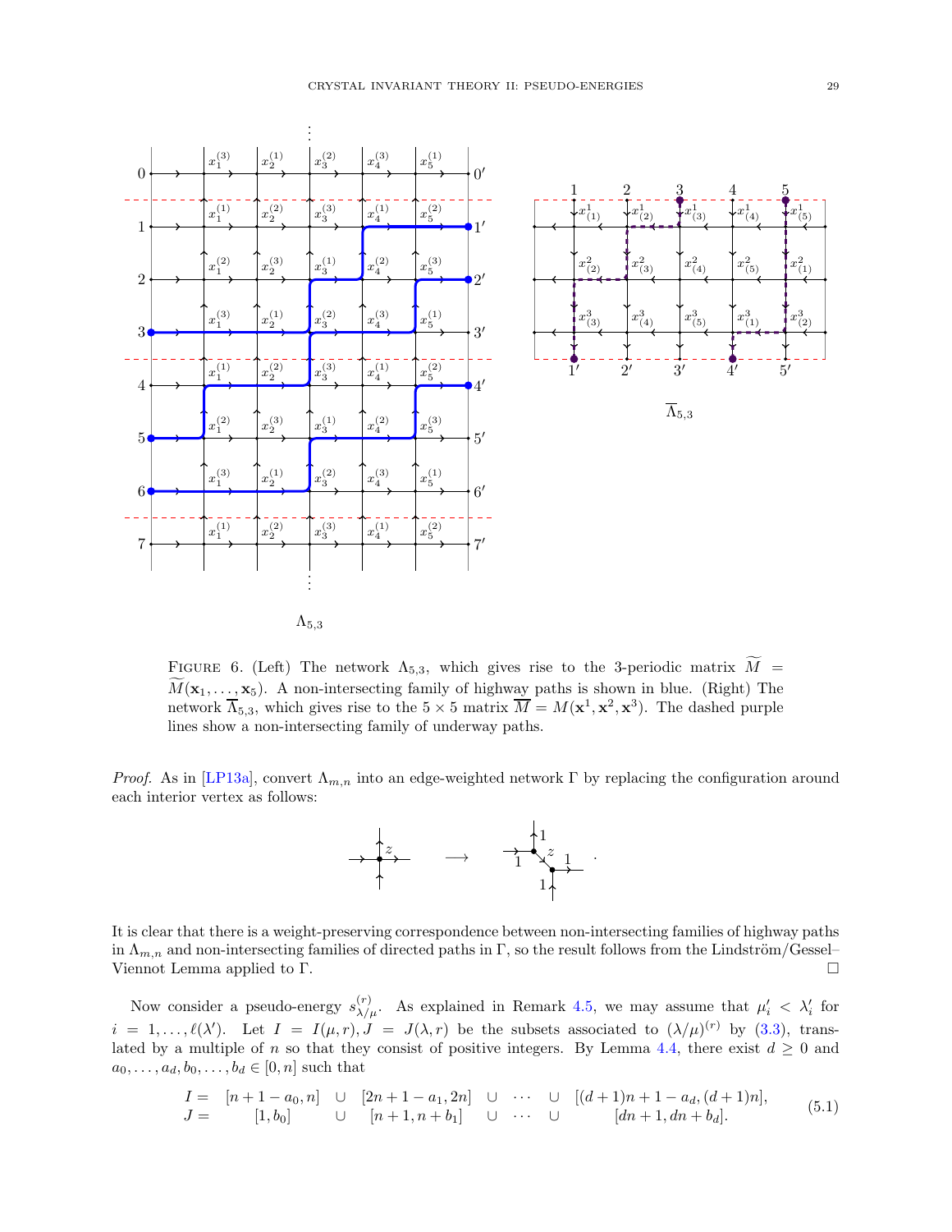FIGURE 6. (Left) The network $\Lambda_{5,3}$, which gives rise to the 3-periodic matrix $\widetilde{M} = \widetilde{M}(\mathbf{x}_1, \ldots, \mathbf{x}_5)$. A non-intersecting family of highway paths is shown in blue. (Right) The network $\overline{\Lambda}_{5,3}$, which gives rise to the $5 \times 5$ matrix $\overline{M} = M(\mathbf{x}^1, \mathbf{x}^2, \mathbf{x}^3)$. The dashed purple lines show a non-intersecting family of underway paths.

*Proof.* As in [LP13a], convert $\Lambda_{m,n}$ into an edge-weighted network $\Gamma$ by replacing the configuration around each interior vertex as follows:

$$\longrightarrow$$

It is clear that there is a weight-preserving correspondence between non-intersecting families of highway paths in $\Lambda_{m,n}$ and non-intersecting families of directed paths in $\Gamma$, so the result follows from the Lindström/Gessel–Viennot Lemma applied to $\Gamma$. $\square$

Now consider a pseudo-energy $s^{(r)}_{\lambda/\mu}$. As explained in Remark 4.5, we may assume that $\mu'_i < \lambda'_i$ for $i = 1, \ldots, \ell(\lambda')$. Let $I = I(\mu, r), J = J(\lambda, r)$ be the subsets associated to $(\lambda/\mu)^{(r)}$ by (3.3), translated by a multiple of $n$ so that they consist of positive integers. By Lemma 4.4, there exist $d \geq 0$ and $a_0, \ldots, a_d, b_0, \ldots, b_d \in [0, n]$ such that

$$\begin{aligned} I = \quad & [n+1-a_0, n] \quad \cup \quad [2n+1-a_1, 2n] \quad \cup \quad \cdots \quad \cup \quad [(d+1)n+1-a_d, (d+1)n], \\ J = \quad & [1, b_0] \quad \cup \quad [n+1, n+b_1] \quad \cup \quad \cdots \quad \cup \quad [dn+1, dn+b_d]. \end{aligned} \tag{5.1}$$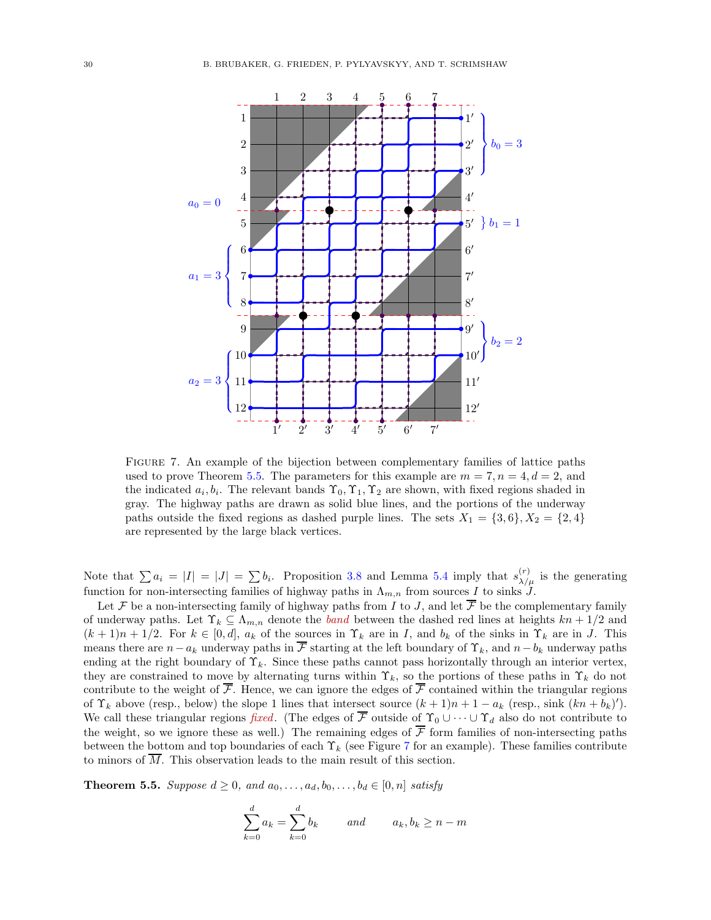Figure 7. An example of the bijection between complementary families of lattice paths used to prove Theorem 5.5. The parameters for this example are $m = 7, n = 4, d = 2$, and the indicated $a_i, b_i$. The relevant bands $\Upsilon_0, \Upsilon_1, \Upsilon_2$ are shown, with fixed regions shaded in gray. The highway paths are drawn as solid blue lines, and the portions of the underway paths outside the fixed regions as dashed purple lines. The sets $X_1 = \{3, 6\}, X_2 = \{2, 4\}$ are represented by the large black vertices.

Note that $\sum a_i = |I| = |J| = \sum b_i$. Proposition 3.8 and Lemma 5.4 imply that $s^{(r)}_{\lambda/\mu}$ is the generating function for non-intersecting families of highway paths in $\Lambda_{m,n}$ from sources $I$ to sinks $J$.

Let $\mathcal{F}$ be a non-intersecting family of highway paths from $I$ to $J$, and let $\overline{\mathcal{F}}$ be the complementary family of underway paths. Let $\Upsilon_k \subseteq \Lambda_{m,n}$ denote the *band* between the dashed red lines at heights $kn + 1/2$ and $(k+1)n + 1/2$. For $k \in [0, d]$, $a_k$ of the sources in $\Upsilon_k$ are in $I$, and $b_k$ of the sinks in $\Upsilon_k$ are in $J$. This means there are $n - a_k$ underway paths in $\overline{\mathcal{F}}$ starting at the left boundary of $\Upsilon_k$, and $n - b_k$ underway paths ending at the right boundary of $\Upsilon_k$. Since these paths cannot pass horizontally through an interior vertex, they are constrained to move by alternating turns within $\Upsilon_k$, so the portions of these paths in $\Upsilon_k$ do not contribute to the weight of $\overline{\mathcal{F}}$. Hence, we can ignore the edges of $\overline{\mathcal{F}}$ contained within the triangular regions of $\Upsilon_k$ above (resp., below) the slope 1 lines that intersect source $(k+1)n + 1 - a_k$ (resp., sink $(kn + b_k)'$). We call these triangular regions *fixed*. (The edges of $\overline{\mathcal{F}}$ outside of $\Upsilon_0 \cup \cdots \cup \Upsilon_d$ also do not contribute to the weight, so we ignore these as well.) The remaining edges of $\overline{\mathcal{F}}$ form families of non-intersecting paths between the bottom and top boundaries of each $\Upsilon_k$ (see Figure 7 for an example). These families contribute to minors of $\overline{M}$. This observation leads to the main result of this section.

**Theorem 5.5.** *Suppose $d \geq 0$, and $a_0, \ldots, a_d, b_0, \ldots, b_d \in [0, n]$ satisfy*

$$\sum_{k=0}^{d} a_k = \sum_{k=0}^{d} b_k \qquad \text{and} \qquad a_k, b_k \geq n - m$$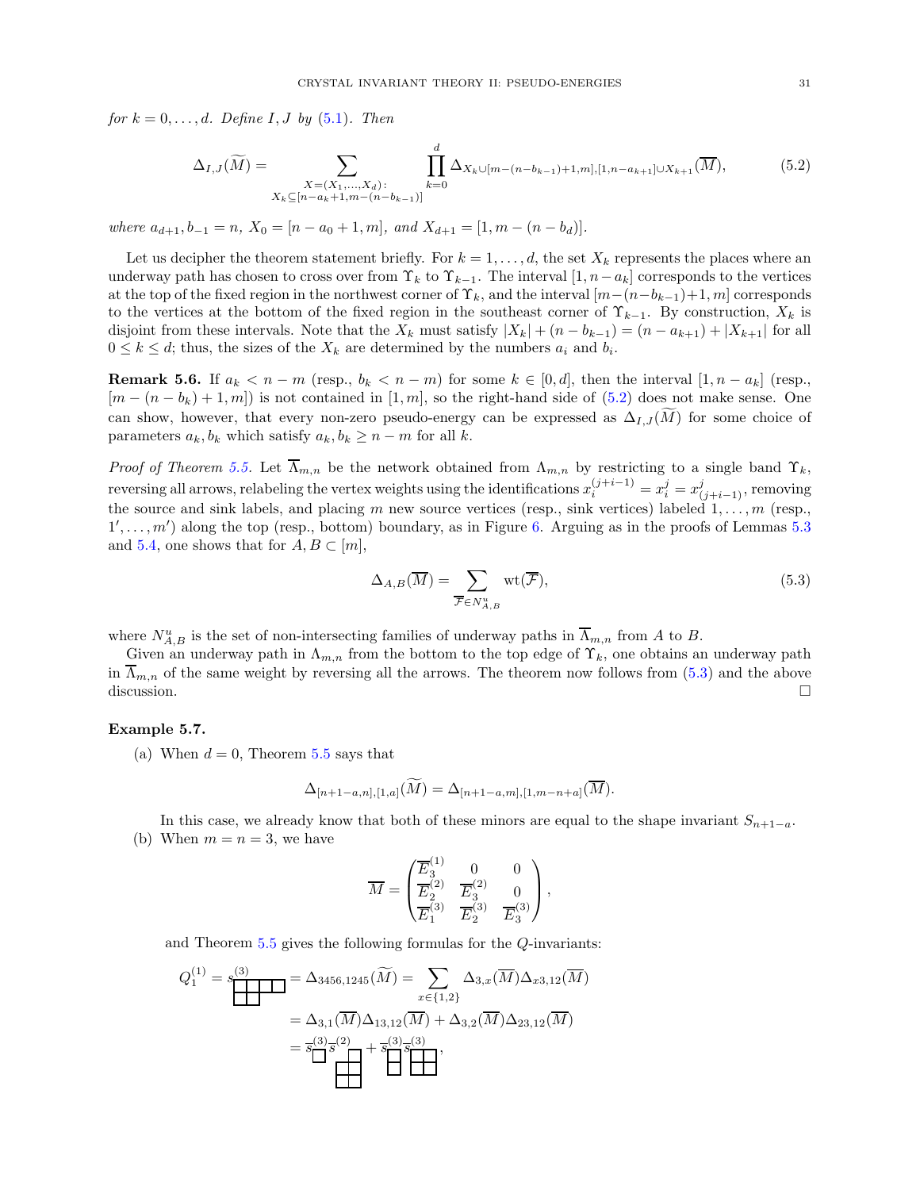*for $k = 0, \ldots, d$. Define $I, J$ by (5.1). Then*

$$\Delta_{I,J}(\widetilde{M}) = \sum_{\substack{X=(X_1,\ldots,X_d):\\ X_k \subseteq [n-a_k+1, m-(n-b_{k-1})]}} \prod_{k=0}^{d} \Delta_{X_k \cup [m-(n-b_{k-1})+1,m],[1,n-a_{k+1}] \cup X_{k+1}}(\overline{M}), \tag{5.2}$$

*where $a_{d+1}, b_{-1} = n$, $X_0 = [n - a_0 + 1, m]$, and $X_{d+1} = [1, m - (n - b_d)]$.*

Let us decipher the theorem statement briefly. For $k = 1, \ldots, d$, the set $X_k$ represents the places where an underway path has chosen to cross over from $\Upsilon_k$ to $\Upsilon_{k-1}$. The interval $[1, n-a_k]$ corresponds to the vertices at the top of the fixed region in the northwest corner of $\Upsilon_k$, and the interval $[m-(n-b_{k-1})+1, m]$ corresponds to the vertices at the bottom of the fixed region in the southeast corner of $\Upsilon_{k-1}$. By construction, $X_k$ is disjoint from these intervals. Note that the $X_k$ must satisfy $|X_k| + (n - b_{k-1}) = (n - a_{k+1}) + |X_{k+1}|$ for all $0 \leq k \leq d$; thus, the sizes of the $X_k$ are determined by the numbers $a_i$ and $b_i$.

**Remark 5.6.** If $a_k < n - m$ (resp., $b_k < n - m$) for some $k \in [0, d]$, then the interval $[1, n - a_k]$ (resp., $[m - (n - b_k) + 1, m]$) is not contained in $[1, m]$, so the right-hand side of (5.2) does not make sense. One can show, however, that every non-zero pseudo-energy can be expressed as $\Delta_{I,J}(\widetilde{M})$ for some choice of parameters $a_k, b_k$ which satisfy $a_k, b_k \geq n - m$ for all $k$.

*Proof of Theorem 5.5.* Let $\overline{\Lambda}_{m,n}$ be the network obtained from $\Lambda_{m,n}$ by restricting to a single band $\Upsilon_k$, reversing all arrows, relabeling the vertex weights using the identifications $x_i^{(j+i-1)} = x_i^j = x_{(j+i-1)}^j$, removing the source and sink labels, and placing $m$ new source vertices (resp., sink vertices) labeled $1, \ldots, m$ (resp., $1', \ldots, m'$) along the top (resp., bottom) boundary, as in Figure 6. Arguing as in the proofs of Lemmas 5.3 and 5.4, one shows that for $A, B \subset [m]$,

$$\Delta_{A,B}(\overline{M}) = \sum_{\overline{\mathcal{F}} \in N^u_{A,B}} \mathrm{wt}(\overline{\mathcal{F}}), \tag{5.3}$$

where $N^u_{A,B}$ is the set of non-intersecting families of underway paths in $\overline{\Lambda}_{m,n}$ from $A$ to $B$.

Given an underway path in $\Lambda_{m,n}$ from the bottom to the top edge of $\Upsilon_k$, one obtains an underway path in $\overline{\Lambda}_{m,n}$ of the same weight by reversing all the arrows. The theorem now follows from (5.3) and the above discussion. □

**Example 5.7.**

(a) When $d = 0$, Theorem 5.5 says that

$$\Delta_{[n+1-a,n],[1,a]}(\widetilde{M}) = \Delta_{[n+1-a,m],[1,m-n+a]}(\overline{M}).$$

In this case, we already know that both of these minors are equal to the shape invariant $S_{n+1-a}$.

(b) When $m = n = 3$, we have

$$\overline{M} = \begin{pmatrix} \overline{E}_3^{(1)} & 0 & 0 \\ \overline{E}_2^{(2)} & \overline{E}_3^{(2)} & 0 \\ \overline{E}_1^{(3)} & \overline{E}_2^{(3)} & \overline{E}_3^{(3)} \end{pmatrix},$$

and Theorem 5.5 gives the following formulas for the $Q$-invariants:

$$\begin{aligned} Q_1^{(1)} = s^{(3)}_{(4,2)} &= \Delta_{3456,1245}(\widetilde{M}) = \sum_{x \in \{1,2\}} \Delta_{3,x}(\overline{M}) \Delta_{x3,12}(\overline{M}) \\ &= \Delta_{3,1}(\overline{M}) \Delta_{13,12}(\overline{M}) + \Delta_{3,2}(\overline{M}) \Delta_{23,12}(\overline{M}) \\ &= \overline{s}^{(3)}_{(1)} \overline{s}^{(2)}_{(1,2,2)} + \overline{s}^{(3)}_{(1,1)} \overline{s}^{(3)}_{(2,2)}, \end{aligned}$$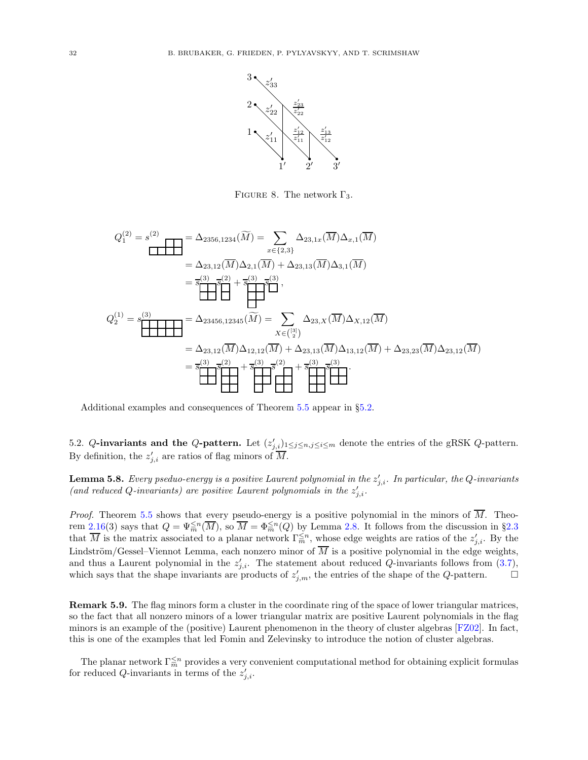FIGURE 8. The network $\Gamma_3$.

$$Q_1^{(2)} = s^{(2)}_{\,(3,1)/(2)} = \Delta_{2356,1234}(\widetilde{M}) = \sum_{x \in \{2,3\}} \Delta_{23,1x}(\overline{M})\Delta_{x,1}(\overline{M})$$

$$= \Delta_{23,12}(\overline{M})\Delta_{2,1}(\overline{M}) + \Delta_{23,13}(\overline{M})\Delta_{3,1}(\overline{M})$$

$$= \overline{s}^{(3)}_{\square\square/\square\square}\,\overline{s}^{(2)}_{\square/\square} + \overline{s}^{(3)}_{\square\square/\square\square/\square}\,\overline{s}^{(3)}_{\square},$$

$$Q_2^{(1)} = s^{(3)}_{\,(5,4)/(1)} = \Delta_{23456,12345}(\widetilde{M}) = \sum_{X \in \binom{[3]}{2}} \Delta_{23,X}(\overline{M})\Delta_{X,12}(\overline{M})$$

$$= \Delta_{23,12}(\overline{M})\Delta_{12,12}(\overline{M}) + \Delta_{23,13}(\overline{M})\Delta_{13,12}(\overline{M}) + \Delta_{23,23}(\overline{M})\Delta_{23,12}(\overline{M})$$

$$= \overline{s}^{(3)}_{\square\square/\square\square}\,\overline{s}^{(2)}_{\square\square/\square\square/\square\square} + \overline{s}^{(3)}_{\square\square/\square\square/\square}\,\overline{s}^{(2)}_{\square/\square\square/\square\square} + \overline{s}^{(3)}_{\square\square/\square\square/\square\square}\,\overline{s}^{(3)}_{\square\square/\square\square}.$$

Additional examples and consequences of Theorem 5.5 appear in §5.2.

## 5.2. $Q$-invariants and the $Q$-pattern.

Let $(z'_{j,i})_{1 \le j \le n, j \le i \le m}$ denote the entries of the gRSK $Q$-pattern. By definition, the $z'_{j,i}$ are ratios of flag minors of $\overline{M}$.

**Lemma 5.8.** *Every pseudo-energy is a positive Laurent polynomial in the $z'_{j,i}$. In particular, the $Q$-invariants (and reduced $Q$-invariants) are positive Laurent polynomials in the $z'_{j,i}$.*

*Proof.* Theorem 5.5 shows that every pseudo-energy is a positive polynomial in the minors of $\overline{M}$. Theorem 2.16(3) says that $Q = \Psi_{\overline{m}}^{\le n}(\overline{M})$, so $\overline{M} = \Phi_{\overline{m}}^{\le n}(Q)$ by Lemma 2.8. It follows from the discussion in §2.3 that $\overline{M}$ is the matrix associated to a planar network $\Gamma_{\overline{m}}^{\le n}$, whose edge weights are ratios of the $z'_{j,i}$. By the Lindström/Gessel–Viennot Lemma, each nonzero minor of $\overline{M}$ is a positive polynomial in the edge weights, and thus a Laurent polynomial in the $z'_{j,i}$. The statement about reduced $Q$-invariants follows from (3.7), which says that the shape invariants are products of $z'_{j,m}$, the entries of the shape of the $Q$-pattern. □

**Remark 5.9.** The flag minors form a cluster in the coordinate ring of the space of lower triangular matrices, so the fact that all nonzero minors of a lower triangular matrix are positive Laurent polynomials in the flag minors is an example of the (positive) Laurent phenomenon in the theory of cluster algebras [FZ02]. In fact, this is one of the examples that led Fomin and Zelevinsky to introduce the notion of cluster algebras.

The planar network $\Gamma_{\overline{m}}^{\le n}$ provides a very convenient computational method for obtaining explicit formulas for reduced $Q$-invariants in terms of the $z'_{j,i}$.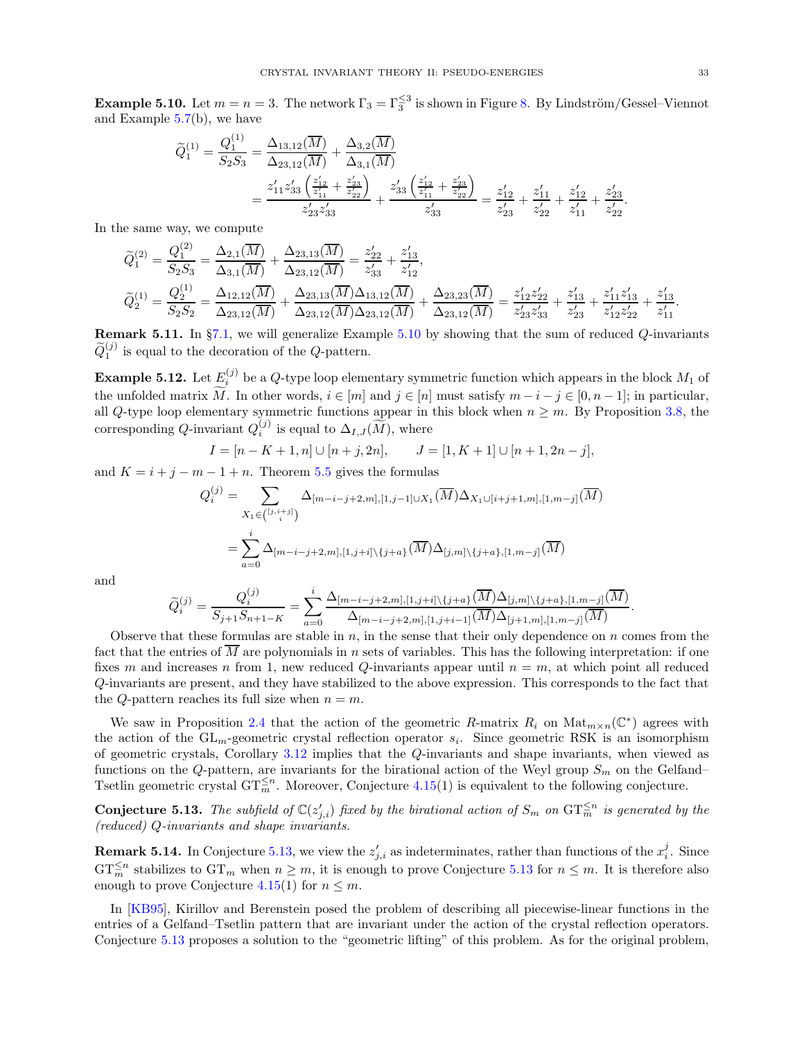**Example 5.10.** Let $m = n = 3$. The network $\Gamma_3 = \Gamma_3^{\leq 3}$ is shown in Figure 8. By Lindström/Gessel–Viennot and Example 5.7(b), we have

$$\widetilde{Q}_1^{(1)} = \frac{Q_1^{(1)}}{S_2 S_3} = \frac{\Delta_{13,12}(\overline{M})}{\Delta_{23,12}(\overline{M})} + \frac{\Delta_{3,2}(\overline{M})}{\Delta_{3,1}(\overline{M})}$$

$$= \frac{z'_{11} z'_{33}\left(\frac{z'_{12}}{z'_{11}} + \frac{z'_{23}}{z'_{22}}\right)}{z'_{23} z'_{33}} + \frac{z'_{33}\left(\frac{z'_{12}}{z'_{11}} + \frac{z'_{23}}{z'_{22}}\right)}{z'_{33}} = \frac{z'_{12}}{z'_{23}} + \frac{z'_{11}}{z'_{22}} + \frac{z'_{12}}{z'_{11}} + \frac{z'_{23}}{z'_{22}}.$$

In the same way, we compute

$$\widetilde{Q}_1^{(2)} = \frac{Q_1^{(2)}}{S_2 S_3} = \frac{\Delta_{2,1}(\overline{M})}{\Delta_{3,1}(\overline{M})} + \frac{\Delta_{23,13}(\overline{M})}{\Delta_{23,12}(\overline{M})} = \frac{z'_{22}}{z'_{33}} + \frac{z'_{13}}{z'_{12}},$$

$$\widetilde{Q}_2^{(1)} = \frac{Q_2^{(1)}}{S_2 S_2} = \frac{\Delta_{12,12}(\overline{M})}{\Delta_{23,12}(\overline{M})} + \frac{\Delta_{23,13}(\overline{M})\Delta_{13,12}(\overline{M})}{\Delta_{23,12}(\overline{M})\Delta_{23,12}(\overline{M})} + \frac{\Delta_{23,23}(\overline{M})}{\Delta_{23,12}(\overline{M})} = \frac{z'_{12} z'_{22}}{z'_{23} z'_{33}} + \frac{z'_{13}}{z'_{23}} + \frac{z'_{11} z'_{13}}{z'_{12} z'_{22}} + \frac{z'_{13}}{z'_{11}}.$$

**Remark 5.11.** In §7.1, we will generalize Example 5.10 by showing that the sum of reduced $Q$-invariants $\widetilde{Q}_1^{(j)}$ is equal to the decoration of the $Q$-pattern.

**Example 5.12.** Let $E_i^{(j)}$ be a $Q$-type loop elementary symmetric function which appears in the block $M_1$ of the unfolded matrix $\widetilde{M}$. In other words, $i \in [m]$ and $j \in [n]$ must satisfy $m - i - j \in [0, n-1]$; in particular, all $Q$-type loop elementary symmetric functions appear in this block when $n \geq m$. By Proposition 3.8, the corresponding $Q$-invariant $Q_i^{(j)}$ is equal to $\Delta_{I,J}(\widetilde{M})$, where

$$I = [n - K + 1, n] \cup [n + j, 2n], \qquad J = [1, K + 1] \cup [n + 1, 2n - j],$$

and $K = i + j - m - 1 + n$. Theorem 5.5 gives the formulas

$$Q_i^{(j)} = \sum_{X_1 \in \binom{[j, i+j]}{i}} \Delta_{[m-i-j+2,m],[1,j-1]\cup X_1}(\overline{M}) \Delta_{X_1 \cup [i+j+1,m],[1,m-j]}(\overline{M})$$

$$= \sum_{a=0}^{i} \Delta_{[m-i-j+2,m],[1,j+i]\setminus\{j+a\}}(\overline{M}) \Delta_{[j,m]\setminus\{j+a\},[1,m-j]}(\overline{M})$$

and

$$\widetilde{Q}_i^{(j)} = \frac{Q_i^{(j)}}{S_{j+1} S_{n+1-K}} = \sum_{a=0}^{i} \frac{\Delta_{[m-i-j+2,m],[1,j+i]\setminus\{j+a\}}(\overline{M}) \Delta_{[j,m]\setminus\{j+a\},[1,m-j]}(\overline{M})}{\Delta_{[m-i-j+2,m],[1,j+i-1]}(\overline{M}) \Delta_{[j+1,m],[1,m-j]}(\overline{M})}.$$

Observe that these formulas are stable in $n$, in the sense that their only dependence on $n$ comes from the fact that the entries of $\overline{M}$ are polynomials in $n$ sets of variables. This has the following interpretation: if one fixes $m$ and increases $n$ from 1, new reduced $Q$-invariants appear until $n = m$, at which point all reduced $Q$-invariants are present, and they have stabilized to the above expression. This corresponds to the fact that the $Q$-pattern reaches its full size when $n = m$.

We saw in Proposition 2.4 that the action of the geometric $R$-matrix $R_i$ on $\mathrm{Mat}_{m \times n}(\mathbb{C}^*)$ agrees with the action of the $\mathrm{GL}_m$-geometric crystal reflection operator $s_i$. Since geometric RSK is an isomorphism of geometric crystals, Corollary 3.12 implies that the $Q$-invariants and shape invariants, when viewed as functions on the $Q$-pattern, are invariants for the birational action of the Weyl group $S_m$ on the Gelfand–Tsetlin geometric crystal $\mathrm{GT}_m^{\leq n}$. Moreover, Conjecture 4.15(1) is equivalent to the following conjecture.

**Conjecture 5.13.** *The subfield of $\mathbb{C}(z'_{j,i})$ fixed by the birational action of $S_m$ on $\mathrm{GT}_m^{\leq n}$ is generated by the (reduced) $Q$-invariants and shape invariants.*

**Remark 5.14.** In Conjecture 5.13, we view the $z'_{j,i}$ as indeterminates, rather than functions of the $x_i^j$. Since $\mathrm{GT}_m^{\leq n}$ stabilizes to $\mathrm{GT}_m$ when $n \geq m$, it is enough to prove Conjecture 5.13 for $n \leq m$. It is therefore also enough to prove Conjecture 4.15(1) for $n \leq m$.

In [KB95], Kirillov and Berenstein posed the problem of describing all piecewise-linear functions in the entries of a Gelfand–Tsetlin pattern that are invariant under the action of the crystal reflection operators. Conjecture 5.13 proposes a solution to the "geometric lifting" of this problem. As for the original problem,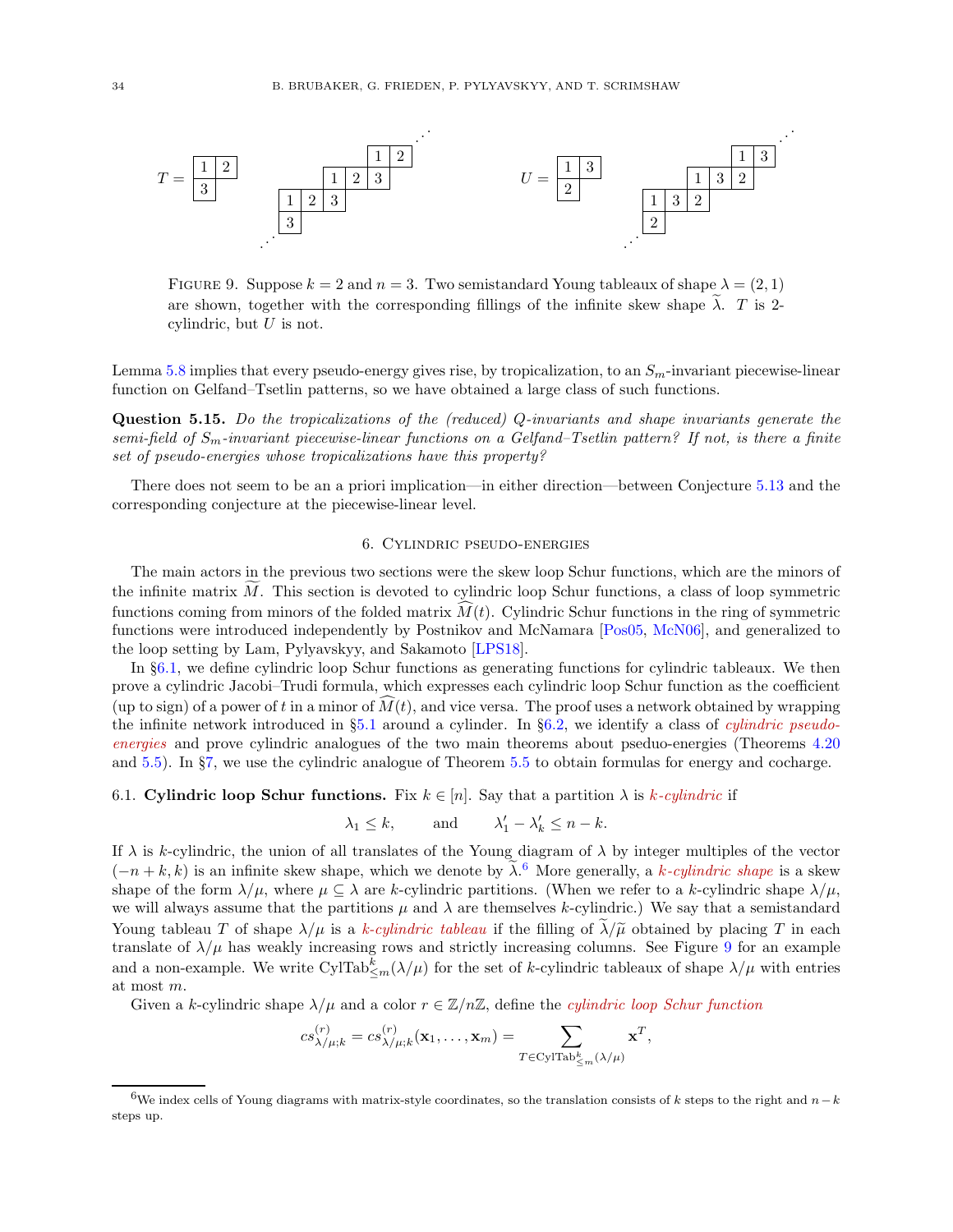$T = $ 

| 1 | 2 |
|---|---|
| 3 | |

$U = $

| 1 | 3 |
|---|---|
| 2 | |

Figure 9. Suppose $k = 2$ and $n = 3$. Two semistandard Young tableaux of shape $\lambda = (2, 1)$ are shown, together with the corresponding fillings of the infinite skew shape $\widetilde{\lambda}$. $T$ is 2-cylindric, but $U$ is not.

Lemma 5.8 implies that every pseudo-energy gives rise, by tropicalization, to an $S_m$-invariant piecewise-linear function on Gelfand–Tsetlin patterns, so we have obtained a large class of such functions.

**Question 5.15.** *Do the tropicalizations of the (reduced) Q-invariants and shape invariants generate the semi-field of $S_m$-invariant piecewise-linear functions on a Gelfand–Tsetlin pattern? If not, is there a finite set of pseudo-energies whose tropicalizations have this property?*

There does not seem to be an a priori implication—in either direction—between Conjecture 5.13 and the corresponding conjecture at the piecewise-linear level.

## 6. Cylindric pseudo-energies

The main actors in the previous two sections were the skew loop Schur functions, which are the minors of the infinite matrix $\widetilde{M}$. This section is devoted to cylindric loop Schur functions, a class of loop symmetric functions coming from minors of the folded matrix $\widehat{M}(t)$. Cylindric Schur functions in the ring of symmetric functions were introduced independently by Postnikov and McNamara [Pos05, McN06], and generalized to the loop setting by Lam, Pylyavskyy, and Sakamoto [LPS18].

In §6.1, we define cylindric loop Schur functions as generating functions for cylindric tableaux. We then prove a cylindric Jacobi–Trudi formula, which expresses each cylindric loop Schur function as the coefficient (up to sign) of a power of $t$ in a minor of $\widehat{M}(t)$, and vice versa. The proof uses a network obtained by wrapping the infinite network introduced in §5.1 around a cylinder. In §6.2, we identify a class of *cylindric pseudo-energies* and prove cylindric analogues of the two main theorems about pseudo-energies (Theorems 4.20 and 5.5). In §7, we use the cylindric analogue of Theorem 5.5 to obtain formulas for energy and cocharge.

### 6.1. Cylindric loop Schur functions.

Fix $k \in [n]$. Say that a partition $\lambda$ is *$k$-cylindric* if

$$\lambda_1 \le k, \qquad \text{and} \qquad \lambda'_1 - \lambda'_k \le n - k.$$

If $\lambda$ is $k$-cylindric, the union of all translates of the Young diagram of $\lambda$ by integer multiples of the vector $(-n+k, k)$ is an infinite skew shape, which we denote by $\widetilde{\lambda}$.[6] More generally, a *$k$-cylindric shape* is a skew shape of the form $\lambda/\mu$, where $\mu \subseteq \lambda$ are $k$-cylindric partitions. (When we refer to a $k$-cylindric shape $\lambda/\mu$, we will always assume that the partitions $\mu$ and $\lambda$ are themselves $k$-cylindric.) We say that a semistandard Young tableau $T$ of shape $\lambda/\mu$ is a *$k$-cylindric tableau* if the filling of $\widetilde{\lambda}/\widetilde{\mu}$ obtained by placing $T$ in each translate of $\lambda/\mu$ has weakly increasing rows and strictly increasing columns. See Figure 9 for an example and a non-example. We write $\mathrm{CylTab}^k_{\le m}(\lambda/\mu)$ for the set of $k$-cylindric tableaux of shape $\lambda/\mu$ with entries at most $m$.

Given a $k$-cylindric shape $\lambda/\mu$ and a color $r \in \mathbb{Z}/n\mathbb{Z}$, define the *cylindric loop Schur function*

$$cs^{(r)}_{\lambda/\mu;k} = cs^{(r)}_{\lambda/\mu;k}(\mathbf{x}_1, \ldots, \mathbf{x}_m) = \sum_{T \in \mathrm{CylTab}^k_{\le m}(\lambda/\mu)} \mathbf{x}^T,$$

[6] We index cells of Young diagrams with matrix-style coordinates, so the translation consists of $k$ steps to the right and $n-k$ steps up.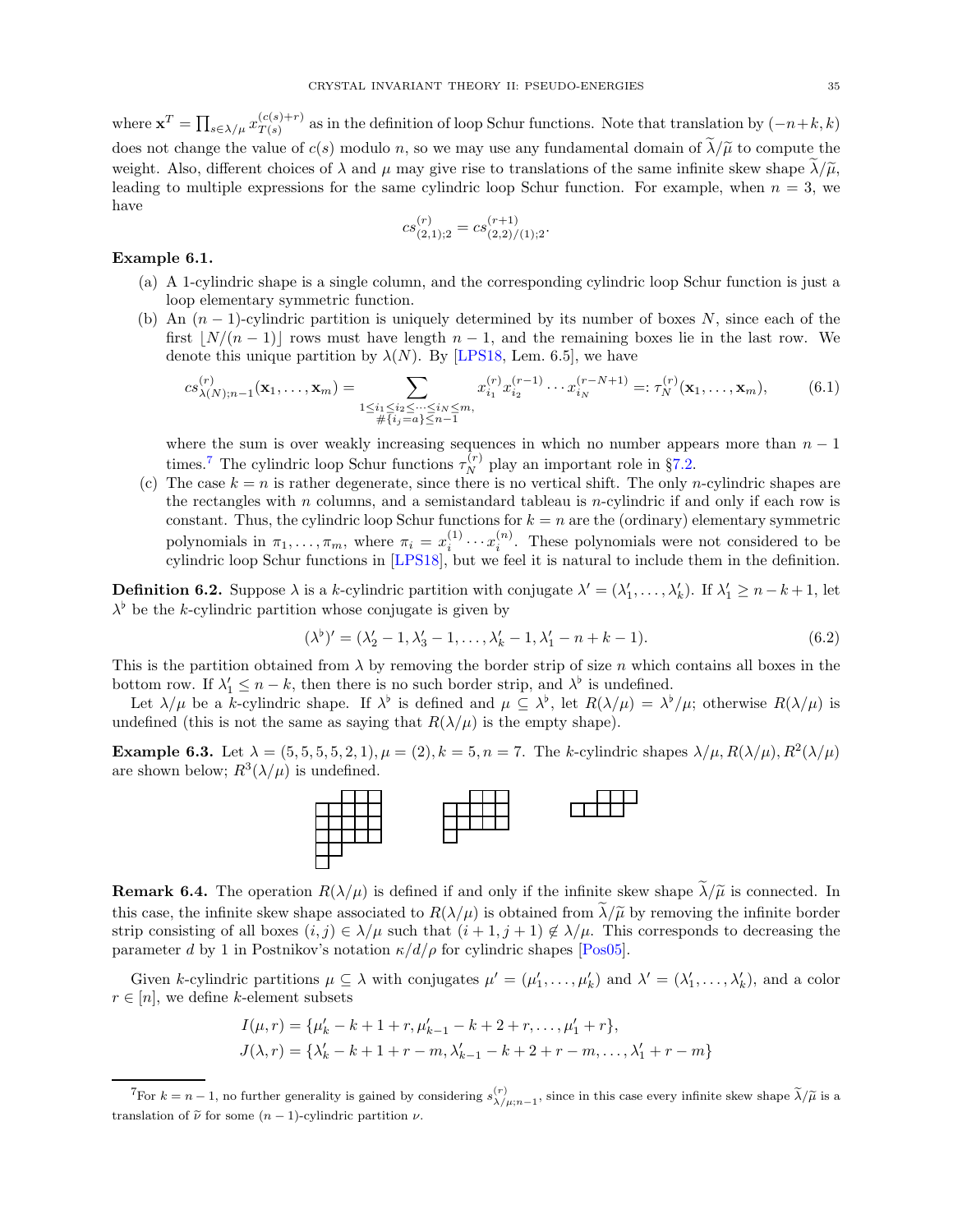where $\mathbf{x}^T = \prod_{s \in \lambda/\mu} x_{T(s)}^{(c(s)+r)}$ as in the definition of loop Schur functions. Note that translation by $(-n+k, k)$ does not change the value of $c(s)$ modulo $n$, so we may use any fundamental domain of $\widetilde{\lambda}/\widetilde{\mu}$ to compute the weight. Also, different choices of $\lambda$ and $\mu$ may give rise to translations of the same infinite skew shape $\widetilde{\lambda}/\widetilde{\mu}$, leading to multiple expressions for the same cylindric loop Schur function. For example, when $n = 3$, we have

$$cs^{(r)}_{(2,1);2} = cs^{(r+1)}_{(2,2)/(1);2}.$$

**Example 6.1.**

(a) A 1-cylindric shape is a single column, and the corresponding cylindric loop Schur function is just a loop elementary symmetric function.

(b) An $(n-1)$-cylindric partition is uniquely determined by its number of boxes $N$, since each of the first $\lfloor N/(n-1) \rfloor$ rows must have length $n-1$, and the remaining boxes lie in the last row. We denote this unique partition by $\lambda(N)$. By [LPS18, Lem. 6.5], we have

$$cs^{(r)}_{\lambda(N);n-1}(\mathbf{x}_1, \ldots, \mathbf{x}_m) = \sum_{\substack{1 \leq i_1 \leq i_2 \leq \cdots \leq i_N \leq m, \\ \#\{i_j = a\} \leq n-1}} x_{i_1}^{(r)} x_{i_2}^{(r-1)} \cdots x_{i_N}^{(r-N+1)} =: \tau_N^{(r)}(\mathbf{x}_1, \ldots, \mathbf{x}_m), \tag{6.1}$$

where the sum is over weakly increasing sequences in which no number appears more than $n-1$ times.[7] The cylindric loop Schur functions $\tau_N^{(r)}$ play an important role in §7.2.

(c) The case $k = n$ is rather degenerate, since there is no vertical shift. The only $n$-cylindric shapes are the rectangles with $n$ columns, and a semistandard tableau is $n$-cylindric if and only if each row is constant. Thus, the cylindric loop Schur functions for $k = n$ are the (ordinary) elementary symmetric polynomials in $\pi_1, \ldots, \pi_m$, where $\pi_i = x_i^{(1)} \cdots x_i^{(n)}$. These polynomials were not considered to be cylindric loop Schur functions in [LPS18], but we feel it is natural to include them in the definition.

**Definition 6.2.** Suppose $\lambda$ is a $k$-cylindric partition with conjugate $\lambda' = (\lambda'_1, \ldots, \lambda'_k)$. If $\lambda'_1 \geq n-k+1$, let $\lambda^\flat$ be the $k$-cylindric partition whose conjugate is given by

$$(\lambda^\flat)' = (\lambda'_2 - 1, \lambda'_3 - 1, \ldots, \lambda'_k - 1, \lambda'_1 - n + k - 1). \tag{6.2}$$

This is the partition obtained from $\lambda$ by removing the border strip of size $n$ which contains all boxes in the bottom row. If $\lambda'_1 \leq n-k$, then there is no such border strip, and $\lambda^\flat$ is undefined.

Let $\lambda/\mu$ be a $k$-cylindric shape. If $\lambda^\flat$ is defined and $\mu \subseteq \lambda^\flat$, let $R(\lambda/\mu) = \lambda^\flat/\mu$; otherwise $R(\lambda/\mu)$ is undefined (this is not the same as saying that $R(\lambda/\mu)$ is the empty shape).

**Example 6.3.** Let $\lambda = (5,5,5,5,2,1), \mu = (2), k = 5, n = 7$. The $k$-cylindric shapes $\lambda/\mu, R(\lambda/\mu), R^2(\lambda/\mu)$ are shown below; $R^3(\lambda/\mu)$ is undefined.

**Remark 6.4.** The operation $R(\lambda/\mu)$ is defined if and only if the infinite skew shape $\widetilde{\lambda}/\widetilde{\mu}$ is connected. In this case, the infinite skew shape associated to $R(\lambda/\mu)$ is obtained from $\widetilde{\lambda}/\widetilde{\mu}$ by removing the infinite border strip consisting of all boxes $(i,j) \in \lambda/\mu$ such that $(i+1, j+1) \notin \lambda/\mu$. This corresponds to decreasing the parameter $d$ by 1 in Postnikov's notation $\kappa/d/\rho$ for cylindric shapes [Pos05].

Given $k$-cylindric partitions $\mu \subseteq \lambda$ with conjugates $\mu' = (\mu'_1, \ldots, \mu'_k)$ and $\lambda' = (\lambda'_1, \ldots, \lambda'_k)$, and a color $r \in [n]$, we define $k$-element subsets

$$I(\mu, r) = \{\mu'_k - k + 1 + r, \mu'_{k-1} - k + 2 + r, \ldots, \mu'_1 + r\},$$
$$J(\lambda, r) = \{\lambda'_k - k + 1 + r - m, \lambda'_{k-1} - k + 2 + r - m, \ldots, \lambda'_1 + r - m\}$$

[7] For $k = n-1$, no further generality is gained by considering $s^{(r)}_{\lambda/\mu;n-1}$, since in this case every infinite skew shape $\widetilde{\lambda}/\widetilde{\mu}$ is a translation of $\widetilde{\nu}$ for some $(n-1)$-cylindric partition $\nu$.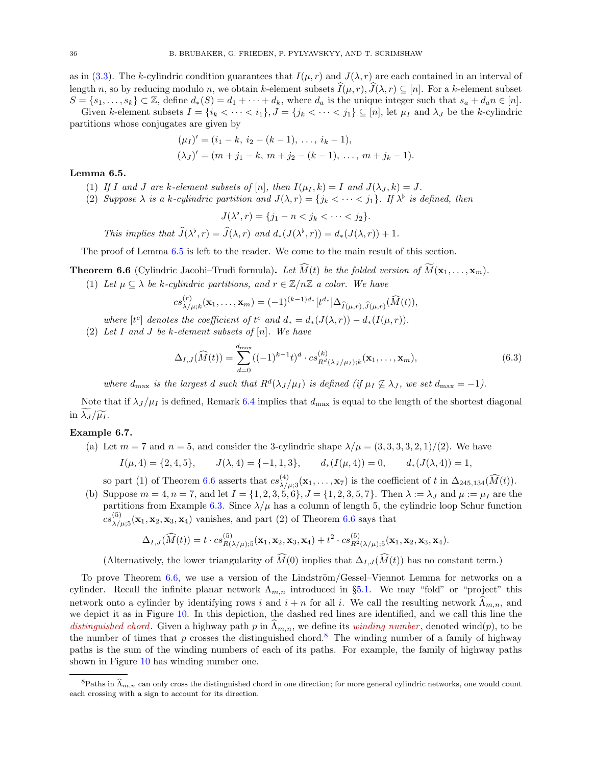as in (3.3). The $k$-cylindric condition guarantees that $I(\mu, r)$ and $J(\lambda, r)$ are each contained in an interval of length $n$, so by reducing modulo $n$, we obtain $k$-element subsets $\widehat{I}(\mu, r), \widehat{J}(\lambda, r) \subseteq [n]$. For a $k$-element subset $S = \{s_1, \ldots, s_k\} \subset \mathbb{Z}$, define $d_*(S) = d_1 + \cdots + d_k$, where $d_a$ is the unique integer such that $s_a + d_a n \in [n]$.

Given $k$-element subsets $I = \{i_k < \cdots < i_1\}, J = \{j_k < \cdots < j_1\} \subseteq [n]$, let $\mu_I$ and $\lambda_J$ be the $k$-cylindric partitions whose conjugates are given by

$$(\mu_I)' = (i_1 - k,\ i_2 - (k-1),\ \ldots,\ i_k - 1),$$
$$(\lambda_J)' = (m + j_1 - k,\ m + j_2 - (k-1),\ \ldots,\ m + j_k - 1).$$

**Lemma 6.5.**

(1) *If $I$ and $J$ are $k$-element subsets of $[n]$, then $I(\mu_I, k) = I$ and $J(\lambda_J, k) = J$.*

(2) *Suppose $\lambda$ is a $k$-cylindric partition and $J(\lambda, r) = \{j_k < \cdots < j_1\}$. If $\lambda^\flat$ is defined, then*

$$J(\lambda^\flat, r) = \{j_1 - n < j_k < \cdots < j_2\}.$$

*This implies that $\widehat{J}(\lambda^\flat, r) = \widehat{J}(\lambda, r)$ and $d_*(J(\lambda^\flat, r)) = d_*(J(\lambda, r)) + 1$.*

The proof of Lemma 6.5 is left to the reader. We come to the main result of this section.

**Theorem 6.6** (Cylindric Jacobi–Trudi formula). *Let $\widehat{M}(t)$ be the folded version of $\widetilde{M}(\mathbf{x}_1, \ldots, \mathbf{x}_m)$.*

(1) *Let $\mu \subseteq \lambda$ be $k$-cylindric partitions, and $r \in \mathbb{Z}/n\mathbb{Z}$ a color. We have*

$$cs^{(r)}_{\lambda/\mu;k}(\mathbf{x}_1, \ldots, \mathbf{x}_m) = (-1)^{(k-1)d_*}[t^{d_*}]\Delta_{\widehat{I}(\mu,r),\widehat{J}(\mu,r)}(\widehat{M}(t)),$$

*where $[t^c]$ denotes the coefficient of $t^c$ and $d_* = d_*(J(\lambda, r)) - d_*(I(\mu, r))$.*

(2) *Let $I$ and $J$ be $k$-element subsets of $[n]$. We have*

$$\Delta_{I,J}(\widehat{M}(t)) = \sum_{d=0}^{d_{\max}} ((-1)^{k-1}t)^d \cdot cs^{(k)}_{R^d(\lambda_J/\mu_I);k}(\mathbf{x}_1, \ldots, \mathbf{x}_m), \tag{6.3}$$

*where $d_{\max}$ is the largest $d$ such that $R^d(\lambda_J/\mu_I)$ is defined (if $\mu_I \not\subseteq \lambda_J$, we set $d_{\max} = -1$).*

Note that if $\lambda_J/\mu_I$ is defined, Remark 6.4 implies that $d_{\max}$ is equal to the length of the shortest diagonal in $\widetilde{\lambda_J}/\widetilde{\mu_I}$.

**Example 6.7.**

(a) Let $m = 7$ and $n = 5$, and consider the 3-cylindric shape $\lambda/\mu = (3, 3, 3, 3, 2, 1)/(2)$. We have

$$I(\mu, 4) = \{2, 4, 5\}, \qquad J(\lambda, 4) = \{-1, 1, 3\}, \qquad d_*(I(\mu, 4)) = 0, \qquad d_*(J(\lambda, 4)) = 1,$$

so part (1) of Theorem 6.6 asserts that $cs^{(4)}_{\lambda/\mu;3}(\mathbf{x}_1, \ldots, \mathbf{x}_7)$ is the coefficient of $t$ in $\Delta_{245,134}(\widehat{M}(t))$.

(b) Suppose $m = 4, n = 7$, and let $I = \{1, 2, 3, 5, 6\}, J = \{1, 2, 3, 5, 7\}$. Then $\lambda := \lambda_J$ and $\mu := \mu_I$ are the partitions from Example 6.3. Since $\lambda/\mu$ has a column of length 5, the cylindric loop Schur function $cs^{(5)}_{\lambda/\mu;5}(\mathbf{x}_1, \mathbf{x}_2, \mathbf{x}_3, \mathbf{x}_4)$ vanishes, and part (2) of Theorem 6.6 says that

$$\Delta_{I,J}(\widehat{M}(t)) = t \cdot cs^{(5)}_{R(\lambda/\mu);5}(\mathbf{x}_1, \mathbf{x}_2, \mathbf{x}_3, \mathbf{x}_4) + t^2 \cdot cs^{(5)}_{R^2(\lambda/\mu);5}(\mathbf{x}_1, \mathbf{x}_2, \mathbf{x}_3, \mathbf{x}_4).$$

(Alternatively, the lower triangularity of $\widehat{M}(0)$ implies that $\Delta_{I,J}(\widehat{M}(t))$ has no constant term.)

To prove Theorem 6.6, we use a version of the Lindström/Gessel–Viennot Lemma for networks on a cylinder. Recall the infinite planar network $\Lambda_{m,n}$ introduced in §5.1. We may "fold" or "project" this network onto a cylinder by identifying rows $i$ and $i + n$ for all $i$. We call the resulting network $\widehat{\Lambda}_{m,n}$, and we depict it as in Figure 10. In this depiction, the dashed red lines are identified, and we call this line the *distinguished chord*. Given a highway path $p$ in $\widehat{\Lambda}_{m,n}$, we define its *winding number*, denoted wind$(p)$, to be the number of times that $p$ crosses the distinguished chord.[8] The winding number of a family of highway paths is the sum of the winding numbers of each of its paths. For example, the family of highway paths shown in Figure 10 has winding number one.

[8]Paths in $\widehat{\Lambda}_{m,n}$ can only cross the distinguished chord in one direction; for more general cylindric networks, one would count each crossing with a sign to account for its direction.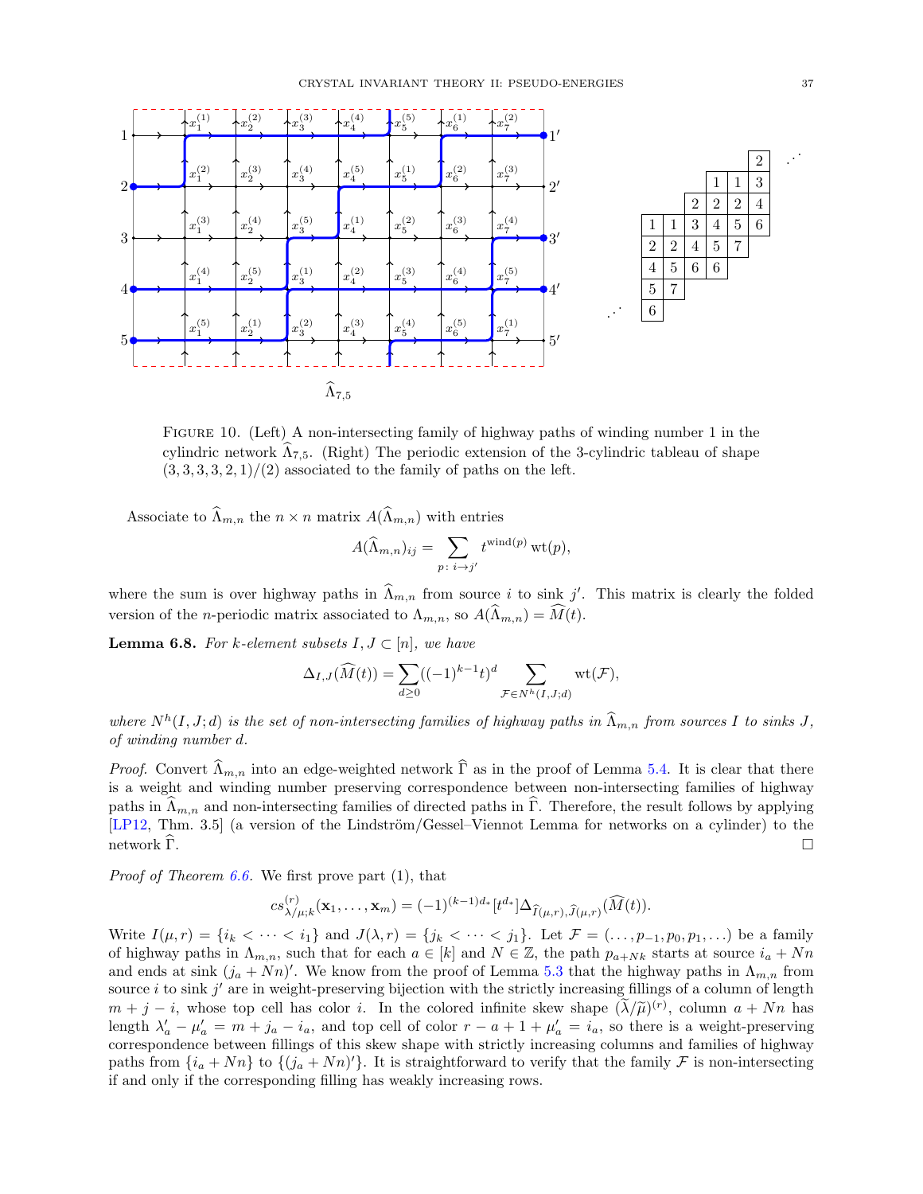FIGURE 10. (Left) A non-intersecting family of highway paths of winding number 1 in the cylindric network $\widehat{\Lambda}_{7,5}$. (Right) The periodic extension of the 3-cylindric tableau of shape $(3,3,3,3,2,1)/(2)$ associated to the family of paths on the left.

Associate to $\widehat{\Lambda}_{m,n}$ the $n \times n$ matrix $A(\widehat{\Lambda}_{m,n})$ with entries

$$A(\widehat{\Lambda}_{m,n})_{ij} = \sum_{p\colon i \to j'} t^{\mathrm{wind}(p)} \,\mathrm{wt}(p),$$

where the sum is over highway paths in $\widehat{\Lambda}_{m,n}$ from source $i$ to sink $j'$. This matrix is clearly the folded version of the $n$-periodic matrix associated to $\Lambda_{m,n}$, so $A(\widehat{\Lambda}_{m,n}) = \widehat{M}(t)$.

**Lemma 6.8.** *For $k$-element subsets $I, J \subset [n]$, we have*

$$\Delta_{I,J}(\widehat{M}(t)) = \sum_{d \geq 0} ((-1)^{k-1}t)^d \sum_{\mathcal{F} \in N^h(I,J;d)} \mathrm{wt}(\mathcal{F}),$$

*where $N^h(I,J;d)$ is the set of non-intersecting families of highway paths in $\widehat{\Lambda}_{m,n}$ from sources $I$ to sinks $J$, of winding number $d$.*

*Proof.* Convert $\widehat{\Lambda}_{m,n}$ into an edge-weighted network $\widehat{\Gamma}$ as in the proof of Lemma 5.4. It is clear that there is a weight and winding number preserving correspondence between non-intersecting families of highway paths in $\widehat{\Lambda}_{m,n}$ and non-intersecting families of directed paths in $\widehat{\Gamma}$. Therefore, the result follows by applying [LP12, Thm. 3.5] (a version of the Lindström/Gessel–Viennot Lemma for networks on a cylinder) to the network $\widehat{\Gamma}$. □

*Proof of Theorem 6.6.* We first prove part (1), that

$$cs^{(r)}_{\lambda/\mu;k}(\mathbf{x}_1, \ldots, \mathbf{x}_m) = (-1)^{(k-1)d_*}[t^{d_*}]\Delta_{\widehat{I}(\mu,r),\widehat{J}(\mu,r)}(\widehat{M}(t)).$$

Write $I(\mu, r) = \{i_k < \cdots < i_1\}$ and $J(\lambda, r) = \{j_k < \cdots < j_1\}$. Let $\mathcal{F} = (\ldots, p_{-1}, p_0, p_1, \ldots)$ be a family of highway paths in $\Lambda_{m,n}$, such that for each $a \in [k]$ and $N \in \mathbb{Z}$, the path $p_{a+Nk}$ starts at source $i_a + Nn$ and ends at sink $(j_a + Nn)'$. We know from the proof of Lemma 5.3 that the highway paths in $\Lambda_{m,n}$ from source $i$ to sink $j'$ are in weight-preserving bijection with the strictly increasing fillings of a column of length $m + j - i$, whose top cell has color $i$. In the colored infinite skew shape $(\widetilde{\lambda}/\widetilde{\mu})^{(r)}$, column $a + Nn$ has length $\lambda'_a - \mu'_a = m + j_a - i_a$, and top cell of color $r - a + 1 + \mu'_a = i_a$, so there is a weight-preserving correspondence between fillings of this skew shape with strictly increasing columns and families of highway paths from $\{i_a + Nn\}$ to $\{(j_a + Nn)'\}$. It is straightforward to verify that the family $\mathcal{F}$ is non-intersecting if and only if the corresponding filling has weakly increasing rows.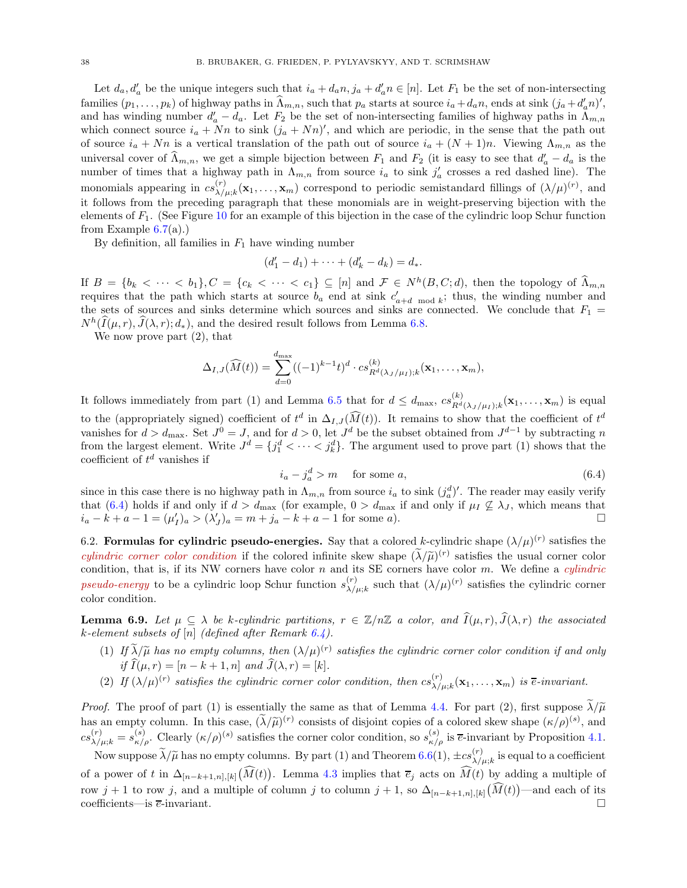Let $d_a, d'_a$ be the unique integers such that $i_a + d_a n, j_a + d'_a n \in [n]$. Let $F_1$ be the set of non-intersecting families $(p_1, \ldots, p_k)$ of highway paths in $\widehat{\Lambda}_{m,n}$, such that $p_a$ starts at source $i_a + d_a n$, ends at sink $(j_a + d'_a n)'$, and has winding number $d'_a - d_a$. Let $F_2$ be the set of non-intersecting families of highway paths in $\Lambda_{m,n}$ which connect source $i_a + Nn$ to sink $(j_a + Nn)'$, and which are periodic, in the sense that the path out of source $i_a + Nn$ is a vertical translation of the path out of source $i_a + (N+1)n$. Viewing $\Lambda_{m,n}$ as the universal cover of $\widehat{\Lambda}_{m,n}$, we get a simple bijection between $F_1$ and $F_2$ (it is easy to see that $d'_a - d_a$ is the number of times that a highway path in $\Lambda_{m,n}$ from source $i_a$ to sink $j'_a$ crosses a red dashed line). The monomials appearing in $cs^{(r)}_{\lambda/\mu;k}(\mathbf{x}_1, \ldots, \mathbf{x}_m)$ correspond to periodic semistandard fillings of $(\lambda/\mu)^{(r)}$, and it follows from the preceding paragraph that these monomials are in weight-preserving bijection with the elements of $F_1$. (See Figure 10 for an example of this bijection in the case of the cylindric loop Schur function from Example 6.7(a).)

By definition, all families in $F_1$ have winding number

$$(d'_1 - d_1) + \cdots + (d'_k - d_k) = d_*.$$

If $B = \{b_k < \cdots < b_1\}, C = \{c_k < \cdots < c_1\} \subseteq [n]$ and $\mathcal{F} \in N^h(B, C; d)$, then the topology of $\widehat{\Lambda}_{m,n}$ requires that the path which starts at source $b_a$ end at sink $c'_{a+d \bmod k}$; thus, the winding number and the sets of sources and sinks determine which sources and sinks are connected. We conclude that $F_1 = N^h(\widehat{I}(\mu, r), \widehat{J}(\lambda, r); d_*)$, and the desired result follows from Lemma 6.8.

We now prove part (2), that

$$\Delta_{I,J}(\widehat{M}(t)) = \sum_{d=0}^{d_{\max}} ((-1)^{k-1} t)^d \cdot cs^{(k)}_{R^d(\lambda_J/\mu_I);k}(\mathbf{x}_1, \ldots, \mathbf{x}_m),$$

It follows immediately from part (1) and Lemma 6.5 that for $d \leq d_{\max}$, $cs^{(k)}_{R^d(\lambda_J/\mu_I);k}(\mathbf{x}_1, \ldots, \mathbf{x}_m)$ is equal to the (appropriately signed) coefficient of $t^d$ in $\Delta_{I,J}(\widehat{M}(t))$. It remains to show that the coefficient of $t^d$ vanishes for $d > d_{\max}$. Set $J^0 = J$, and for $d > 0$, let $J^d$ be the subset obtained from $J^{d-1}$ by subtracting $n$ from the largest element. Write $J^d = \{j^d_1 < \cdots < j^d_k\}$. The argument used to prove part (1) shows that the coefficient of $t^d$ vanishes if

$$i_a - j^d_a > m \quad \text{for some } a, \tag{6.4}$$

since in this case there is no highway path in $\Lambda_{m,n}$ from source $i_a$ to sink $(j^d_a)'$. The reader may easily verify that (6.4) holds if and only if $d > d_{\max}$ (for example, $0 > d_{\max}$ if and only if $\mu_I \not\subseteq \lambda_J$, which means that $i_a - k + a - 1 = (\mu'_I)_a > (\lambda'_J)_a = m + j_a - k + a - 1$ for some $a$). ☐

## 6.2. Formulas for cylindric pseudo-energies.

Say that a colored $k$-cylindric shape $(\lambda/\mu)^{(r)}$ satisfies the *cylindric corner color condition* if the colored infinite skew shape $(\widetilde{\lambda}/\widetilde{\mu})^{(r)}$ satisfies the usual corner color condition, that is, if its NW corners have color $n$ and its SE corners have color $m$. We define a *cylindric pseudo-energy* to be a cylindric loop Schur function $s^{(r)}_{\lambda/\mu;k}$ such that $(\lambda/\mu)^{(r)}$ satisfies the cylindric corner color condition.

**Lemma 6.9.** *Let $\mu \subseteq \lambda$ be $k$-cylindric partitions, $r \in \mathbb{Z}/n\mathbb{Z}$ a color, and $\widehat{I}(\mu, r), \widehat{J}(\lambda, r)$ the associated $k$-element subsets of $[n]$ (defined after Remark 6.4).*

1. *If $\widetilde{\lambda}/\widetilde{\mu}$ has no empty columns, then $(\lambda/\mu)^{(r)}$ satisfies the cylindric corner color condition if and only if $\widehat{I}(\mu, r) = [n-k+1, n]$ and $\widehat{J}(\lambda, r) = [k]$.*
2. *If $(\lambda/\mu)^{(r)}$ satisfies the cylindric corner color condition, then $cs^{(r)}_{\lambda/\mu;k}(\mathbf{x}_1, \ldots, \mathbf{x}_m)$ is $\overline{e}$-invariant.*

*Proof.* The proof of part (1) is essentially the same as that of Lemma 4.4. For part (2), first suppose $\widetilde{\lambda}/\widetilde{\mu}$ has an empty column. In this case, $(\widetilde{\lambda}/\widetilde{\mu})^{(r)}$ consists of disjoint copies of a colored skew shape $(\kappa/\rho)^{(s)}$, and $cs^{(r)}_{\lambda/\mu;k} = s^{(s)}_{\kappa/\rho}$. Clearly $(\kappa/\rho)^{(s)}$ satisfies the corner color condition, so $s^{(s)}_{\kappa/\rho}$ is $\overline{e}$-invariant by Proposition 4.1.

Now suppose $\widetilde{\lambda}/\widetilde{\mu}$ has no empty columns. By part (1) and Theorem 6.6(1), $\pm cs^{(r)}_{\lambda/\mu;k}$ is equal to a coefficient of a power of $t$ in $\Delta_{[n-k+1,n],[k]}\big(\widehat{M}(t)\big)$. Lemma 4.3 implies that $\overline{e}_j$ acts on $\widehat{M}(t)$ by adding a multiple of row $j+1$ to row $j$, and a multiple of column $j$ to column $j+1$, so $\Delta_{[n-k+1,n],[k]}\big(\widehat{M}(t)\big)$—and each of its coefficients—is $\overline{e}$-invariant. ☐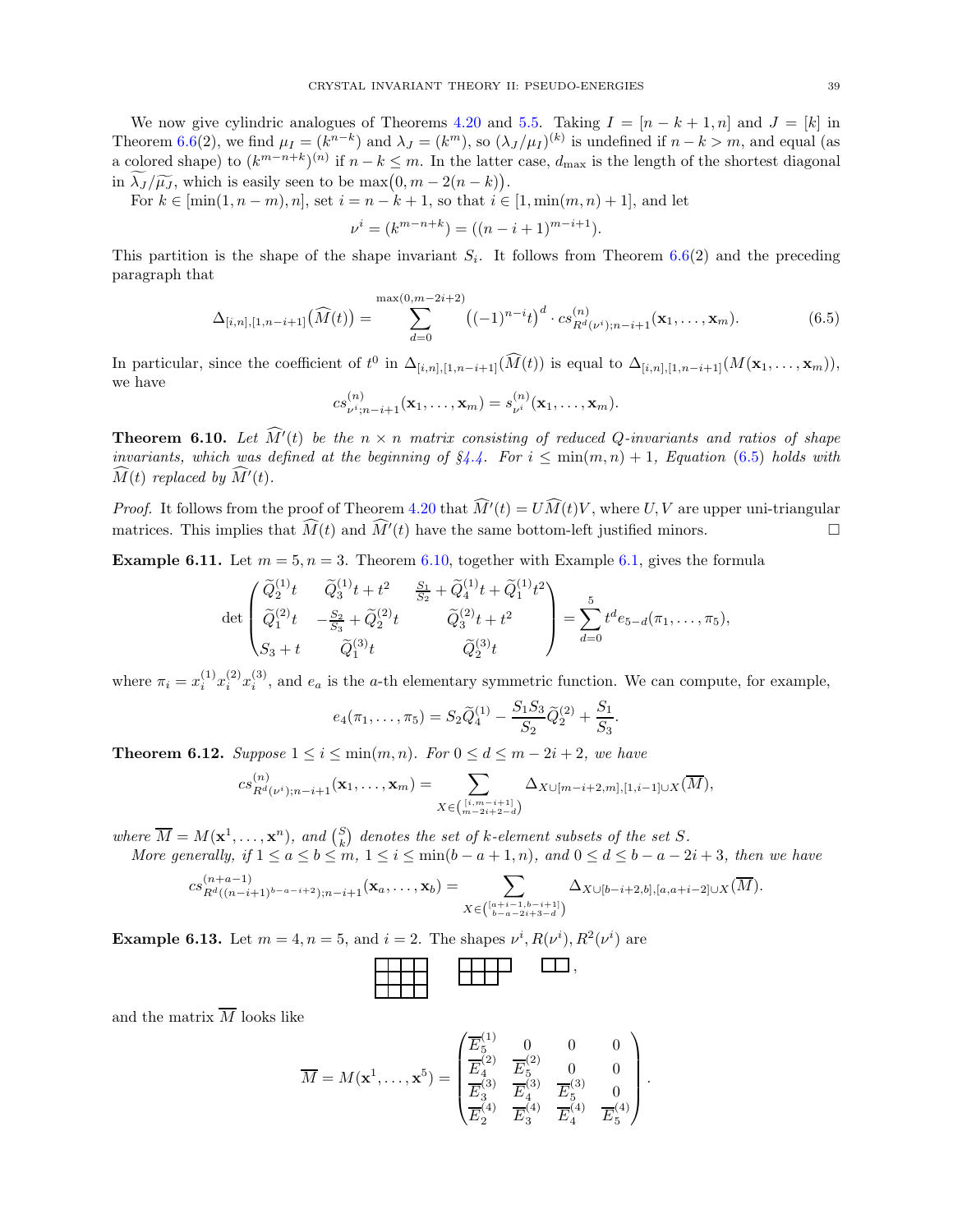We now give cylindric analogues of Theorems 4.20 and 5.5. Taking $I = [n-k+1, n]$ and $J = [k]$ in Theorem 6.6(2), we find $\mu_I = (k^{n-k})$ and $\lambda_J = (k^m)$, so $(\lambda_J/\mu_I)^{(k)}$ is undefined if $n - k > m$, and equal (as a colored shape) to $(k^{m-n+k})^{(n)}$ if $n - k \leq m$. In the latter case, $d_{\max}$ is the length of the shortest diagonal in $\widetilde{\lambda_J}/\widetilde{\mu_J}$, which is easily seen to be $\max\bigl(0, m - 2(n-k)\bigr)$.

For $k \in [\min(1, n-m), n]$, set $i = n - k + 1$, so that $i \in [1, \min(m, n) + 1]$, and let

$$\nu^i = (k^{m-n+k}) = ((n-i+1)^{m-i+1}).$$

This partition is the shape of the shape invariant $S_i$. It follows from Theorem 6.6(2) and the preceding paragraph that

$$\Delta_{[i,n],[1,n-i+1]}\bigl(\widehat{M}(t)\bigr) = \sum_{d=0}^{\max(0,m-2i+2)} \bigl((-1)^{n-i}t\bigr)^d \cdot cs^{(n)}_{R^d(\nu^i);n-i+1}(\mathbf{x}_1, \ldots, \mathbf{x}_m). \tag{6.5}$$

In particular, since the coefficient of $t^0$ in $\Delta_{[i,n],[1,n-i+1]}(\widehat{M}(t))$ is equal to $\Delta_{[i,n],[1,n-i+1]}(M(\mathbf{x}_1, \ldots, \mathbf{x}_m))$, we have

$$cs^{(n)}_{\nu^i;n-i+1}(\mathbf{x}_1, \ldots, \mathbf{x}_m) = s^{(n)}_{\nu^i}(\mathbf{x}_1, \ldots, \mathbf{x}_m).$$

**Theorem 6.10.** *Let $\widehat{M'}(t)$ be the $n \times n$ matrix consisting of reduced Q-invariants and ratios of shape invariants, which was defined at the beginning of §4.4. For $i \leq \min(m,n) + 1$, Equation (6.5) holds with $\widehat{M}(t)$ replaced by $\widehat{M'}(t)$.*

*Proof.* It follows from the proof of Theorem 4.20 that $\widehat{M'}(t) = U\widehat{M}(t)V$, where $U, V$ are upper uni-triangular matrices. This implies that $\widehat{M}(t)$ and $\widehat{M'}(t)$ have the same bottom-left justified minors. □

**Example 6.11.** Let $m = 5, n = 3$. Theorem 6.10, together with Example 6.1, gives the formula

$$\det\begin{pmatrix} \widetilde{Q}_2^{(1)}t & \widetilde{Q}_3^{(1)}t + t^2 & \frac{S_1}{S_2} + \widetilde{Q}_4^{(1)}t + \widetilde{Q}_1^{(1)}t^2 \\ \widetilde{Q}_1^{(2)}t & -\frac{S_2}{S_3} + \widetilde{Q}_2^{(2)}t & \widetilde{Q}_3^{(2)}t + t^2 \\ S_3 + t & \widetilde{Q}_1^{(3)}t & \widetilde{Q}_2^{(3)}t \end{pmatrix} = \sum_{d=0}^{5} t^d e_{5-d}(\pi_1, \ldots, \pi_5),$$

where $\pi_i = x_i^{(1)}x_i^{(2)}x_i^{(3)}$, and $e_a$ is the $a$-th elementary symmetric function. We can compute, for example,

$$e_4(\pi_1, \ldots, \pi_5) = S_2\widetilde{Q}_4^{(1)} - \frac{S_1 S_3}{S_2}\widetilde{Q}_2^{(2)} + \frac{S_1}{S_3}.$$

**Theorem 6.12.** *Suppose $1 \leq i \leq \min(m,n)$. For $0 \leq d \leq m - 2i + 2$, we have*

$$cs^{(n)}_{R^d(\nu^i);n-i+1}(\mathbf{x}_1, \ldots, \mathbf{x}_m) = \sum_{X \in \binom{[i,m-i+1]}{m-2i+2-d}} \Delta_{X \cup [m-i+2,m],[1,i-1]\cup X}(\overline{M}),$$

*where $\overline{M} = M(\mathbf{x}^1, \ldots, \mathbf{x}^n)$, and $\binom{S}{k}$ denotes the set of $k$-element subsets of the set $S$.*

*More generally, if $1 \leq a \leq b \leq m$, $1 \leq i \leq \min(b-a+1, n)$, and $0 \leq d \leq b - a - 2i + 3$, then we have*

$$cs^{(n+a-1)}_{R^d((n-i+1)^{b-a-i+2});n-i+1}(\mathbf{x}_a, \ldots, \mathbf{x}_b) = \sum_{X \in \binom{[a+i-1,b-i+1]}{b-a-2i+3-d}} \Delta_{X\cup[b-i+2,b],[a,a+i-2]\cup X}(\overline{M}).$$

**Example 6.13.** Let $m = 4, n = 5$, and $i = 2$. The shapes $\nu^i, R(\nu^i), R^2(\nu^i)$ are

[Young diagrams: a $3 \times 4$ rectangle; a shape with rows of length 4 and 3; a shape with one row of length 2],

and the matrix $\overline{M}$ looks like

$$\overline{M} = M(\mathbf{x}^1, \ldots, \mathbf{x}^5) = \begin{pmatrix} \overline{E}_5^{(1)} & 0 & 0 & 0 \\ \overline{E}_4^{(2)} & \overline{E}_5^{(2)} & 0 & 0 \\ \overline{E}_3^{(3)} & \overline{E}_4^{(3)} & \overline{E}_5^{(3)} & 0 \\ \overline{E}_2^{(4)} & \overline{E}_3^{(4)} & \overline{E}_4^{(4)} & \overline{E}_5^{(4)} \end{pmatrix}.$$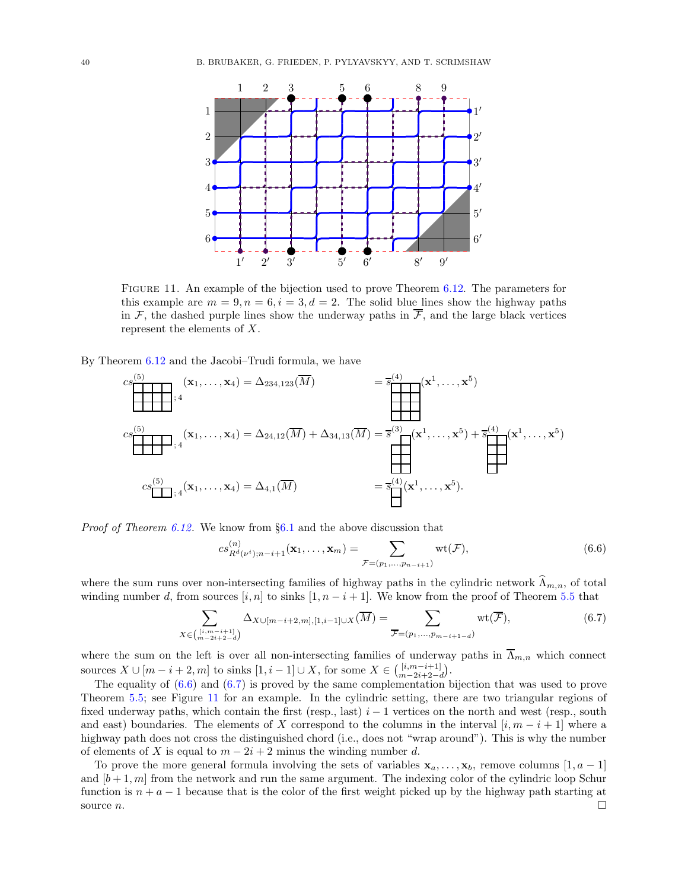FIGURE 11. An example of the bijection used to prove Theorem 6.12. The parameters for this example are $m = 9, n = 6, i = 3, d = 2$. The solid blue lines show the highway paths in $\mathcal{F}$, the dashed purple lines show the underway paths in $\overline{\mathcal{F}}$, and the large black vertices represent the elements of $X$.

By Theorem 6.12 and the Jacobi–Trudi formula, we have

$$cs^{(5)}_{\text{(4,4,4)};4}(\mathbf{x}_1, \ldots, \mathbf{x}_4) = \Delta_{234,123}(\overline{M}) = \overline{s}^{(4)}_{\text{(3,3,3,3)}}(\mathbf{x}^1, \ldots, \mathbf{x}^5)$$

$$cs^{(5)}_{\text{(4,3)};4}(\mathbf{x}_1, \ldots, \mathbf{x}_4) = \Delta_{24,12}(\overline{M}) + \Delta_{34,13}(\overline{M}) = \overline{s}^{(3)}_{\text{(1,2,2,2)}}(\mathbf{x}^1, \ldots, \mathbf{x}^5) + \overline{s}^{(4)}_{\text{(2,2,2,1)}}(\mathbf{x}^1, \ldots, \mathbf{x}^5)$$

$$cs^{(5)}_{\text{(2)};4}(\mathbf{x}_1, \ldots, \mathbf{x}_4) = \Delta_{4,1}(\overline{M}) = \overline{s}^{(4)}_{\text{(1,1)}}(\mathbf{x}^1, \ldots, \mathbf{x}^5).$$

*Proof of Theorem 6.12.* We know from §6.1 and the above discussion that

$$cs^{(n)}_{R^d(\nu^i);n-i+1}(\mathbf{x}_1, \ldots, \mathbf{x}_m) = \sum_{\mathcal{F}=(p_1,\ldots,p_{n-i+1})} \mathrm{wt}(\mathcal{F}), \tag{6.6}$$

where the sum runs over non-intersecting families of highway paths in the cylindric network $\widehat{\Lambda}_{m,n}$, of total winding number $d$, from sources $[i, n]$ to sinks $[1, n - i + 1]$. We know from the proof of Theorem 5.5 that

$$\sum_{X \in \binom{[i,m-i+1]}{m-2i+2-d}} \Delta_{X\cup[m-i+2,m],[1,i-1]\cup X}(\overline{M}) = \sum_{\overline{\mathcal{F}}=(p_1,\ldots,p_{m-i+1-d})} \mathrm{wt}(\overline{\mathcal{F}}), \tag{6.7}$$

where the sum on the left is over all non-intersecting families of underway paths in $\overline{\Lambda}_{m,n}$ which connect sources $X \cup [m - i + 2, m]$ to sinks $[1, i - 1] \cup X$, for some $X \in \binom{[i,m-i+1]}{m-2i+2-d}$.

The equality of (6.6) and (6.7) is proved by the same complementation bijection that was used to prove Theorem 5.5; see Figure 11 for an example. In the cylindric setting, there are two triangular regions of fixed underway paths, which contain the first (resp., last) $i - 1$ vertices on the north and west (resp., south and east) boundaries. The elements of $X$ correspond to the columns in the interval $[i, m - i + 1]$ where a highway path does not cross the distinguished chord (i.e., does not "wrap around"). This is why the number of elements of $X$ is equal to $m - 2i + 2$ minus the winding number $d$.

To prove the more general formula involving the sets of variables $\mathbf{x}_a, \ldots, \mathbf{x}_b$, remove columns $[1, a - 1]$ and $[b + 1, m]$ from the network and run the same argument. The indexing color of the cylindric loop Schur function is $n + a - 1$ because that is the color of the first weight picked up by the highway path starting at source $n$. $\square$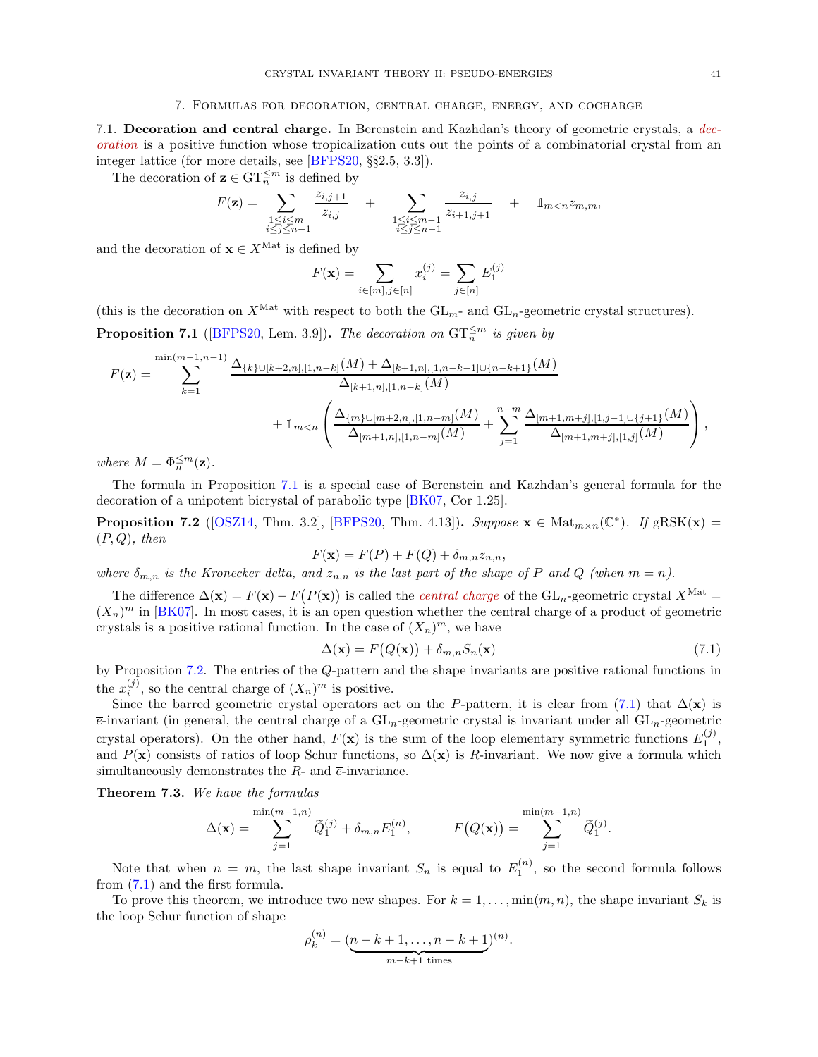## 7. Formulas for decoration, central charge, energy, and cocharge

### 7.1. Decoration and central charge.

In Berenstein and Kazhdan's theory of geometric crystals, a *decoration* is a positive function whose tropicalization cuts out the points of a combinatorial crystal from an integer lattice (for more details, see [BFPS20, §§2.5, 3.3]).

The decoration of $\mathbf{z} \in \mathrm{GT}_n^{\leq m}$ is defined by

$$F(\mathbf{z}) = \sum_{\substack{1 \leq i \leq m \\ i \leq j \leq n-1}} \frac{z_{i,j+1}}{z_{i,j}} \quad + \sum_{\substack{1 \leq i \leq m-1 \\ i \leq j \leq n-1}} \frac{z_{i,j}}{z_{i+1,j+1}} \quad + \quad \mathbb{1}_{m<n} z_{m,m},$$

and the decoration of $\mathbf{x} \in X^{\mathrm{Mat}}$ is defined by

$$F(\mathbf{x}) = \sum_{i \in [m], j \in [n]} x_i^{(j)} = \sum_{j \in [n]} E_1^{(j)}$$

(this is the decoration on $X^{\mathrm{Mat}}$ with respect to both the $\mathrm{GL}_m$- and $\mathrm{GL}_n$-geometric crystal structures).

**Proposition 7.1** ([BFPS20, Lem. 3.9])**.** *The decoration on* $\mathrm{GT}_n^{\leq m}$ *is given by*

$$F(\mathbf{z}) = \sum_{k=1}^{\min(m-1,n-1)} \frac{\Delta_{\{k\}\cup[k+2,n],[1,n-k]}(M) + \Delta_{[k+1,n],[1,n-k-1]\cup\{n-k+1\}}(M)}{\Delta_{[k+1,n],[1,n-k]}(M)} + \mathbb{1}_{m<n}\left(\frac{\Delta_{\{m\}\cup[m+2,n],[1,n-m]}(M)}{\Delta_{[m+1,n],[1,n-m]}(M)} + \sum_{j=1}^{n-m} \frac{\Delta_{[m+1,m+j],[1,j-1]\cup\{j+1\}}(M)}{\Delta_{[m+1,m+j],[1,j]}(M)}\right),$$

*where* $M = \Phi_n^{\leq m}(\mathbf{z})$*.*

The formula in Proposition 7.1 is a special case of Berenstein and Kazhdan's general formula for the decoration of a unipotent bicrystal of parabolic type [BK07, Cor 1.25].

**Proposition 7.2** ([OSZ14, Thm. 3.2], [BFPS20, Thm. 4.13])**.** *Suppose* $\mathbf{x} \in \mathrm{Mat}_{m\times n}(\mathbb{C}^*)$*. If* $\mathrm{gRSK}(\mathbf{x}) = (P, Q)$*, then*

$$F(\mathbf{x}) = F(P) + F(Q) + \delta_{m,n} z_{n,n},$$

*where* $\delta_{m,n}$ *is the Kronecker delta, and* $z_{n,n}$ *is the last part of the shape of* $P$ *and* $Q$ *(when* $m = n$*).*

The difference $\Delta(\mathbf{x}) = F(\mathbf{x}) - F\big(P(\mathbf{x})\big)$ is called the *central charge* of the $\mathrm{GL}_n$-geometric crystal $X^{\mathrm{Mat}} = (X_n)^m$ in [BK07]. In most cases, it is an open question whether the central charge of a product of geometric crystals is a positive rational function. In the case of $(X_n)^m$, we have

$$\Delta(\mathbf{x}) = F\big(Q(\mathbf{x})\big) + \delta_{m,n} S_n(\mathbf{x}) \tag{7.1}$$

by Proposition 7.2. The entries of the $Q$-pattern and the shape invariants are positive rational functions in the $x_i^{(j)}$, so the central charge of $(X_n)^m$ is positive.

Since the barred geometric crystal operators act on the $P$-pattern, it is clear from (7.1) that $\Delta(\mathbf{x})$ is $\overline{e}$-invariant (in general, the central charge of a $\mathrm{GL}_n$-geometric crystal is invariant under all $\mathrm{GL}_n$-geometric crystal operators). On the other hand, $F(\mathbf{x})$ is the sum of the loop elementary symmetric functions $E_1^{(j)}$, and $P(\mathbf{x})$ consists of ratios of loop Schur functions, so $\Delta(\mathbf{x})$ is $R$-invariant. We now give a formula which simultaneously demonstrates the $R$- and $\overline{e}$-invariance.

**Theorem 7.3.** *We have the formulas*

$$\Delta(\mathbf{x}) = \sum_{j=1}^{\min(m-1,n)} \widetilde{Q}_1^{(j)} + \delta_{m,n} E_1^{(n)}, \qquad F\big(Q(\mathbf{x})\big) = \sum_{j=1}^{\min(m-1,n)} \widetilde{Q}_1^{(j)}.$$

Note that when $n = m$, the last shape invariant $S_n$ is equal to $E_1^{(n)}$, so the second formula follows from (7.1) and the first formula.

To prove this theorem, we introduce two new shapes. For $k = 1, \ldots, \min(m, n)$, the shape invariant $S_k$ is the loop Schur function of shape

$$\rho_k^{(n)} = (\underbrace{n-k+1, \ldots, n-k+1}_{m-k+1 \text{ times}})^{(n)}.$$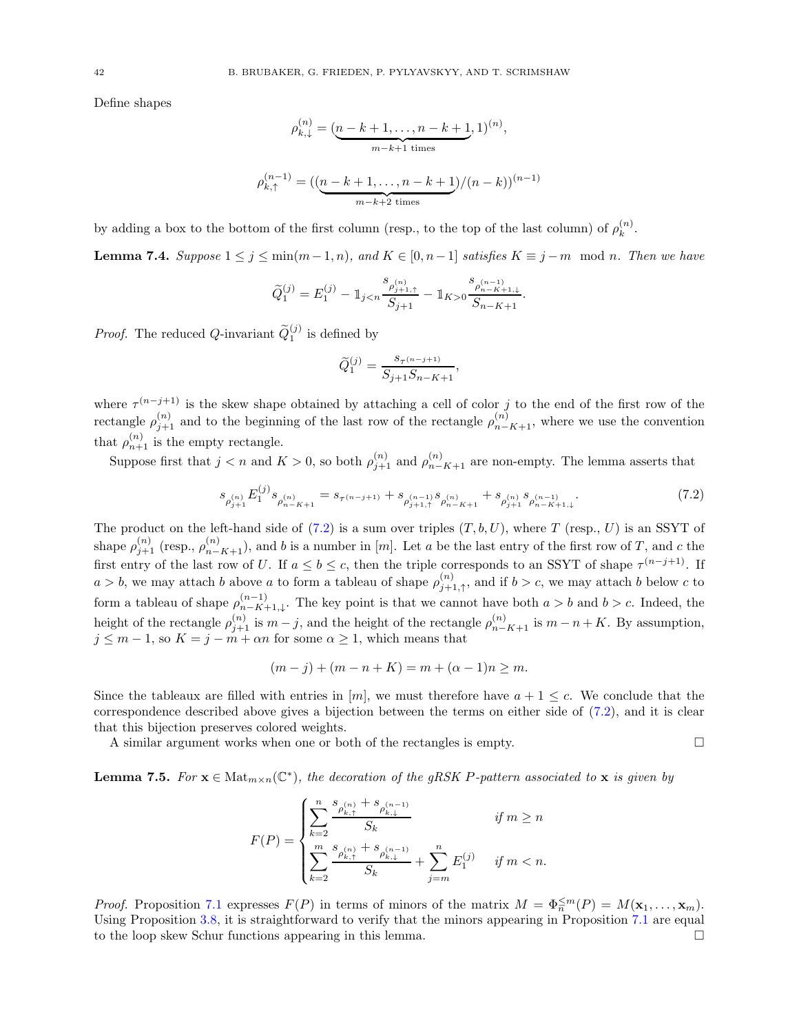Define shapes

$$\rho_{k,\downarrow}^{(n)} = (\underbrace{n-k+1,\ldots,n-k+1}_{m-k+1 \text{ times}},1)^{(n)},$$

$$\rho_{k,\uparrow}^{(n-1)} = ((\underbrace{n-k+1,\ldots,n-k+1}_{m-k+2 \text{ times}})/(n-k))^{(n-1)}$$

by adding a box to the bottom of the first column (resp., to the top of the last column) of $\rho_k^{(n)}$.

**Lemma 7.4.** *Suppose $1 \le j \le \min(m-1,n)$, and $K \in [0,n-1]$ satisfies $K \equiv j-m \mod n$. Then we have*

$$\widetilde{Q}_1^{(j)} = E_1^{(j)} - \mathbb{1}_{j<n}\frac{s_{\rho_{j+1,\uparrow}^{(n)}}}{S_{j+1}} - \mathbb{1}_{K>0}\frac{s_{\rho_{n-K+1,\downarrow}^{(n-1)}}}{S_{n-K+1}}.$$

*Proof.* The reduced $Q$-invariant $\widetilde{Q}_1^{(j)}$ is defined by

$$\widetilde{Q}_1^{(j)} = \frac{s_{\tau^{(n-j+1)}}}{S_{j+1}S_{n-K+1}},$$

where $\tau^{(n-j+1)}$ is the skew shape obtained by attaching a cell of color $j$ to the end of the first row of the rectangle $\rho_{j+1}^{(n)}$ and to the beginning of the last row of the rectangle $\rho_{n-K+1}^{(n)}$, where we use the convention that $\rho_{n+1}^{(n)}$ is the empty rectangle.

Suppose first that $j < n$ and $K > 0$, so both $\rho_{j+1}^{(n)}$ and $\rho_{n-K+1}^{(n)}$ are non-empty. The lemma asserts that

$$s_{\rho_{j+1}^{(n)}} E_1^{(j)} s_{\rho_{n-K+1}^{(n)}} = s_{\tau^{(n-j+1)}} + s_{\rho_{j+1,\uparrow}^{(n-1)}} s_{\rho_{n-K+1}^{(n)}} + s_{\rho_{j+1}^{(n)}} s_{\rho_{n-K+1,\downarrow}^{(n-1)}}. \tag{7.2}$$

The product on the left-hand side of (7.2) is a sum over triples $(T,b,U)$, where $T$ (resp., $U$) is an SSYT of shape $\rho_{j+1}^{(n)}$ (resp., $\rho_{n-K+1}^{(n)}$), and $b$ is a number in $[m]$. Let $a$ be the last entry of the first row of $T$, and $c$ the first entry of the last row of $U$. If $a \le b \le c$, then the triple corresponds to an SSYT of shape $\tau^{(n-j+1)}$. If $a > b$, we may attach $b$ above $a$ to form a tableau of shape $\rho_{j+1,\uparrow}^{(n)}$, and if $b > c$, we may attach $b$ below $c$ to form a tableau of shape $\rho_{n-K+1,\downarrow}^{(n-1)}$. The key point is that we cannot have both $a > b$ and $b > c$. Indeed, the height of the rectangle $\rho_{j+1}^{(n)}$ is $m-j$, and the height of the rectangle $\rho_{n-K+1}^{(n)}$ is $m-n+K$. By assumption, $j \le m-1$, so $K = j-m+\alpha n$ for some $\alpha \ge 1$, which means that

$$(m-j) + (m-n+K) = m + (\alpha-1)n \ge m.$$

Since the tableaux are filled with entries in $[m]$, we must therefore have $a+1 \le c$. We conclude that the correspondence described above gives a bijection between the terms on either side of (7.2), and it is clear that this bijection preserves colored weights.

A similar argument works when one or both of the rectangles is empty. $\square$

**Lemma 7.5.** *For $\mathbf{x} \in \mathrm{Mat}_{m\times n}(\mathbb{C}^*)$, the decoration of the gRSK $P$-pattern associated to $\mathbf{x}$ is given by*

$$F(P) = \begin{cases} \displaystyle\sum_{k=2}^{n} \frac{s_{\rho_{k,\uparrow}^{(n)}} + s_{\rho_{k,\downarrow}^{(n-1)}}}{S_k} & \text{if } m \ge n \\ \displaystyle\sum_{k=2}^{m} \frac{s_{\rho_{k,\uparrow}^{(n)}} + s_{\rho_{k,\downarrow}^{(n-1)}}}{S_k} + \sum_{j=m}^{n} E_1^{(j)} & \text{if } m < n. \end{cases}$$

*Proof.* Proposition 7.1 expresses $F(P)$ in terms of minors of the matrix $M = \Phi_{\overline{n}}^{\le m}(P) = M(\mathbf{x}_1,\ldots,\mathbf{x}_m)$. Using Proposition 3.8, it is straightforward to verify that the minors appearing in Proposition 7.1 are equal to the loop skew Schur functions appearing in this lemma. $\square$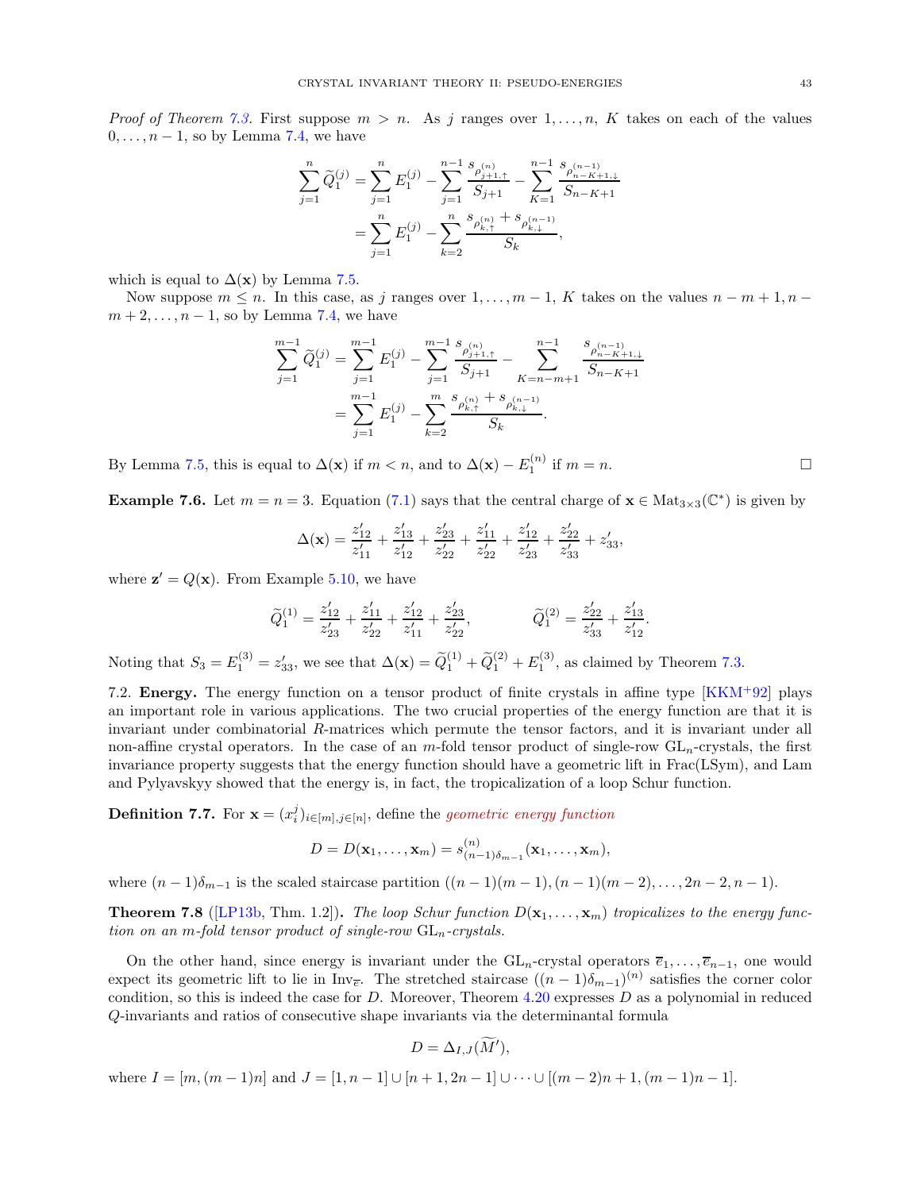*Proof of Theorem 7.3.* First suppose $m > n$. As $j$ ranges over $1, \ldots, n$, $K$ takes on each of the values $0, \ldots, n-1$, so by Lemma 7.4, we have

$$\sum_{j=1}^{n} \widetilde{Q}_1^{(j)} = \sum_{j=1}^{n} E_1^{(j)} - \sum_{j=1}^{n-1} \frac{s_{\rho^{(n)}_{j+1,\uparrow}}}{S_{j+1}} - \sum_{K=1}^{n-1} \frac{s_{\rho^{(n-1)}_{n-K+1,\downarrow}}}{S_{n-K+1}}$$
$$= \sum_{j=1}^{n} E_1^{(j)} - \sum_{k=2}^{n} \frac{s_{\rho^{(n)}_{k,\uparrow}} + s_{\rho^{(n-1)}_{k,\downarrow}}}{S_k},$$

which is equal to $\Delta(\mathbf{x})$ by Lemma 7.5.

Now suppose $m \leq n$. In this case, as $j$ ranges over $1, \ldots, m-1$, $K$ takes on the values $n-m+1, n-m+2, \ldots, n-1$, so by Lemma 7.4, we have

$$\sum_{j=1}^{m-1} \widetilde{Q}_1^{(j)} = \sum_{j=1}^{m-1} E_1^{(j)} - \sum_{j=1}^{m-1} \frac{s_{\rho^{(n)}_{j+1,\uparrow}}}{S_{j+1}} - \sum_{K=n-m+1}^{n-1} \frac{s_{\rho^{(n-1)}_{n-K+1,\downarrow}}}{S_{n-K+1}}$$
$$= \sum_{j=1}^{m-1} E_1^{(j)} - \sum_{k=2}^{m} \frac{s_{\rho^{(n)}_{k,\uparrow}} + s_{\rho^{(n-1)}_{k,\downarrow}}}{S_k}.$$

By Lemma 7.5, this is equal to $\Delta(\mathbf{x})$ if $m < n$, and to $\Delta(\mathbf{x}) - E_1^{(n)}$ if $m = n$. □

**Example 7.6.** Let $m = n = 3$. Equation (7.1) says that the central charge of $\mathbf{x} \in \mathrm{Mat}_{3\times 3}(\mathbb{C}^*)$ is given by

$$\Delta(\mathbf{x}) = \frac{z'_{12}}{z'_{11}} + \frac{z'_{13}}{z'_{12}} + \frac{z'_{23}}{z'_{22}} + \frac{z'_{11}}{z'_{22}} + \frac{z'_{12}}{z'_{23}} + \frac{z'_{22}}{z'_{33}} + z'_{33},$$

where $\mathbf{z}' = Q(\mathbf{x})$. From Example 5.10, we have

$$\widetilde{Q}_1^{(1)} = \frac{z'_{12}}{z'_{23}} + \frac{z'_{11}}{z'_{22}} + \frac{z'_{12}}{z'_{11}} + \frac{z'_{23}}{z'_{22}}, \qquad \widetilde{Q}_1^{(2)} = \frac{z'_{22}}{z'_{33}} + \frac{z'_{13}}{z'_{12}}.$$

Noting that $S_3 = E_1^{(3)} = z'_{33}$, we see that $\Delta(\mathbf{x}) = \widetilde{Q}_1^{(1)} + \widetilde{Q}_1^{(2)} + E_1^{(3)}$, as claimed by Theorem 7.3.

7.2. **Energy.** The energy function on a tensor product of finite crystals in affine type [KKM+92] plays an important role in various applications. The two crucial properties of the energy function are that it is invariant under combinatorial $R$-matrices which permute the tensor factors, and it is invariant under all non-affine crystal operators. In the case of an $m$-fold tensor product of single-row $\mathrm{GL}_n$-crystals, the first invariance property suggests that the energy function should have a geometric lift in Frac(LSym), and Lam and Pylyavskyy showed that the energy is, in fact, the tropicalization of a loop Schur function.

**Definition 7.7.** For $\mathbf{x} = (x_i^j)_{i\in[m], j\in[n]}$, define the *geometric energy function*

$$D = D(\mathbf{x}_1, \ldots, \mathbf{x}_m) = s^{(n)}_{(n-1)\delta_{m-1}}(\mathbf{x}_1, \ldots, \mathbf{x}_m),$$

where $(n-1)\delta_{m-1}$ is the scaled staircase partition $((n-1)(m-1), (n-1)(m-2), \ldots, 2n-2, n-1)$.

**Theorem 7.8** ([LP13b, Thm. 1.2])**.** *The loop Schur function $D(\mathbf{x}_1, \ldots, \mathbf{x}_m)$ tropicalizes to the energy function on an $m$-fold tensor product of single-row* $\mathrm{GL}_n$*-crystals.*

On the other hand, since energy is invariant under the $\mathrm{GL}_n$-crystal operators $\overline{e}_1, \ldots, \overline{e}_{n-1}$, one would expect its geometric lift to lie in $\mathrm{Inv}_{\overline{e}}$. The stretched staircase $((n-1)\delta_{m-1})^{(n)}$ satisfies the corner color condition, so this is indeed the case for $D$. Moreover, Theorem 4.20 expresses $D$ as a polynomial in reduced $Q$-invariants and ratios of consecutive shape invariants via the determinantal formula

$$D = \Delta_{I,J}(\widetilde{M}'),$$

where $I = [m, (m-1)n]$ and $J = [1, n-1] \cup [n+1, 2n-1] \cup \cdots \cup [(m-2)n+1, (m-1)n-1]$.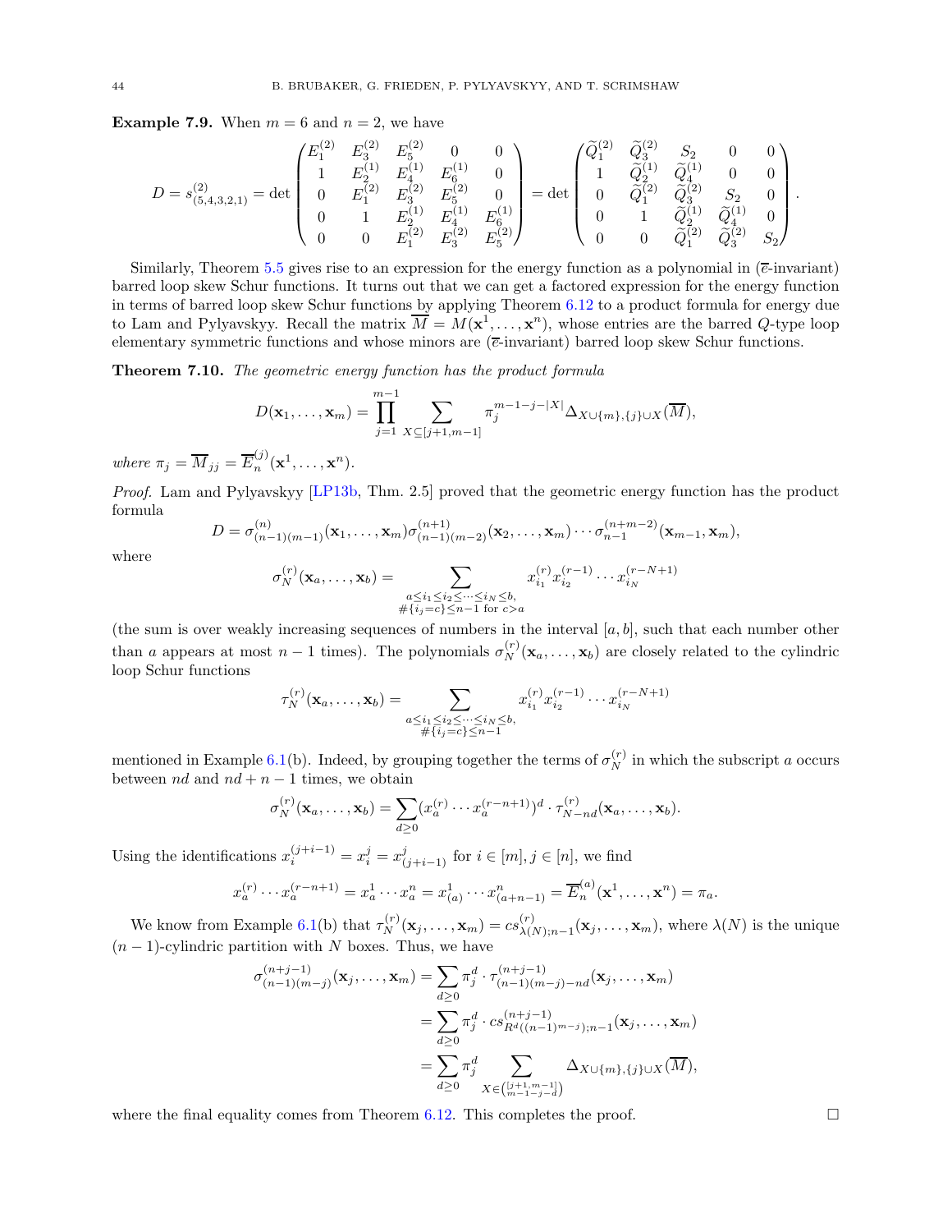**Example 7.9.** When $m = 6$ and $n = 2$, we have

$$D = s^{(2)}_{(5,4,3,2,1)} = \det \begin{pmatrix} E^{(2)}_1 & E^{(2)}_3 & E^{(2)}_5 & 0 & 0 \\ 1 & E^{(1)}_2 & E^{(1)}_4 & E^{(1)}_6 & 0 \\ 0 & E^{(2)}_1 & E^{(2)}_3 & E^{(2)}_5 & 0 \\ 0 & 1 & E^{(1)}_2 & E^{(1)}_4 & E^{(1)}_6 \\ 0 & 0 & E^{(2)}_1 & E^{(2)}_3 & E^{(2)}_5 \end{pmatrix} = \det \begin{pmatrix} \widetilde{Q}^{(2)}_1 & \widetilde{Q}^{(2)}_3 & S_2 & 0 & 0 \\ 1 & \widetilde{Q}^{(1)}_2 & \widetilde{Q}^{(1)}_4 & 0 & 0 \\ 0 & \widetilde{Q}^{(2)}_1 & \widetilde{Q}^{(2)}_3 & S_2 & 0 \\ 0 & 1 & \widetilde{Q}^{(1)}_2 & \widetilde{Q}^{(1)}_4 & 0 \\ 0 & 0 & \widetilde{Q}^{(2)}_1 & \widetilde{Q}^{(2)}_3 & S_2 \end{pmatrix}.$$

Similarly, Theorem 5.5 gives rise to an expression for the energy function as a polynomial in ($\overline{e}$-invariant) barred loop skew Schur functions. It turns out that we can get a factored expression for the energy function in terms of barred loop skew Schur functions by applying Theorem 6.12 to a product formula for energy due to Lam and Pylyavskyy. Recall the matrix $\overline{M} = M(\mathbf{x}^1, \ldots, \mathbf{x}^n)$, whose entries are the barred $Q$-type loop elementary symmetric functions and whose minors are ($\overline{e}$-invariant) barred loop skew Schur functions.

**Theorem 7.10.** *The geometric energy function has the product formula*

$$D(\mathbf{x}_1, \ldots, \mathbf{x}_m) = \prod_{j=1}^{m-1} \sum_{X \subseteq [j+1, m-1]} \pi_j^{m-1-j-|X|} \Delta_{X \cup \{m\}, \{j\} \cup X}(\overline{M}),$$

*where* $\pi_j = \overline{M}_{jj} = \overline{E}^{(j)}_n(\mathbf{x}^1, \ldots, \mathbf{x}^n)$.

*Proof.* Lam and Pylyavskyy [LP13b, Thm. 2.5] proved that the geometric energy function has the product formula

$$D = \sigma^{(n)}_{(n-1)(m-1)}(\mathbf{x}_1, \ldots, \mathbf{x}_m)\sigma^{(n+1)}_{(n-1)(m-2)}(\mathbf{x}_2, \ldots, \mathbf{x}_m) \cdots \sigma^{(n+m-2)}_{n-1}(\mathbf{x}_{m-1}, \mathbf{x}_m),$$

where

$$\sigma^{(r)}_N(\mathbf{x}_a, \ldots, \mathbf{x}_b) = \sum_{\substack{a \leq i_1 \leq i_2 \leq \cdots \leq i_N \leq b, \\ \#\{i_j = c\} \leq n-1 \text{ for } c > a}} x^{(r)}_{i_1} x^{(r-1)}_{i_2} \cdots x^{(r-N+1)}_{i_N}$$

(the sum is over weakly increasing sequences of numbers in the interval $[a, b]$, such that each number other than $a$ appears at most $n-1$ times). The polynomials $\sigma^{(r)}_N(\mathbf{x}_a, \ldots, \mathbf{x}_b)$ are closely related to the cylindric loop Schur functions

$$\tau^{(r)}_N(\mathbf{x}_a, \ldots, \mathbf{x}_b) = \sum_{\substack{a \leq i_1 \leq i_2 \leq \cdots \leq i_N \leq b, \\ \#\{i_j = c\} \leq n-1}} x^{(r)}_{i_1} x^{(r-1)}_{i_2} \cdots x^{(r-N+1)}_{i_N}$$

mentioned in Example 6.1(b). Indeed, by grouping together the terms of $\sigma^{(r)}_N$ in which the subscript $a$ occurs between $nd$ and $nd + n - 1$ times, we obtain

$$\sigma^{(r)}_N(\mathbf{x}_a, \ldots, \mathbf{x}_b) = \sum_{d \geq 0} (x^{(r)}_a \cdots x^{(r-n+1)}_a)^d \cdot \tau^{(r)}_{N-nd}(\mathbf{x}_a, \ldots, \mathbf{x}_b).$$

Using the identifications $x^{(j+i-1)}_i = x^j_i = x^j_{(j+i-1)}$ for $i \in [m], j \in [n]$, we find

$$x^{(r)}_a \cdots x^{(r-n+1)}_a = x^1_a \cdots x^n_a = x^1_{(a)} \cdots x^n_{(a+n-1)} = \overline{E}^{(a)}_n(\mathbf{x}^1, \ldots, \mathbf{x}^n) = \pi_a.$$

We know from Example 6.1(b) that $\tau^{(r)}_N(\mathbf{x}_j, \ldots, \mathbf{x}_m) = cs^{(r)}_{\lambda(N);n-1}(\mathbf{x}_j, \ldots, \mathbf{x}_m)$, where $\lambda(N)$ is the unique $(n-1)$-cylindric partition with $N$ boxes. Thus, we have

$$\begin{aligned}
\sigma^{(n+j-1)}_{(n-1)(m-j)}(\mathbf{x}_j, \ldots, \mathbf{x}_m) &= \sum_{d \geq 0} \pi_j^d \cdot \tau^{(n+j-1)}_{(n-1)(m-j)-nd}(\mathbf{x}_j, \ldots, \mathbf{x}_m) \\
&= \sum_{d \geq 0} \pi_j^d \cdot cs^{(n+j-1)}_{R^d((n-1)^{m-j});n-1}(\mathbf{x}_j, \ldots, \mathbf{x}_m) \\
&= \sum_{d \geq 0} \pi_j^d \sum_{X \in \binom{[j+1, m-1]}{m-1-j-d}} \Delta_{X \cup \{m\}, \{j\} \cup X}(\overline{M}),
\end{aligned}$$

where the final equality comes from Theorem 6.12. This completes the proof. $\square$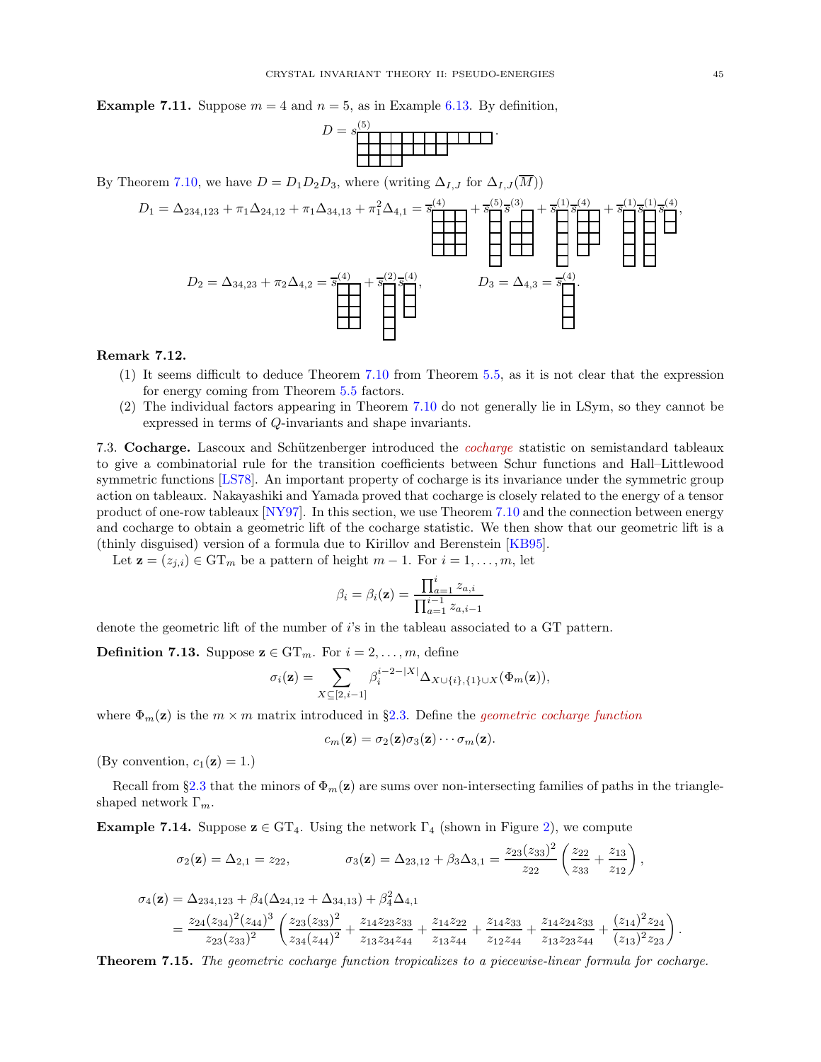**Example 7.11.** Suppose $m = 4$ and $n = 5$, as in Example 6.13. By definition,

$$D = s^{(5)}_{\text{[tableau]}}.$$

By Theorem 7.10, we have $D = D_1 D_2 D_3$, where (writing $\Delta_{I,J}$ for $\Delta_{I,J}(\overline{M})$)

$$D_1 = \Delta_{234,123} + \pi_1 \Delta_{24,12} + \pi_1 \Delta_{34,13} + \pi_1^2 \Delta_{4,1} = \overline{s}^{(4)} + \overline{s}^{(5)}\overline{s}^{(3)} + \overline{s}^{(1)}\overline{s}^{(4)} + \overline{s}^{(1)}\overline{s}^{(1)}\overline{s}^{(4)},$$

$$D_2 = \Delta_{34,23} + \pi_2 \Delta_{4,2} = \overline{s}^{(4)} + \overline{s}^{(2)}\overline{s}^{(4)}, \qquad D_3 = \Delta_{4,3} = \overline{s}^{(4)}.$$

**Remark 7.12.**

(1) It seems difficult to deduce Theorem 7.10 from Theorem 5.5, as it is not clear that the expression for energy coming from Theorem 5.5 factors.

(2) The individual factors appearing in Theorem 7.10 do not generally lie in LSym, so they cannot be expressed in terms of $Q$-invariants and shape invariants.

7.3. **Cocharge.** Lascoux and Schützenberger introduced the *cocharge* statistic on semistandard tableaux to give a combinatorial rule for the transition coefficients between Schur functions and Hall–Littlewood symmetric functions [LS78]. An important property of cocharge is its invariance under the symmetric group action on tableaux. Nakayashiki and Yamada proved that cocharge is closely related to the energy of a tensor product of one-row tableaux [NY97]. In this section, we use Theorem 7.10 and the connection between energy and cocharge to obtain a geometric lift of the cocharge statistic. We then show that our geometric lift is a (thinly disguised) version of a formula due to Kirillov and Berenstein [KB95].

Let $\mathbf{z} = (z_{j,i}) \in \mathrm{GT}_m$ be a pattern of height $m-1$. For $i = 1, \ldots, m$, let

$$\beta_i = \beta_i(\mathbf{z}) = \frac{\prod_{a=1}^{i} z_{a,i}}{\prod_{a=1}^{i-1} z_{a,i-1}}$$

denote the geometric lift of the number of $i$'s in the tableau associated to a GT pattern.

**Definition 7.13.** Suppose $\mathbf{z} \in \mathrm{GT}_m$. For $i = 2, \ldots, m$, define

$$\sigma_i(\mathbf{z}) = \sum_{X \subseteq [2,i-1]} \beta_i^{i-2-|X|} \Delta_{X \cup \{i\}, \{1\} \cup X}(\Phi_m(\mathbf{z})),$$

where $\Phi_m(\mathbf{z})$ is the $m \times m$ matrix introduced in §2.3. Define the *geometric cocharge function*

$$c_m(\mathbf{z}) = \sigma_2(\mathbf{z})\sigma_3(\mathbf{z}) \cdots \sigma_m(\mathbf{z}).$$

(By convention, $c_1(\mathbf{z}) = 1$.)

Recall from §2.3 that the minors of $\Phi_m(\mathbf{z})$ are sums over non-intersecting families of paths in the triangle-shaped network $\Gamma_m$.

**Example 7.14.** Suppose $\mathbf{z} \in \mathrm{GT}_4$. Using the network $\Gamma_4$ (shown in Figure 2), we compute

$$\sigma_2(\mathbf{z}) = \Delta_{2,1} = z_{22}, \qquad \sigma_3(\mathbf{z}) = \Delta_{23,12} + \beta_3 \Delta_{3,1} = \frac{z_{23}(z_{33})^2}{z_{22}} \left( \frac{z_{22}}{z_{33}} + \frac{z_{13}}{z_{12}} \right),$$

$$\begin{aligned}
\sigma_4(\mathbf{z}) &= \Delta_{234,123} + \beta_4(\Delta_{24,12} + \Delta_{34,13}) + \beta_4^2 \Delta_{4,1} \\
&= \frac{z_{24}(z_{34})^2(z_{44})^3}{z_{23}(z_{33})^2} \left( \frac{z_{23}(z_{33})^2}{z_{34}(z_{44})^2} + \frac{z_{14}z_{23}z_{33}}{z_{13}z_{34}z_{44}} + \frac{z_{14}z_{22}}{z_{13}z_{44}} + \frac{z_{14}z_{33}}{z_{12}z_{44}} + \frac{z_{14}z_{24}z_{33}}{z_{13}z_{23}z_{44}} + \frac{(z_{14})^2 z_{24}}{(z_{13})^2 z_{23}} \right).
\end{aligned}$$

**Theorem 7.15.** *The geometric cocharge function tropicalizes to a piecewise-linear formula for cocharge.*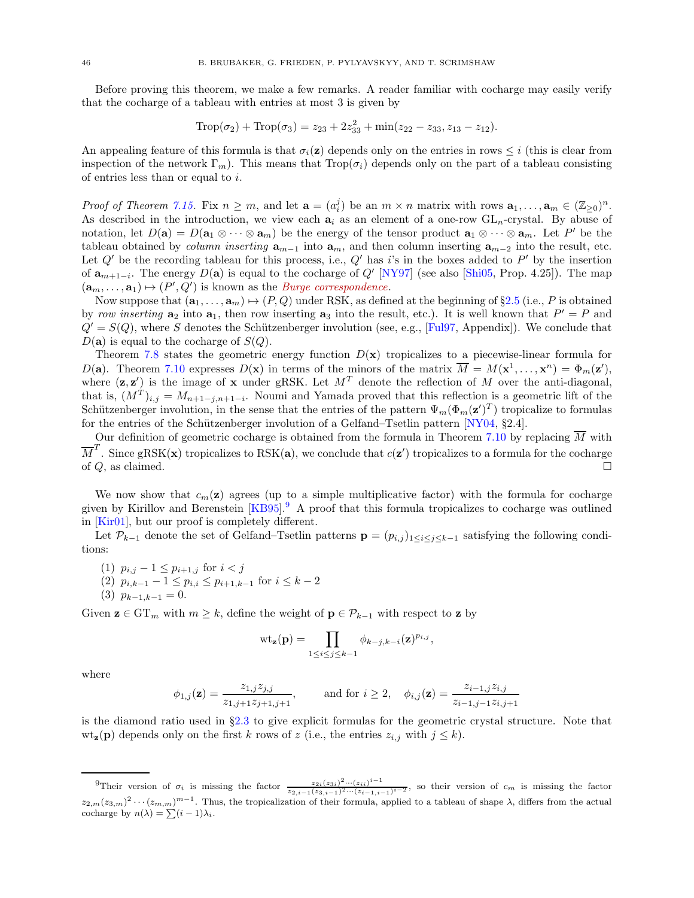Before proving this theorem, we make a few remarks. A reader familiar with cocharge may easily verify that the cocharge of a tableau with entries at most 3 is given by

$$\mathrm{Trop}(\sigma_2) + \mathrm{Trop}(\sigma_3) = z_{23} + 2z_{33}^2 + \min(z_{22} - z_{33}, z_{13} - z_{12}).$$

An appealing feature of this formula is that $\sigma_i(\mathbf{z})$ depends only on the entries in rows $\leq i$ (this is clear from inspection of the network $\Gamma_m$). This means that $\mathrm{Trop}(\sigma_i)$ depends only on the part of a tableau consisting of entries less than or equal to $i$.

*Proof of Theorem 7.15.* Fix $n \geq m$, and let $\mathbf{a} = (a_i^j)$ be an $m \times n$ matrix with rows $\mathbf{a}_1, \ldots, \mathbf{a}_m \in (\mathbb{Z}_{\geq 0})^n$. As described in the introduction, we view each $\mathbf{a}_i$ as an element of a one-row $\mathrm{GL}_n$-crystal. By abuse of notation, let $D(\mathbf{a}) = D(\mathbf{a}_1 \otimes \cdots \otimes \mathbf{a}_m)$ be the energy of the tensor product $\mathbf{a}_1 \otimes \cdots \otimes \mathbf{a}_m$. Let $P'$ be the tableau obtained by *column inserting* $\mathbf{a}_{m-1}$ into $\mathbf{a}_m$, and then column inserting $\mathbf{a}_{m-2}$ into the result, etc. Let $Q'$ be the recording tableau for this process, i.e., $Q'$ has $i$'s in the boxes added to $P'$ by the insertion of $\mathbf{a}_{m+1-i}$. The energy $D(\mathbf{a})$ is equal to the cocharge of $Q'$ [NY97] (see also [Shi05, Prop. 4.25]). The map $(\mathbf{a}_m, \ldots, \mathbf{a}_1) \mapsto (P', Q')$ is known as the *Burge correspondence*.

Now suppose that $(\mathbf{a}_1, \ldots, \mathbf{a}_m) \mapsto (P, Q)$ under RSK, as defined at the beginning of §2.5 (i.e., $P$ is obtained by *row inserting* $\mathbf{a}_2$ into $\mathbf{a}_1$, then row inserting $\mathbf{a}_3$ into the result, etc.). It is well known that $P' = P$ and $Q' = S(Q)$, where $S$ denotes the Schützenberger involution (see, e.g., [Ful97, Appendix]). We conclude that $D(\mathbf{a})$ is equal to the cocharge of $S(Q)$.

Theorem 7.8 states the geometric energy function $D(\mathbf{x})$ tropicalizes to a piecewise-linear formula for $D(\mathbf{a})$. Theorem 7.10 expresses $D(\mathbf{x})$ in terms of the minors of the matrix $\overline{M} = M(\mathbf{x}^1, \ldots, \mathbf{x}^n) = \Phi_m(\mathbf{z}')$, where $(\mathbf{z}, \mathbf{z}')$ is the image of $\mathbf{x}$ under gRSK. Let $M^T$ denote the reflection of $M$ over the anti-diagonal, that is, $(M^T)_{i,j} = M_{n+1-j, n+1-i}$. Noumi and Yamada proved that this reflection is a geometric lift of the Schützenberger involution, in the sense that the entries of the pattern $\Psi_m(\Phi_m(\mathbf{z}')^T)$ tropicalize to formulas for the entries of the Schützenberger involution of a Gelfand–Tsetlin pattern [NY04, §2.4].

Our definition of geometric cocharge is obtained from the formula in Theorem 7.10 by replacing $\overline{M}$ with $\overline{M}^T$. Since gRSK$(\mathbf{x})$ tropicalizes to RSK$(\mathbf{a})$, we conclude that $c(\mathbf{z}')$ tropicalizes to a formula for the cocharge of $Q$, as claimed. □

We now show that $c_m(\mathbf{z})$ agrees (up to a simple multiplicative factor) with the formula for cocharge given by Kirillov and Berenstein [KB95].[9] A proof that this formula tropicalizes to cocharge was outlined in [Kir01], but our proof is completely different.

Let $\mathcal{P}_{k-1}$ denote the set of Gelfand–Tsetlin patterns $\mathbf{p} = (p_{i,j})_{1 \leq i \leq j \leq k-1}$ satisfying the following conditions:

1. $p_{i,j} - 1 \leq p_{i+1,j}$ for $i < j$
2. $p_{i,k-1} - 1 \leq p_{i,i} \leq p_{i+1,k-1}$ for $i \leq k-2$
3. $p_{k-1,k-1} = 0$.

Given $\mathbf{z} \in \mathrm{GT}_m$ with $m \geq k$, define the weight of $\mathbf{p} \in \mathcal{P}_{k-1}$ with respect to $\mathbf{z}$ by

$$\mathrm{wt}_{\mathbf{z}}(\mathbf{p}) = \prod_{1 \leq i \leq j \leq k-1} \phi_{k-j,k-i}(\mathbf{z})^{p_{i,j}},$$

where

$$\phi_{1,j}(\mathbf{z}) = \frac{z_{1,j} z_{j,j}}{z_{1,j+1} z_{j+1,j+1}}, \qquad \text{and for } i \geq 2, \quad \phi_{i,j}(\mathbf{z}) = \frac{z_{i-1,j} z_{i,j}}{z_{i-1,j-1} z_{i,j+1}}$$

is the diamond ratio used in §2.3 to give explicit formulas for the geometric crystal structure. Note that $\mathrm{wt}_{\mathbf{z}}(\mathbf{p})$ depends only on the first $k$ rows of $z$ (i.e., the entries $z_{i,j}$ with $j \leq k$).

[9] Their version of $\sigma_i$ is missing the factor $\frac{z_{2i}(z_{3i})^2 \cdots (z_{ii})^{i-1}}{z_{2,i-1}(z_{3,i-1})^2 \cdots (z_{i-1,i-1})^{i-2}}$, so their version of $c_m$ is missing the factor $z_{2,m}(z_{3,m})^2 \cdots (z_{m,m})^{m-1}$. Thus, the tropicalization of their formula, applied to a tableau of shape $\lambda$, differs from the actual cocharge by $n(\lambda) = \sum (i-1)\lambda_i$.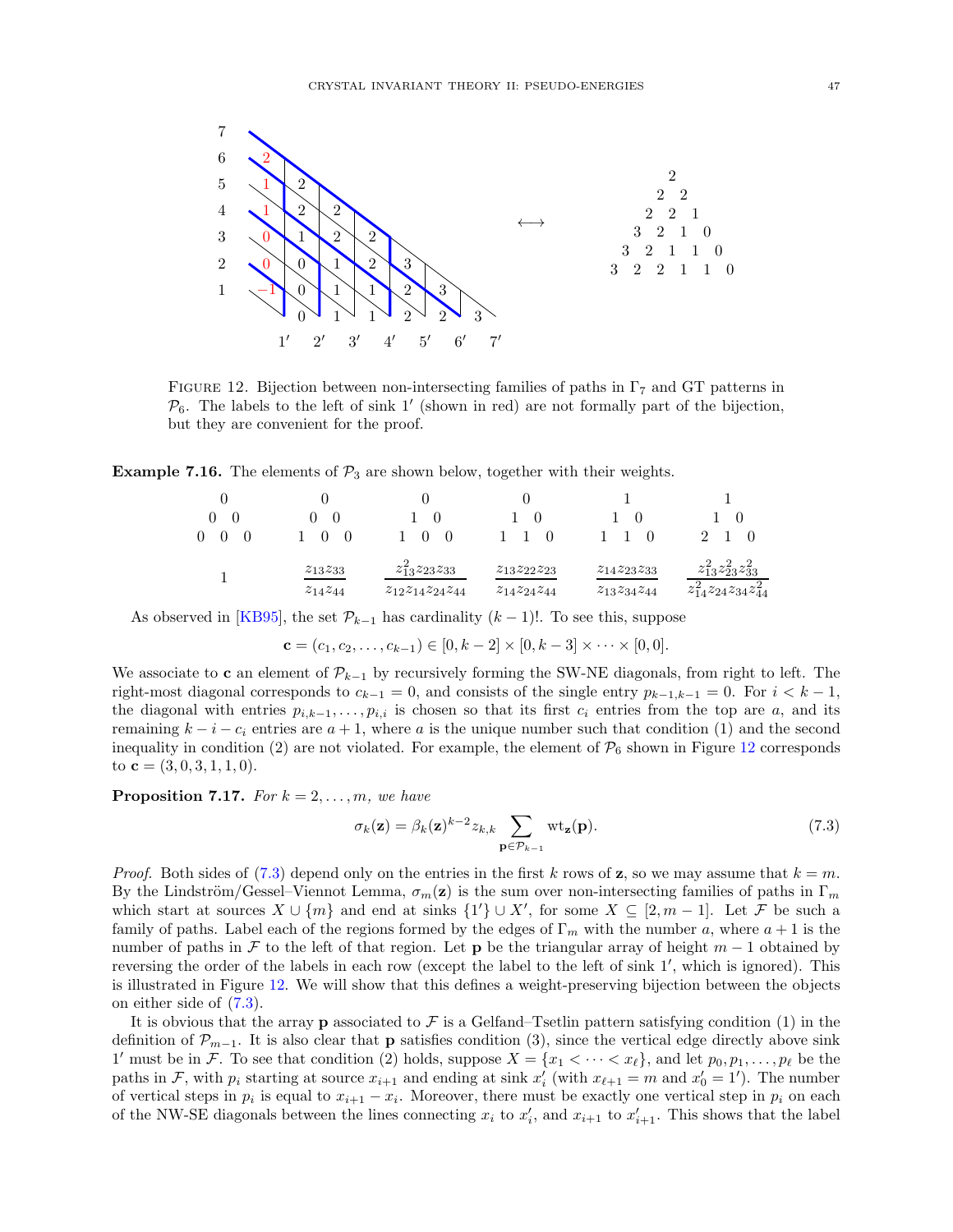$$
\begin{array}{ccccccccccc}
 & & & & & 2 & & & & & \\
 & & & & 2 & & 2 & & & & \\
 & & & 2 & & 2 & & 1 & & & \\
 & & 3 & & 2 & & 1 & & 0 & & \\
 & 3 & & 2 & & 1 & & 1 & & 0 & \\
3 & & 2 & & 2 & & 1 & & 1 & & 0
\end{array}
$$

FIGURE 12. Bijection between non-intersecting families of paths in $\Gamma_7$ and GT patterns in $\mathcal{P}_6$. The labels to the left of sink $1'$ (shown in red) are not formally part of the bijection, but they are convenient for the proof.

**Example 7.16.** The elements of $\mathcal{P}_3$ are shown below, together with their weights.

$$
\begin{array}{cccccc}
\begin{array}{ccccc} & & 0 & & \\ & 0 & & 0 & \\ 0 & & 0 & & 0 \end{array} &
\begin{array}{ccccc} & & 0 & & \\ & 0 & & 0 & \\ 1 & & 0 & & 0 \end{array} &
\begin{array}{ccccc} & & 0 & & \\ & 1 & & 0 & \\ 1 & & 0 & & 0 \end{array} &
\begin{array}{ccccc} & & 0 & & \\ & 1 & & 0 & \\ 1 & & 1 & & 0 \end{array} &
\begin{array}{ccccc} & & 1 & & \\ & 1 & & 0 & \\ 1 & & 1 & & 0 \end{array} &
\begin{array}{ccccc} & & 1 & & \\ & 1 & & 0 & \\ 2 & & 1 & & 0 \end{array} \\[2ex]
1 & \dfrac{z_{13}z_{33}}{z_{14}z_{44}} & \dfrac{z_{13}^2 z_{23}z_{33}}{z_{12}z_{14}z_{24}z_{44}} & \dfrac{z_{13}z_{22}z_{23}}{z_{14}z_{24}z_{44}} & \dfrac{z_{14}z_{23}z_{33}}{z_{13}z_{34}z_{44}} & \dfrac{z_{13}^2 z_{23}^2 z_{33}^2}{z_{14}^2 z_{24}z_{34}z_{44}^2}
\end{array}
$$

As observed in [KB95], the set $\mathcal{P}_{k-1}$ has cardinality $(k-1)!$. To see this, suppose

$$\mathbf{c} = (c_1, c_2, \ldots, c_{k-1}) \in [0, k-2] \times [0, k-3] \times \cdots \times [0, 0].$$

We associate to $\mathbf{c}$ an element of $\mathcal{P}_{k-1}$ by recursively forming the SW-NE diagonals, from right to left. The right-most diagonal corresponds to $c_{k-1} = 0$, and consists of the single entry $p_{k-1,k-1} = 0$. For $i < k-1$, the diagonal with entries $p_{i,k-1}, \ldots, p_{i,i}$ is chosen so that its first $c_i$ entries from the top are $a$, and its remaining $k - i - c_i$ entries are $a + 1$, where $a$ is the unique number such that condition (1) and the second inequality in condition (2) are not violated. For example, the element of $\mathcal{P}_6$ shown in Figure 12 corresponds to $\mathbf{c} = (3, 0, 3, 1, 1, 0)$.

**Proposition 7.17.** *For $k = 2, \ldots, m$, we have*

$$\sigma_k(\mathbf{z}) = \beta_k(\mathbf{z})^{k-2} z_{k,k} \sum_{\mathbf{p} \in \mathcal{P}_{k-1}} \mathrm{wt}_{\mathbf{z}}(\mathbf{p}). \tag{7.3}$$

*Proof.* Both sides of (7.3) depend only on the entries in the first $k$ rows of $\mathbf{z}$, so we may assume that $k = m$. By the Lindström/Gessel–Viennot Lemma, $\sigma_m(\mathbf{z})$ is the sum over non-intersecting families of paths in $\Gamma_m$ which start at sources $X \cup \{m\}$ and end at sinks $\{1'\} \cup X'$, for some $X \subseteq [2, m-1]$. Let $\mathcal{F}$ be such a family of paths. Label each of the regions formed by the edges of $\Gamma_m$ with the number $a$, where $a + 1$ is the number of paths in $\mathcal{F}$ to the left of that region. Let $\mathbf{p}$ be the triangular array of height $m - 1$ obtained by reversing the order of the labels in each row (except the label to the left of sink $1'$, which is ignored). This is illustrated in Figure 12. We will show that this defines a weight-preserving bijection between the objects on either side of (7.3).

It is obvious that the array $\mathbf{p}$ associated to $\mathcal{F}$ is a Gelfand–Tsetlin pattern satisfying condition (1) in the definition of $\mathcal{P}_{m-1}$. It is also clear that $\mathbf{p}$ satisfies condition (3), since the vertical edge directly above sink $1'$ must be in $\mathcal{F}$. To see that condition (2) holds, suppose $X = \{x_1 < \cdots < x_\ell\}$, and let $p_0, p_1, \ldots, p_\ell$ be the paths in $\mathcal{F}$, with $p_i$ starting at source $x_{i+1}$ and ending at sink $x_i'$ (with $x_{\ell+1} = m$ and $x_0' = 1'$). The number of vertical steps in $p_i$ is equal to $x_{i+1} - x_i$. Moreover, there must be exactly one vertical step in $p_i$ on each of the NW-SE diagonals between the lines connecting $x_i$ to $x_i'$, and $x_{i+1}$ to $x_{i+1}'$. This shows that the label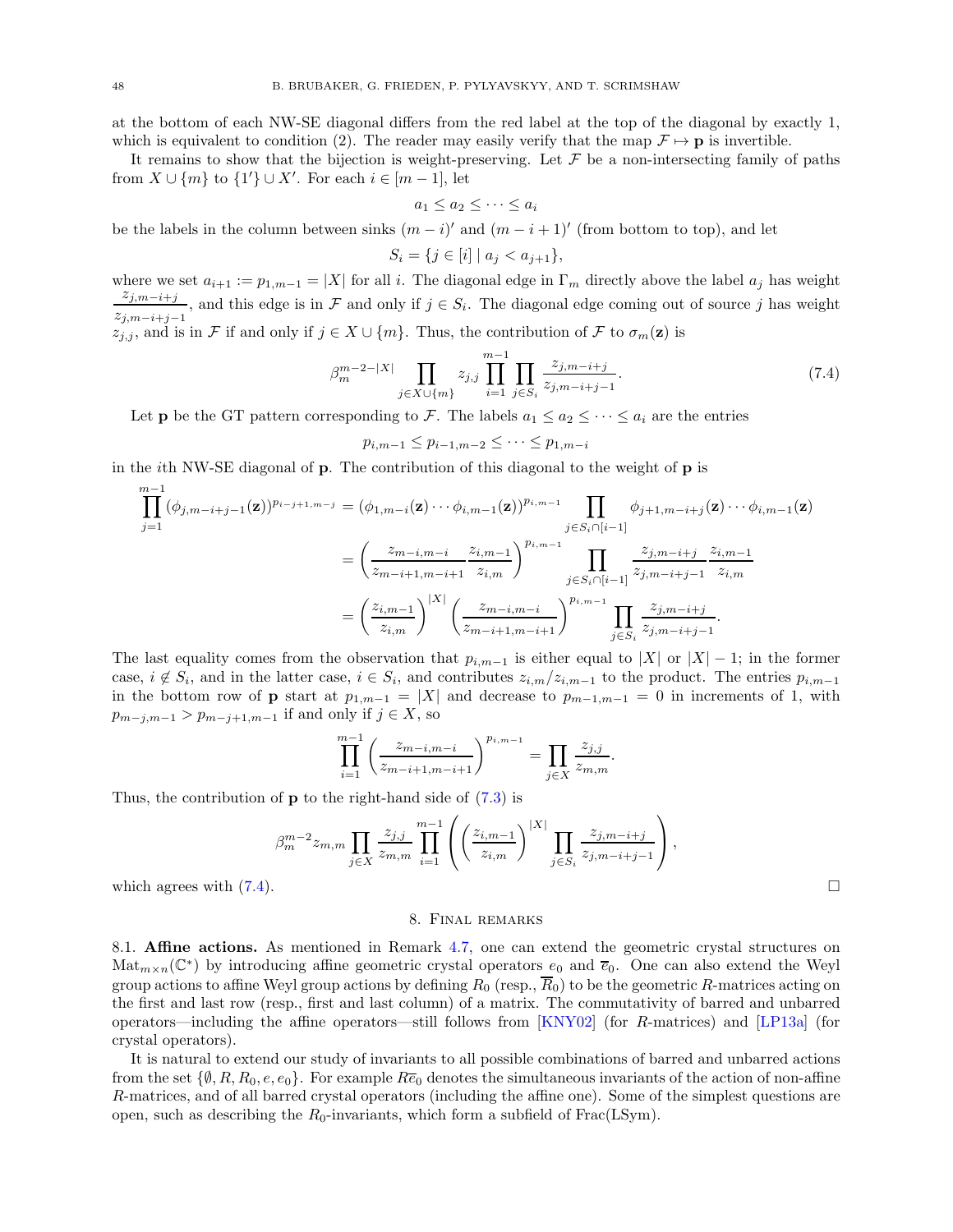at the bottom of each NW-SE diagonal differs from the red label at the top of the diagonal by exactly 1, which is equivalent to condition (2). The reader may easily verify that the map $\mathcal{F} \mapsto \mathbf{p}$ is invertible.

It remains to show that the bijection is weight-preserving. Let $\mathcal{F}$ be a non-intersecting family of paths from $X \cup \{m\}$ to $\{1'\} \cup X'$. For each $i \in [m-1]$, let

$$a_1 \leq a_2 \leq \cdots \leq a_i$$

be the labels in the column between sinks $(m-i)'$ and $(m-i+1)'$ (from bottom to top), and let

$$S_i = \{j \in [i] \mid a_j < a_{j+1}\},$$

where we set $a_{i+1} := p_{1,m-1} = |X|$ for all $i$. The diagonal edge in $\Gamma_m$ directly above the label $a_j$ has weight $\frac{z_{j,m-i+j}}{z_{j,m-i+j-1}}$, and this edge is in $\mathcal{F}$ and only if $j \in S_i$. The diagonal edge coming out of source $j$ has weight $z_{j,j}$, and is in $\mathcal{F}$ if and only if $j \in X \cup \{m\}$. Thus, the contribution of $\mathcal{F}$ to $\sigma_m(\mathbf{z})$ is

$$\beta_m^{m-2-|X|} \prod_{j \in X \cup \{m\}} z_{j,j} \prod_{i=1}^{m-1} \prod_{j \in S_i} \frac{z_{j,m-i+j}}{z_{j,m-i+j-1}}. \tag{7.4}$$

Let $\mathbf{p}$ be the GT pattern corresponding to $\mathcal{F}$. The labels $a_1 \leq a_2 \leq \cdots \leq a_i$ are the entries

$$p_{i,m-1} \leq p_{i-1,m-2} \leq \cdots \leq p_{1,m-i}$$

in the $i$th NW-SE diagonal of $\mathbf{p}$. The contribution of this diagonal to the weight of $\mathbf{p}$ is

$$\begin{aligned}
\prod_{j=1}^{m-1} (\phi_{j,m-i+j-1}(\mathbf{z}))^{p_{i-j+1,m-j}} &= (\phi_{1,m-i}(\mathbf{z}) \cdots \phi_{i,m-1}(\mathbf{z}))^{p_{i,m-1}} \prod_{j \in S_i \cap [i-1]} \phi_{j+1,m-i+j}(\mathbf{z}) \cdots \phi_{i,m-1}(\mathbf{z}) \\
&= \left( \frac{z_{m-i,m-i}}{z_{m-i+1,m-i+1}} \frac{z_{i,m-1}}{z_{i,m}} \right)^{p_{i,m-1}} \prod_{j \in S_i \cap [i-1]} \frac{z_{j,m-i+j}}{z_{j,m-i+j-1}} \frac{z_{i,m-1}}{z_{i,m}} \\
&= \left( \frac{z_{i,m-1}}{z_{i,m}} \right)^{|X|} \left( \frac{z_{m-i,m-i}}{z_{m-i+1,m-i+1}} \right)^{p_{i,m-1}} \prod_{j \in S_i} \frac{z_{j,m-i+j}}{z_{j,m-i+j-1}}.
\end{aligned}$$

The last equality comes from the observation that $p_{i,m-1}$ is either equal to $|X|$ or $|X|-1$; in the former case, $i \notin S_i$, and in the latter case, $i \in S_i$, and contributes $z_{i,m}/z_{i,m-1}$ to the product. The entries $p_{i,m-1}$ in the bottom row of $\mathbf{p}$ start at $p_{1,m-1} = |X|$ and decrease to $p_{m-1,m-1} = 0$ in increments of 1, with $p_{m-j,m-1} > p_{m-j+1,m-1}$ if and only if $j \in X$, so

$$\prod_{i=1}^{m-1} \left( \frac{z_{m-i,m-i}}{z_{m-i+1,m-i+1}} \right)^{p_{i,m-1}} = \prod_{j \in X} \frac{z_{j,j}}{z_{m,m}}.$$

Thus, the contribution of $\mathbf{p}$ to the right-hand side of (7.3) is

$$\beta_m^{m-2} z_{m,m} \prod_{j \in X} \frac{z_{j,j}}{z_{m,m}} \prod_{i=1}^{m-1} \left( \left( \frac{z_{i,m-1}}{z_{i,m}} \right)^{|X|} \prod_{j \in S_i} \frac{z_{j,m-i+j}}{z_{j,m-i+j-1}} \right),$$

which agrees with (7.4). □

## 8. Final remarks

**8.1. Affine actions.** As mentioned in Remark 4.7, one can extend the geometric crystal structures on $\mathrm{Mat}_{m \times n}(\mathbb{C}^*)$ by introducing affine geometric crystal operators $e_0$ and $\overline{e}_0$. One can also extend the Weyl group actions to affine Weyl group actions by defining $R_0$ (resp., $\overline{R}_0$) to be the geometric $R$-matrices acting on the first and last row (resp., first and last column) of a matrix. The commutativity of barred and unbarred operators—including the affine operators—still follows from [KNY02] (for $R$-matrices) and [LP13a] (for crystal operators).

It is natural to extend our study of invariants to all possible combinations of barred and unbarred actions from the set $\{\emptyset, R, R_0, e, e_0\}$. For example $R\overline{e}_0$ denotes the simultaneous invariants of the action of non-affine $R$-matrices, and of all barred crystal operators (including the affine one). Some of the simplest questions are open, such as describing the $R_0$-invariants, which form a subfield of Frac(LSym).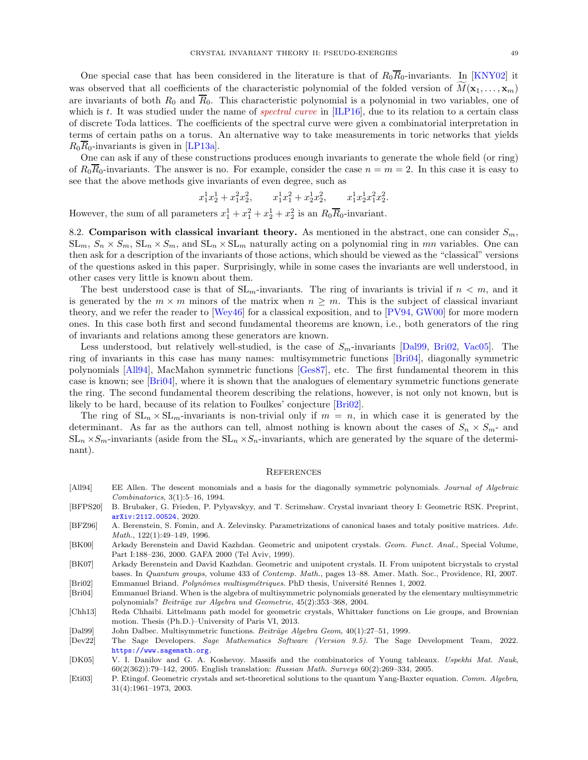One special case that has been considered in the literature is that of $R_0\overline{R}_0$-invariants. In [KNY02] it was observed that all coefficients of the characteristic polynomial of the folded version of $\widetilde{M}(\mathbf{x}_1, \ldots, \mathbf{x}_m)$ are invariants of both $R_0$ and $\overline{R}_0$. This characteristic polynomial is a polynomial in two variables, one of which is $t$. It was studied under the name of *spectral curve* in [ILP16], due to its relation to a certain class of discrete Toda lattices. The coefficients of the spectral curve were given a combinatorial interpretation in terms of certain paths on a torus. An alternative way to take measurements in toric networks that yields $R_0\overline{R}_0$-invariants is given in [LP13a].

One can ask if any of these constructions produces enough invariants to generate the whole field (or ring) of $R_0\overline{R}_0$-invariants. The answer is no. For example, consider the case $n = m = 2$. In this case it is easy to see that the above methods give invariants of even degree, such as

$$x_1^1 x_2^1 + x_1^2 x_2^2, \qquad x_1^1 x_1^2 + x_2^1 x_2^2, \qquad x_1^1 x_2^1 x_1^2 x_2^2.$$

However, the sum of all parameters $x_1^1 + x_1^2 + x_2^1 + x_2^2$ is an $R_0\overline{R}_0$-invariant.

8.2. **Comparison with classical invariant theory.** As mentioned in the abstract, one can consider $S_m$, $\mathrm{SL}_m$, $S_n \times S_m$, $\mathrm{SL}_n \times S_m$, and $\mathrm{SL}_n \times \mathrm{SL}_m$ naturally acting on a polynomial ring in $mn$ variables. One can then ask for a description of the invariants of those actions, which should be viewed as the "classical" versions of the questions asked in this paper. Surprisingly, while in some cases the invariants are well understood, in other cases very little is known about them.

The best understood case is that of $\mathrm{SL}_m$-invariants. The ring of invariants is trivial if $n < m$, and it is generated by the $m \times m$ minors of the matrix when $n \geq m$. This is the subject of classical invariant theory, and we refer the reader to [Wey46] for a classical exposition, and to [PV94, GW00] for more modern ones. In this case both first and second fundamental theorems are known, i.e., both generators of the ring of invariants and relations among these generators are known.

Less understood, but relatively well-studied, is the case of $S_m$-invariants [Dal99, Bri02, Vac05]. The ring of invariants in this case has many names: multisymmetric functions [Bri04], diagonally symmetric polynomials [All94], MacMahon symmetric functions [Ges87], etc. The first fundamental theorem in this case is known; see [Bri04], where it is shown that the analogues of elementary symmetric functions generate the ring. The second fundamental theorem describing the relations, however, is not only not known, but is likely to be hard, because of its relation to Foulkes' conjecture [Bri02].

The ring of $\mathrm{SL}_n \times \mathrm{SL}_m$-invariants is non-trivial only if $m = n$, in which case it is generated by the determinant. As far as the authors can tell, almost nothing is known about the cases of $S_n \times S_m$- and $\mathrm{SL}_n \times S_m$-invariants (aside from the $\mathrm{SL}_n \times S_n$-invariants, which are generated by the square of the determinant).

## References

[All94] EE Allen. The descent monomials and a basis for the diagonally symmetric polynomials. *Journal of Algebraic Combinatorics*, 3(1):5–16, 1994.

[BFPS20] B. Brubaker, G. Frieden, P. Pylyavskyy, and T. Scrimshaw. Crystal invariant theory I: Geometric RSK. Preprint, arXiv:2112.00524, 2020.

[BFZ96] A. Berenstein, S. Fomin, and A. Zelevinsky. Parametrizations of canonical bases and totaly positive matrices. *Adv. Math.*, 122(1):49–149, 1996.

[BK00] Arkady Berenstein and David Kazhdan. Geometric and unipotent crystals. *Geom. Funct. Anal.*, Special Volume, Part I:188–236, 2000. GAFA 2000 (Tel Aviv, 1999).

[BK07] Arkady Berenstein and David Kazhdan. Geometric and unipotent crystals. II. From unipotent bicrystals to crystal bases. In *Quantum groups*, volume 433 of *Contemp. Math.*, pages 13–88. Amer. Math. Soc., Providence, RI, 2007.

[Bri02] Emmanuel Briand. *Polynômes multisymétriques*. PhD thesis, Université Rennes 1, 2002.

[Bri04] Emmanuel Briand. When is the algebra of multisymmetric polynomials generated by the elementary multisymmetric polynomials? *Beiträge zur Algebra und Geometrie*, 45(2):353–368, 2004.

[Chh13] Reda Chhaibi. Littelmann path model for geometric crystals, Whittaker functions on Lie groups, and Brownian motion. Thesis (Ph.D.)–University of Paris VI, 2013.

[Dal99] John Dalbec. Multisymmetric functions. *Beiträge Algebra Geom*, 40(1):27–51, 1999.

[Dev22] The Sage Developers. *Sage Mathematics Software (Version 9.5)*. The Sage Development Team, 2022. https://www.sagemath.org.

[DK05] V. I. Danilov and G. A. Koshevoy. Massifs and the combinatorics of Young tableaux. *Uspekhi Mat. Nauk*, 60(2(362)):79–142, 2005. English translation: *Russian Math. Surveys* 60(2):269–334, 2005.

[Eti03] P. Etingof. Geometric crystals and set-theoretical solutions to the quantum Yang-Baxter equation. *Comm. Algebra*, 31(4):1961–1973, 2003.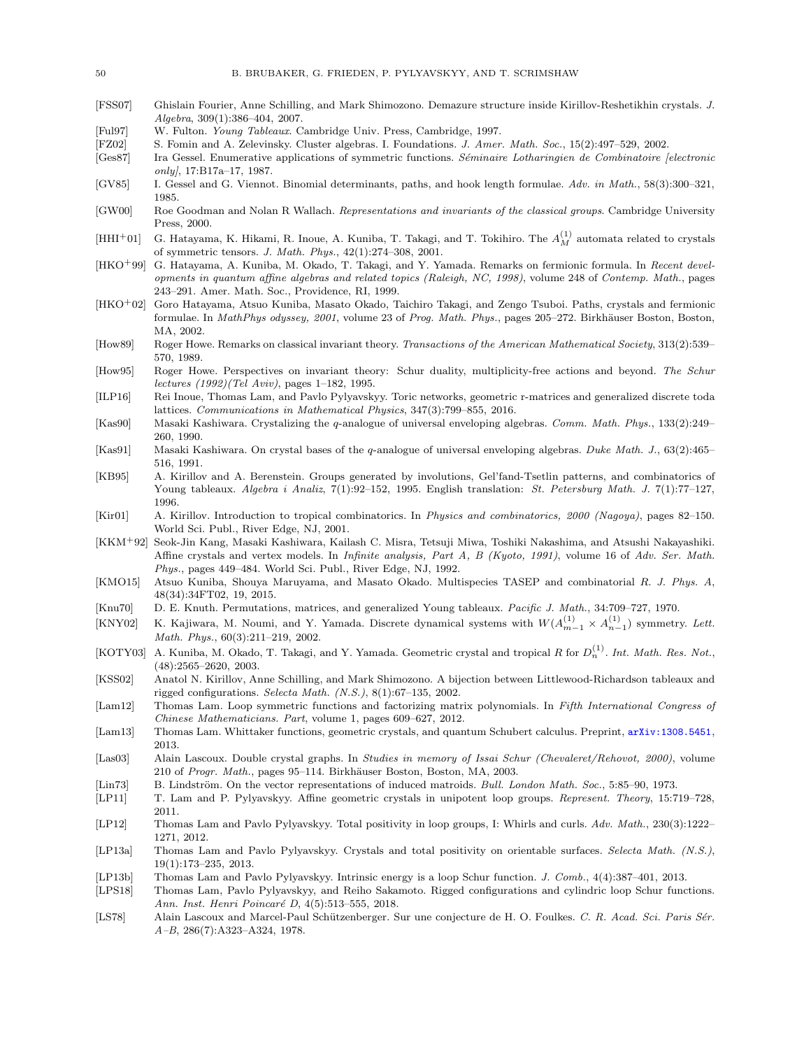[FSS07] Ghislain Fourier, Anne Schilling, and Mark Shimozono. Demazure structure inside Kirillov-Reshetikhin crystals. *J. Algebra*, 309(1):386–404, 2007.

[Ful97] W. Fulton. *Young Tableaux*. Cambridge Univ. Press, Cambridge, 1997.

[FZ02] S. Fomin and A. Zelevinsky. Cluster algebras. I. Foundations. *J. Amer. Math. Soc.*, 15(2):497–529, 2002.

[Ges87] Ira Gessel. Enumerative applications of symmetric functions. *Séminaire Lotharingien de Combinatoire [electronic only]*, 17:B17a–17, 1987.

[GV85] I. Gessel and G. Viennot. Binomial determinants, paths, and hook length formulae. *Adv. in Math.*, 58(3):300–321, 1985.

[GW00] Roe Goodman and Nolan R Wallach. *Representations and invariants of the classical groups*. Cambridge University Press, 2000.

[HHI+01] G. Hatayama, K. Hikami, R. Inoue, A. Kuniba, T. Takagi, and T. Tokihiro. The $A^{(1)}_M$ automata related to crystals of symmetric tensors. *J. Math. Phys.*, 42(1):274–308, 2001.

[HKO+99] G. Hatayama, A. Kuniba, M. Okado, T. Takagi, and Y. Yamada. Remarks on fermionic formula. In *Recent developments in quantum affine algebras and related topics (Raleigh, NC, 1998)*, volume 248 of *Contemp. Math.*, pages 243–291. Amer. Math. Soc., Providence, RI, 1999.

[HKO+02] Goro Hatayama, Atsuo Kuniba, Masato Okado, Taichiro Takagi, and Zengo Tsuboi. Paths, crystals and fermionic formulae. In *MathPhys odyssey, 2001*, volume 23 of *Prog. Math. Phys.*, pages 205–272. Birkhäuser Boston, Boston, MA, 2002.

[How89] Roger Howe. Remarks on classical invariant theory. *Transactions of the American Mathematical Society*, 313(2):539–570, 1989.

[How95] Roger Howe. Perspectives on invariant theory: Schur duality, multiplicity-free actions and beyond. *The Schur lectures (1992)(Tel Aviv)*, pages 1–182, 1995.

[ILP16] Rei Inoue, Thomas Lam, and Pavlo Pylyavskyy. Toric networks, geometric r-matrices and generalized discrete toda lattices. *Communications in Mathematical Physics*, 347(3):799–855, 2016.

[Kas90] Masaki Kashiwara. Crystalizing the $q$-analogue of universal enveloping algebras. *Comm. Math. Phys.*, 133(2):249–260, 1990.

[Kas91] Masaki Kashiwara. On crystal bases of the $q$-analogue of universal enveloping algebras. *Duke Math. J.*, 63(2):465–516, 1991.

[KB95] A. Kirillov and A. Berenstein. Groups generated by involutions, Gel'fand-Tsetlin patterns, and combinatorics of Young tableaux. *Algebra i Analiz*, 7(1):92–152, 1995. English translation: *St. Petersburg Math. J.* 7(1):77–127, 1996.

[Kir01] A. Kirillov. Introduction to tropical combinatorics. In *Physics and combinatorics, 2000 (Nagoya)*, pages 82–150. World Sci. Publ., River Edge, NJ, 2001.

[KKM+92] Seok-Jin Kang, Masaki Kashiwara, Kailash C. Misra, Tetsuji Miwa, Toshiki Nakashima, and Atsushi Nakayashiki. Affine crystals and vertex models. In *Infinite analysis, Part A, B (Kyoto, 1991)*, volume 16 of *Adv. Ser. Math. Phys.*, pages 449–484. World Sci. Publ., River Edge, NJ, 1992.

[KMO15] Atsuo Kuniba, Shouya Maruyama, and Masato Okado. Multispecies TASEP and combinatorial *R*. *J. Phys. A*, 48(34):34FT02, 19, 2015.

[Knu70] D. E. Knuth. Permutations, matrices, and generalized Young tableaux. *Pacific J. Math.*, 34:709–727, 1970.

[KNY02] K. Kajiwara, M. Noumi, and Y. Yamada. Discrete dynamical systems with $W(A^{(1)}_{m-1} \times A^{(1)}_{n-1})$ symmetry. *Lett. Math. Phys.*, 60(3):211–219, 2002.

[KOTY03] A. Kuniba, M. Okado, T. Takagi, and Y. Yamada. Geometric crystal and tropical $R$ for $D^{(1)}_n$. *Int. Math. Res. Not.*, (48):2565–2620, 2003.

[KSS02] Anatol N. Kirillov, Anne Schilling, and Mark Shimozono. A bijection between Littlewood-Richardson tableaux and rigged configurations. *Selecta Math. (N.S.)*, 8(1):67–135, 2002.

[Lam12] Thomas Lam. Loop symmetric functions and factorizing matrix polynomials. In *Fifth International Congress of Chinese Mathematicians. Part*, volume 1, pages 609–627, 2012.

[Lam13] Thomas Lam. Whittaker functions, geometric crystals, and quantum Schubert calculus. Preprint, arXiv:1308.5451, 2013.

[Las03] Alain Lascoux. Double crystal graphs. In *Studies in memory of Issai Schur (Chevaleret/Rehovot, 2000)*, volume 210 of *Progr. Math.*, pages 95–114. Birkhäuser Boston, Boston, MA, 2003.

[Lin73] B. Lindström. On the vector representations of induced matroids. *Bull. London Math. Soc.*, 5:85–90, 1973.

[LP11] T. Lam and P. Pylyavskyy. Affine geometric crystals in unipotent loop groups. *Represent. Theory*, 15:719–728, 2011.

[LP12] Thomas Lam and Pavlo Pylyavskyy. Total positivity in loop groups, I: Whirls and curls. *Adv. Math.*, 230(3):1222–1271, 2012.

[LP13a] Thomas Lam and Pavlo Pylyavskyy. Crystals and total positivity on orientable surfaces. *Selecta Math. (N.S.)*, 19(1):173–235, 2013.

[LP13b] Thomas Lam and Pavlo Pylyavskyy. Intrinsic energy is a loop Schur function. *J. Comb.*, 4(4):387–401, 2013.

[LPS18] Thomas Lam, Pavlo Pylyavskyy, and Reiho Sakamoto. Rigged configurations and cylindric loop Schur functions. *Ann. Inst. Henri Poincaré D*, 4(5):513–555, 2018.

[LS78] Alain Lascoux and Marcel-Paul Schützenberger. Sur une conjecture de H. O. Foulkes. *C. R. Acad. Sci. Paris Sér. A–B*, 286(7):A323–A324, 1978.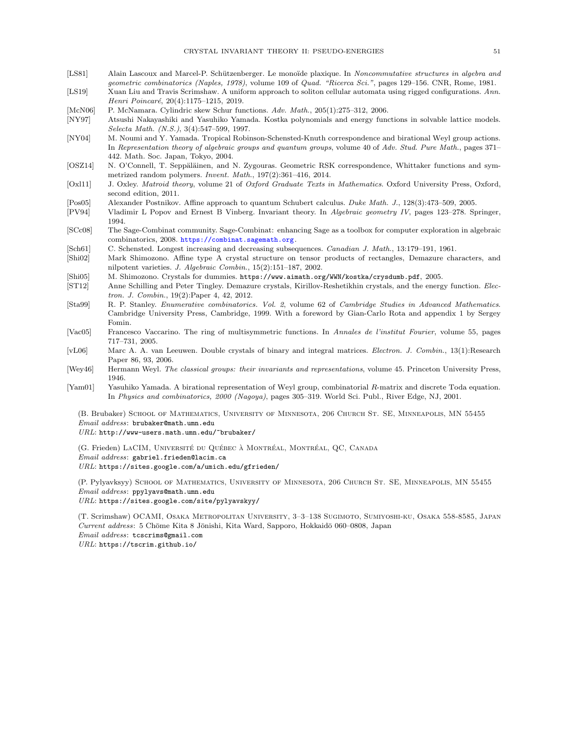[LS81] Alain Lascoux and Marcel-P. Schützenberger. Le monoïde plaxique. In *Noncommutative structures in algebra and geometric combinatorics (Naples, 1978)*, volume 109 of *Quad. "Ricerca Sci."*, pages 129–156. CNR, Rome, 1981.

[LS19] Xuan Liu and Travis Scrimshaw. A uniform approach to soliton cellular automata using rigged configurations. *Ann. Henri Poincaré*, 20(4):1175–1215, 2019.

[McN06] P. McNamara. Cylindric skew Schur functions. *Adv. Math.*, 205(1):275–312, 2006.

[NY97] Atsushi Nakayashiki and Yasuhiko Yamada. Kostka polynomials and energy functions in solvable lattice models. *Selecta Math. (N.S.)*, 3(4):547–599, 1997.

[NY04] M. Noumi and Y. Yamada. Tropical Robinson-Schensted-Knuth correspondence and birational Weyl group actions. In *Representation theory of algebraic groups and quantum groups*, volume 40 of *Adv. Stud. Pure Math.*, pages 371–442. Math. Soc. Japan, Tokyo, 2004.

[OSZ14] N. O'Connell, T. Seppäläinen, and N. Zygouras. Geometric RSK correspondence, Whittaker functions and symmetrized random polymers. *Invent. Math.*, 197(2):361–416, 2014.

[Oxl11] J. Oxley. *Matroid theory*, volume 21 of *Oxford Graduate Texts in Mathematics*. Oxford University Press, Oxford, second edition, 2011.

[Pos05] Alexander Postnikov. Affine approach to quantum Schubert calculus. *Duke Math. J.*, 128(3):473–509, 2005.

[PV94] Vladimir L Popov and Ernest B Vinberg. Invariant theory. In *Algebraic geometry IV*, pages 123–278. Springer, 1994.

[SCc08] The Sage-Combinat community. Sage-Combinat: enhancing Sage as a toolbox for computer exploration in algebraic combinatorics, 2008. https://combinat.sagemath.org.

[Sch61] C. Schensted. Longest increasing and decreasing subsequences. *Canadian J. Math.*, 13:179–191, 1961.

[Shi02] Mark Shimozono. Affine type A crystal structure on tensor products of rectangles, Demazure characters, and nilpotent varieties. *J. Algebraic Combin.*, 15(2):151–187, 2002.

[Shi05] M. Shimozono. Crystals for dummies. https://www.aimath.org/WWN/kostka/crysdumb.pdf, 2005.

[ST12] Anne Schilling and Peter Tingley. Demazure crystals, Kirillov-Reshetikhin crystals, and the energy function. *Electron. J. Combin.*, 19(2):Paper 4, 42, 2012.

[Sta99] R. P. Stanley. *Enumerative combinatorics. Vol. 2*, volume 62 of *Cambridge Studies in Advanced Mathematics*. Cambridge University Press, Cambridge, 1999. With a foreword by Gian-Carlo Rota and appendix 1 by Sergey Fomin.

[Vac05] Francesco Vaccarino. The ring of multisymmetric functions. In *Annales de l'institut Fourier*, volume 55, pages 717–731, 2005.

[vL06] Marc A. A. van Leeuwen. Double crystals of binary and integral matrices. *Electron. J. Combin.*, 13(1):Research Paper 86, 93, 2006.

[Wey46] Hermann Weyl. *The classical groups: their invariants and representations*, volume 45. Princeton University Press, 1946.

[Yam01] Yasuhiko Yamada. A birational representation of Weyl group, combinatorial $R$-matrix and discrete Toda equation. In *Physics and combinatorics, 2000 (Nagoya)*, pages 305–319. World Sci. Publ., River Edge, NJ, 2001.

(B. Brubaker) School of Mathematics, University of Minnesota, 206 Church St. SE, Minneapolis, MN 55455
*Email address*: brubaker@math.umn.edu
*URL*: http://www-users.math.umn.edu/~brubaker/

(G. Frieden) LaCIM, Université du Québec à Montréal, Montréal, QC, Canada
*Email address*: gabriel.frieden@lacim.ca
*URL*: https://sites.google.com/a/umich.edu/gfrieden/

(P. Pylyavksyy) School of Mathematics, University of Minnesota, 206 Church St. SE, Minneapolis, MN 55455
*Email address*: ppylyavs@math.umn.edu
*URL*: https://sites.google.com/site/pylyavskyy/

(T. Scrimshaw) OCAMI, Osaka Metropolitan University, 3–3–138 Sugimoto, Sumiyoshi-ku, Osaka 558-8585, Japan
*Current address*: 5 Chōme Kita 8 Jōnishi, Kita Ward, Sapporo, Hokkaidō 060–0808, Japan
*Email address*: tcscrims@gmail.com
*URL*: https://tscrim.github.io/